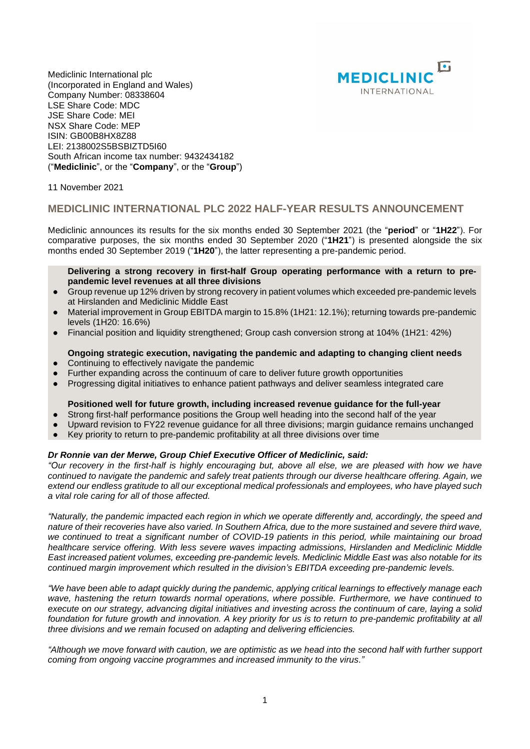Mediclinic International plc
(Incorporated in England and Wales)
Company Number: 08338604
LSE Share Code: MDC
JSE Share Code: MEI
NSX Share Code: MEP
ISIN: GB00B8HX8Z88
LEI: 2138002S5BSBIZTD5I60
South African income tax number: 9432434182
("**Mediclinic**", or the "**Company**", or the "**Group**")

11 November 2021

# MEDICLINIC INTERNATIONAL PLC 2022 HALF-YEAR RESULTS ANNOUNCEMENT

Mediclinic announces its results for the six months ended 30 September 2021 (the "**period**" or "**1H22**"). For comparative purposes, the six months ended 30 September 2020 ("**1H21**") is presented alongside the six months ended 30 September 2019 ("**1H20**"), the latter representing a pre-pandemic period.

**Delivering a strong recovery in first-half Group operating performance with a return to pre-pandemic level revenues at all three divisions**

- Group revenue up 12% driven by strong recovery in patient volumes which exceeded pre-pandemic levels at Hirslanden and Mediclinic Middle East
- Material improvement in Group EBITDA margin to 15.8% (1H21: 12.1%); returning towards pre-pandemic levels (1H20: 16.6%)
- Financial position and liquidity strengthened; Group cash conversion strong at 104% (1H21: 42%)

**Ongoing strategic execution, navigating the pandemic and adapting to changing client needs**

- Continuing to effectively navigate the pandemic
- Further expanding across the continuum of care to deliver future growth opportunities
- Progressing digital initiatives to enhance patient pathways and deliver seamless integrated care

**Positioned well for future growth, including increased revenue guidance for the full-year**

- Strong first-half performance positions the Group well heading into the second half of the year
- Upward revision to FY22 revenue guidance for all three divisions; margin guidance remains unchanged
- Key priority to return to pre-pandemic profitability at all three divisions over time

***Dr Ronnie van der Merwe, Group Chief Executive Officer of Mediclinic, said:***

*"Our recovery in the first-half is highly encouraging but, above all else, we are pleased with how we have continued to navigate the pandemic and safely treat patients through our diverse healthcare offering. Again, we extend our endless gratitude to all our exceptional medical professionals and employees, who have played such a vital role caring for all of those affected.*

*"Naturally, the pandemic impacted each region in which we operate differently and, accordingly, the speed and nature of their recoveries have also varied. In Southern Africa, due to the more sustained and severe third wave, we continued to treat a significant number of COVID-19 patients in this period, while maintaining our broad healthcare service offering. With less severe waves impacting admissions, Hirslanden and Mediclinic Middle East increased patient volumes, exceeding pre-pandemic levels. Mediclinic Middle East was also notable for its continued margin improvement which resulted in the division's EBITDA exceeding pre-pandemic levels.*

*"We have been able to adapt quickly during the pandemic, applying critical learnings to effectively manage each wave, hastening the return towards normal operations, where possible. Furthermore, we have continued to execute on our strategy, advancing digital initiatives and investing across the continuum of care, laying a solid foundation for future growth and innovation. A key priority for us is to return to pre-pandemic profitability at all three divisions and we remain focused on adapting and delivering efficiencies.*

*"Although we move forward with caution, we are optimistic as we head into the second half with further support coming from ongoing vaccine programmes and increased immunity to the virus."*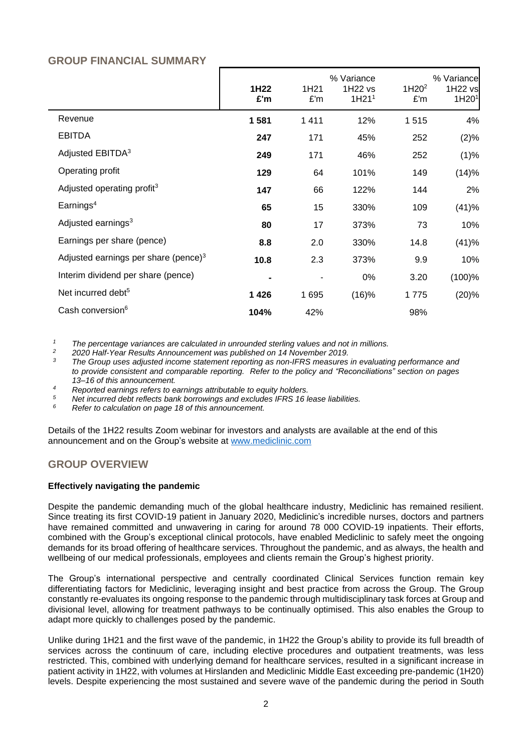## GROUP FINANCIAL SUMMARY

| | **1H22 £'m** | 1H21 £'m | % Variance 1H22 vs 1H21[1] | 1H20[2] £'m | % Variance 1H22 vs 1H20[1] |
|---|---|---|---|---|---|
| Revenue | **1 581** | 1 411 | 12% | 1 515 | 4% |
| EBITDA | **247** | 171 | 45% | 252 | (2)% |
| Adjusted EBITDA[3] | **249** | 171 | 46% | 252 | (1)% |
| Operating profit | **129** | 64 | 101% | 149 | (14)% |
| Adjusted operating profit[3] | **147** | 66 | 122% | 144 | 2% |
| Earnings[4] | **65** | 15 | 330% | 109 | (41)% |
| Adjusted earnings[3] | **80** | 17 | 373% | 73 | 10% |
| Earnings per share (pence) | **8.8** | 2.0 | 330% | 14.8 | (41)% |
| Adjusted earnings per share (pence)[3] | **10.8** | 2.3 | 373% | 9.9 | 10% |
| Interim dividend per share (pence) | **-** | - | 0% | 3.20 | (100)% |
| Net incurred debt[5] | **1 426** | 1 695 | (16)% | 1 775 | (20)% |
| Cash conversion[6] | **104%** | 42% | | 98% | |

*[1] The percentage variances are calculated in unrounded sterling values and not in millions.*
*[2] 2020 Half-Year Results Announcement was published on 14 November 2019.*
*[3] The Group uses adjusted income statement reporting as non-IFRS measures in evaluating performance and to provide consistent and comparable reporting. Refer to the policy and "Reconciliations" section on pages 13–16 of this announcement.*
*[4] Reported earnings refers to earnings attributable to equity holders.*
*[5] Net incurred debt reflects bank borrowings and excludes IFRS 16 lease liabilities.*
*[6] Refer to calculation on page 18 of this announcement.*

Details of the 1H22 results Zoom webinar for investors and analysts are available at the end of this announcement and on the Group's website at www.mediclinic.com

## GROUP OVERVIEW

**Effectively navigating the pandemic**

Despite the pandemic demanding much of the global healthcare industry, Mediclinic has remained resilient. Since treating its first COVID-19 patient in January 2020, Mediclinic's incredible nurses, doctors and partners have remained committed and unwavering in caring for around 78 000 COVID-19 inpatients. Their efforts, combined with the Group's exceptional clinical protocols, have enabled Mediclinic to safely meet the ongoing demands for its broad offering of healthcare services. Throughout the pandemic, and as always, the health and wellbeing of our medical professionals, employees and clients remain the Group's highest priority.

The Group's international perspective and centrally coordinated Clinical Services function remain key differentiating factors for Mediclinic, leveraging insight and best practice from across the Group. The Group constantly re-evaluates its ongoing response to the pandemic through multidisciplinary task forces at Group and divisional level, allowing for treatment pathways to be continually optimised. This also enables the Group to adapt more quickly to challenges posed by the pandemic.

Unlike during 1H21 and the first wave of the pandemic, in 1H22 the Group's ability to provide its full breadth of services across the continuum of care, including elective procedures and outpatient treatments, was less restricted. This, combined with underlying demand for healthcare services, resulted in a significant increase in patient activity in 1H22, with volumes at Hirslanden and Mediclinic Middle East exceeding pre-pandemic (1H20) levels. Despite experiencing the most sustained and severe wave of the pandemic during the period in South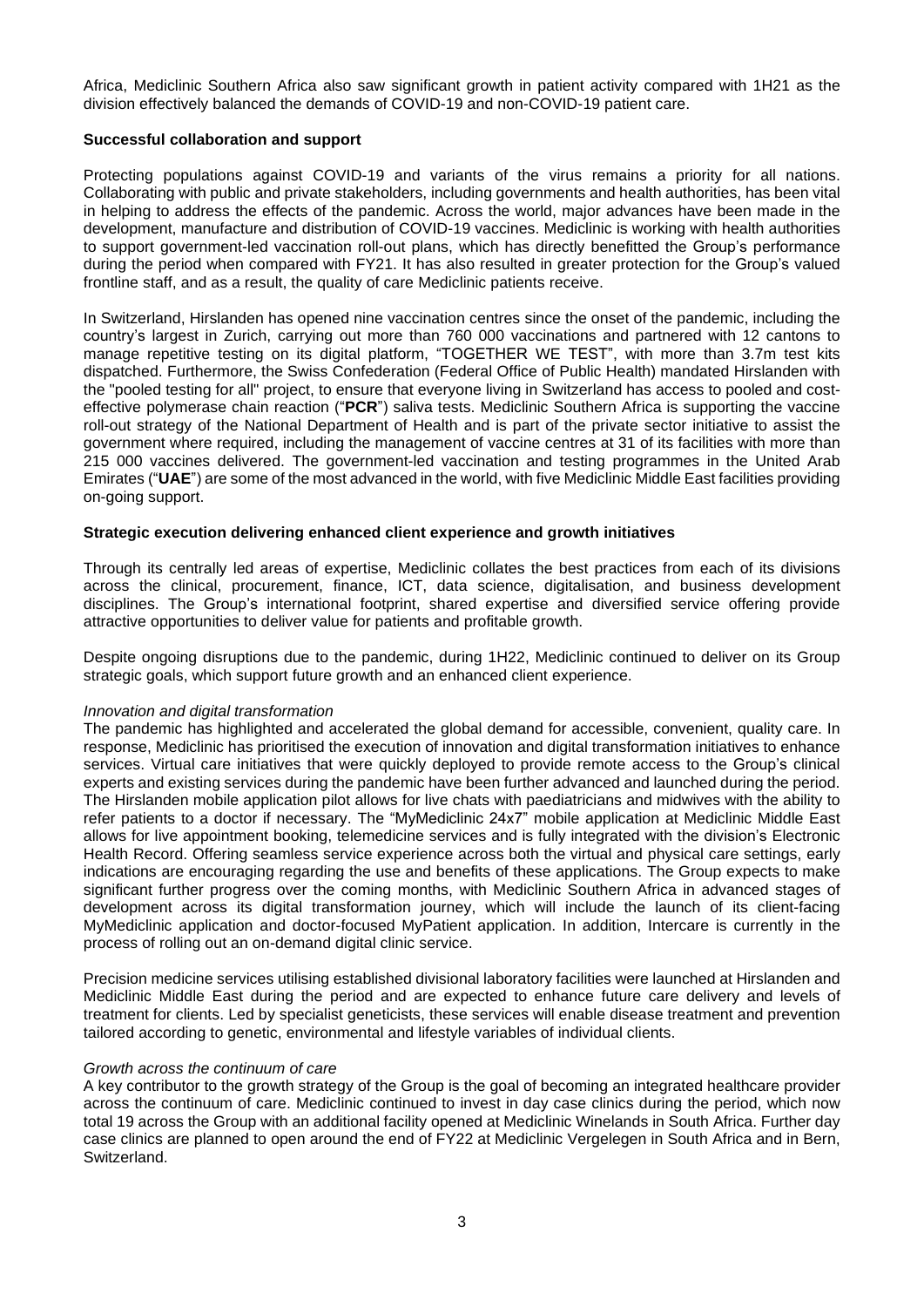Africa, Mediclinic Southern Africa also saw significant growth in patient activity compared with 1H21 as the division effectively balanced the demands of COVID-19 and non-COVID-19 patient care.

**Successful collaboration and support**

Protecting populations against COVID-19 and variants of the virus remains a priority for all nations. Collaborating with public and private stakeholders, including governments and health authorities, has been vital in helping to address the effects of the pandemic. Across the world, major advances have been made in the development, manufacture and distribution of COVID-19 vaccines. Mediclinic is working with health authorities to support government-led vaccination roll-out plans, which has directly benefitted the Group's performance during the period when compared with FY21. It has also resulted in greater protection for the Group's valued frontline staff, and as a result, the quality of care Mediclinic patients receive.

In Switzerland, Hirslanden has opened nine vaccination centres since the onset of the pandemic, including the country's largest in Zurich, carrying out more than 760 000 vaccinations and partnered with 12 cantons to manage repetitive testing on its digital platform, "TOGETHER WE TEST", with more than 3.7m test kits dispatched. Furthermore, the Swiss Confederation (Federal Office of Public Health) mandated Hirslanden with the "pooled testing for all" project, to ensure that everyone living in Switzerland has access to pooled and cost-effective polymerase chain reaction ("**PCR**") saliva tests. Mediclinic Southern Africa is supporting the vaccine roll-out strategy of the National Department of Health and is part of the private sector initiative to assist the government where required, including the management of vaccine centres at 31 of its facilities with more than 215 000 vaccines delivered. The government-led vaccination and testing programmes in the United Arab Emirates ("**UAE**") are some of the most advanced in the world, with five Mediclinic Middle East facilities providing on-going support.

**Strategic execution delivering enhanced client experience and growth initiatives**

Through its centrally led areas of expertise, Mediclinic collates the best practices from each of its divisions across the clinical, procurement, finance, ICT, data science, digitalisation, and business development disciplines. The Group's international footprint, shared expertise and diversified service offering provide attractive opportunities to deliver value for patients and profitable growth.

Despite ongoing disruptions due to the pandemic, during 1H22, Mediclinic continued to deliver on its Group strategic goals, which support future growth and an enhanced client experience.

*Innovation and digital transformation*

The pandemic has highlighted and accelerated the global demand for accessible, convenient, quality care. In response, Mediclinic has prioritised the execution of innovation and digital transformation initiatives to enhance services. Virtual care initiatives that were quickly deployed to provide remote access to the Group's clinical experts and existing services during the pandemic have been further advanced and launched during the period. The Hirslanden mobile application pilot allows for live chats with paediatricians and midwives with the ability to refer patients to a doctor if necessary. The "MyMediclinic 24x7" mobile application at Mediclinic Middle East allows for live appointment booking, telemedicine services and is fully integrated with the division's Electronic Health Record. Offering seamless service experience across both the virtual and physical care settings, early indications are encouraging regarding the use and benefits of these applications. The Group expects to make significant further progress over the coming months, with Mediclinic Southern Africa in advanced stages of development across its digital transformation journey, which will include the launch of its client-facing MyMediclinic application and doctor-focused MyPatient application. In addition, Intercare is currently in the process of rolling out an on-demand digital clinic service.

Precision medicine services utilising established divisional laboratory facilities were launched at Hirslanden and Mediclinic Middle East during the period and are expected to enhance future care delivery and levels of treatment for clients. Led by specialist geneticists, these services will enable disease treatment and prevention tailored according to genetic, environmental and lifestyle variables of individual clients.

*Growth across the continuum of care*

A key contributor to the growth strategy of the Group is the goal of becoming an integrated healthcare provider across the continuum of care. Mediclinic continued to invest in day case clinics during the period, which now total 19 across the Group with an additional facility opened at Mediclinic Winelands in South Africa. Further day case clinics are planned to open around the end of FY22 at Mediclinic Vergelegen in South Africa and in Bern, Switzerland.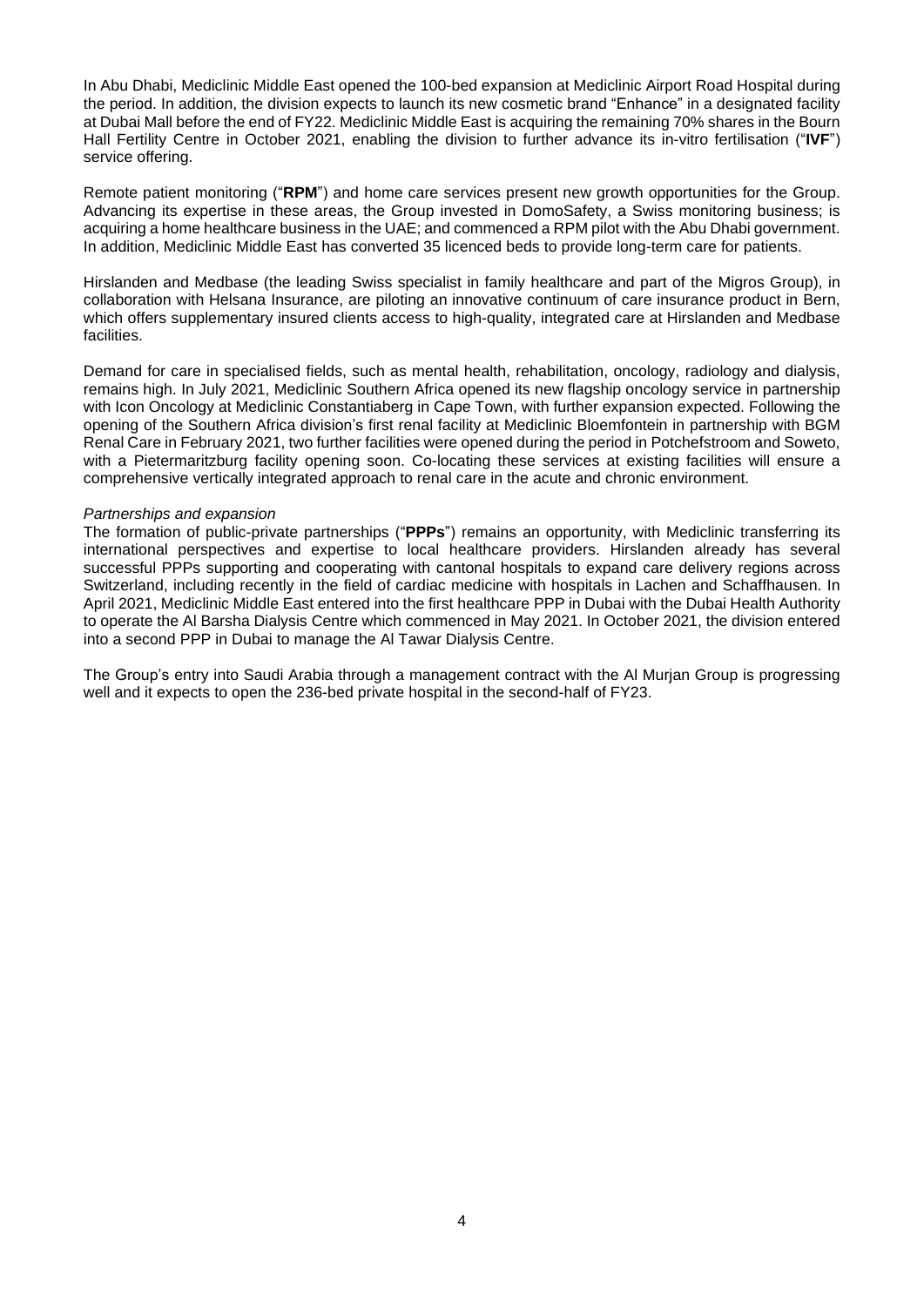In Abu Dhabi, Mediclinic Middle East opened the 100-bed expansion at Mediclinic Airport Road Hospital during the period. In addition, the division expects to launch its new cosmetic brand "Enhance" in a designated facility at Dubai Mall before the end of FY22. Mediclinic Middle East is acquiring the remaining 70% shares in the Bourn Hall Fertility Centre in October 2021, enabling the division to further advance its in-vitro fertilisation ("**IVF**") service offering.

Remote patient monitoring ("**RPM**") and home care services present new growth opportunities for the Group. Advancing its expertise in these areas, the Group invested in DomoSafety, a Swiss monitoring business; is acquiring a home healthcare business in the UAE; and commenced a RPM pilot with the Abu Dhabi government. In addition, Mediclinic Middle East has converted 35 licenced beds to provide long-term care for patients.

Hirslanden and Medbase (the leading Swiss specialist in family healthcare and part of the Migros Group), in collaboration with Helsana Insurance, are piloting an innovative continuum of care insurance product in Bern, which offers supplementary insured clients access to high-quality, integrated care at Hirslanden and Medbase facilities.

Demand for care in specialised fields, such as mental health, rehabilitation, oncology, radiology and dialysis, remains high. In July 2021, Mediclinic Southern Africa opened its new flagship oncology service in partnership with Icon Oncology at Mediclinic Constantiaberg in Cape Town, with further expansion expected. Following the opening of the Southern Africa division's first renal facility at Mediclinic Bloemfontein in partnership with BGM Renal Care in February 2021, two further facilities were opened during the period in Potchefstroom and Soweto, with a Pietermaritzburg facility opening soon. Co-locating these services at existing facilities will ensure a comprehensive vertically integrated approach to renal care in the acute and chronic environment.

*Partnerships and expansion*

The formation of public-private partnerships ("**PPPs**") remains an opportunity, with Mediclinic transferring its international perspectives and expertise to local healthcare providers. Hirslanden already has several successful PPPs supporting and cooperating with cantonal hospitals to expand care delivery regions across Switzerland, including recently in the field of cardiac medicine with hospitals in Lachen and Schaffhausen. In April 2021, Mediclinic Middle East entered into the first healthcare PPP in Dubai with the Dubai Health Authority to operate the Al Barsha Dialysis Centre which commenced in May 2021. In October 2021, the division entered into a second PPP in Dubai to manage the Al Tawar Dialysis Centre.

The Group's entry into Saudi Arabia through a management contract with the Al Murjan Group is progressing well and it expects to open the 236-bed private hospital in the second-half of FY23.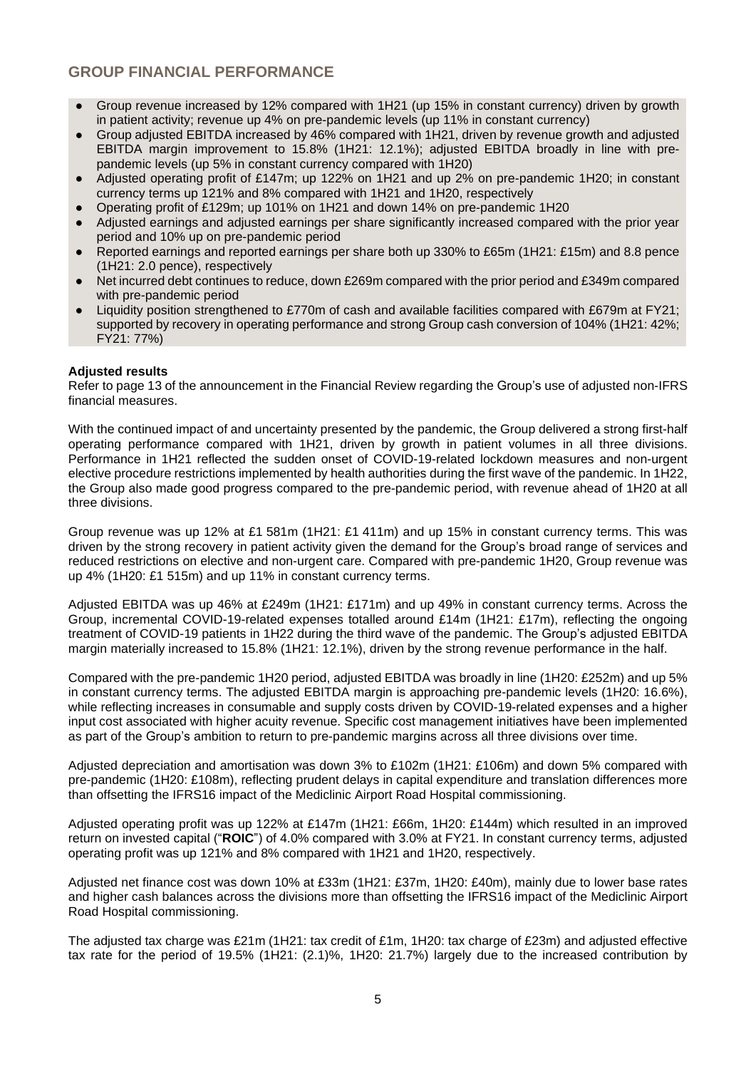## GROUP FINANCIAL PERFORMANCE

- Group revenue increased by 12% compared with 1H21 (up 15% in constant currency) driven by growth in patient activity; revenue up 4% on pre-pandemic levels (up 11% in constant currency)
- Group adjusted EBITDA increased by 46% compared with 1H21, driven by revenue growth and adjusted EBITDA margin improvement to 15.8% (1H21: 12.1%); adjusted EBITDA broadly in line with pre-pandemic levels (up 5% in constant currency compared with 1H20)
- Adjusted operating profit of £147m; up 122% on 1H21 and up 2% on pre-pandemic 1H20; in constant currency terms up 121% and 8% compared with 1H21 and 1H20, respectively
- Operating profit of £129m; up 101% on 1H21 and down 14% on pre-pandemic 1H20
- Adjusted earnings and adjusted earnings per share significantly increased compared with the prior year period and 10% up on pre-pandemic period
- Reported earnings and reported earnings per share both up 330% to £65m (1H21: £15m) and 8.8 pence (1H21: 2.0 pence), respectively
- Net incurred debt continues to reduce, down £269m compared with the prior period and £349m compared with pre-pandemic period
- Liquidity position strengthened to £770m of cash and available facilities compared with £679m at FY21; supported by recovery in operating performance and strong Group cash conversion of 104% (1H21: 42%; FY21: 77%)

**Adjusted results**

Refer to page 13 of the announcement in the Financial Review regarding the Group's use of adjusted non-IFRS financial measures.

With the continued impact of and uncertainty presented by the pandemic, the Group delivered a strong first-half operating performance compared with 1H21, driven by growth in patient volumes in all three divisions. Performance in 1H21 reflected the sudden onset of COVID-19-related lockdown measures and non-urgent elective procedure restrictions implemented by health authorities during the first wave of the pandemic. In 1H22, the Group also made good progress compared to the pre-pandemic period, with revenue ahead of 1H20 at all three divisions.

Group revenue was up 12% at £1 581m (1H21: £1 411m) and up 15% in constant currency terms. This was driven by the strong recovery in patient activity given the demand for the Group's broad range of services and reduced restrictions on elective and non-urgent care. Compared with pre-pandemic 1H20, Group revenue was up 4% (1H20: £1 515m) and up 11% in constant currency terms.

Adjusted EBITDA was up 46% at £249m (1H21: £171m) and up 49% in constant currency terms. Across the Group, incremental COVID-19-related expenses totalled around £14m (1H21: £17m), reflecting the ongoing treatment of COVID-19 patients in 1H22 during the third wave of the pandemic. The Group's adjusted EBITDA margin materially increased to 15.8% (1H21: 12.1%), driven by the strong revenue performance in the half.

Compared with the pre-pandemic 1H20 period, adjusted EBITDA was broadly in line (1H20: £252m) and up 5% in constant currency terms. The adjusted EBITDA margin is approaching pre-pandemic levels (1H20: 16.6%), while reflecting increases in consumable and supply costs driven by COVID-19-related expenses and a higher input cost associated with higher acuity revenue. Specific cost management initiatives have been implemented as part of the Group's ambition to return to pre-pandemic margins across all three divisions over time.

Adjusted depreciation and amortisation was down 3% to £102m (1H21: £106m) and down 5% compared with pre-pandemic (1H20: £108m), reflecting prudent delays in capital expenditure and translation differences more than offsetting the IFRS16 impact of the Mediclinic Airport Road Hospital commissioning.

Adjusted operating profit was up 122% at £147m (1H21: £66m, 1H20: £144m) which resulted in an improved return on invested capital ("**ROIC**") of 4.0% compared with 3.0% at FY21. In constant currency terms, adjusted operating profit was up 121% and 8% compared with 1H21 and 1H20, respectively.

Adjusted net finance cost was down 10% at £33m (1H21: £37m, 1H20: £40m), mainly due to lower base rates and higher cash balances across the divisions more than offsetting the IFRS16 impact of the Mediclinic Airport Road Hospital commissioning.

The adjusted tax charge was £21m (1H21: tax credit of £1m, 1H20: tax charge of £23m) and adjusted effective tax rate for the period of 19.5% (1H21: (2.1)%, 1H20: 21.7%) largely due to the increased contribution by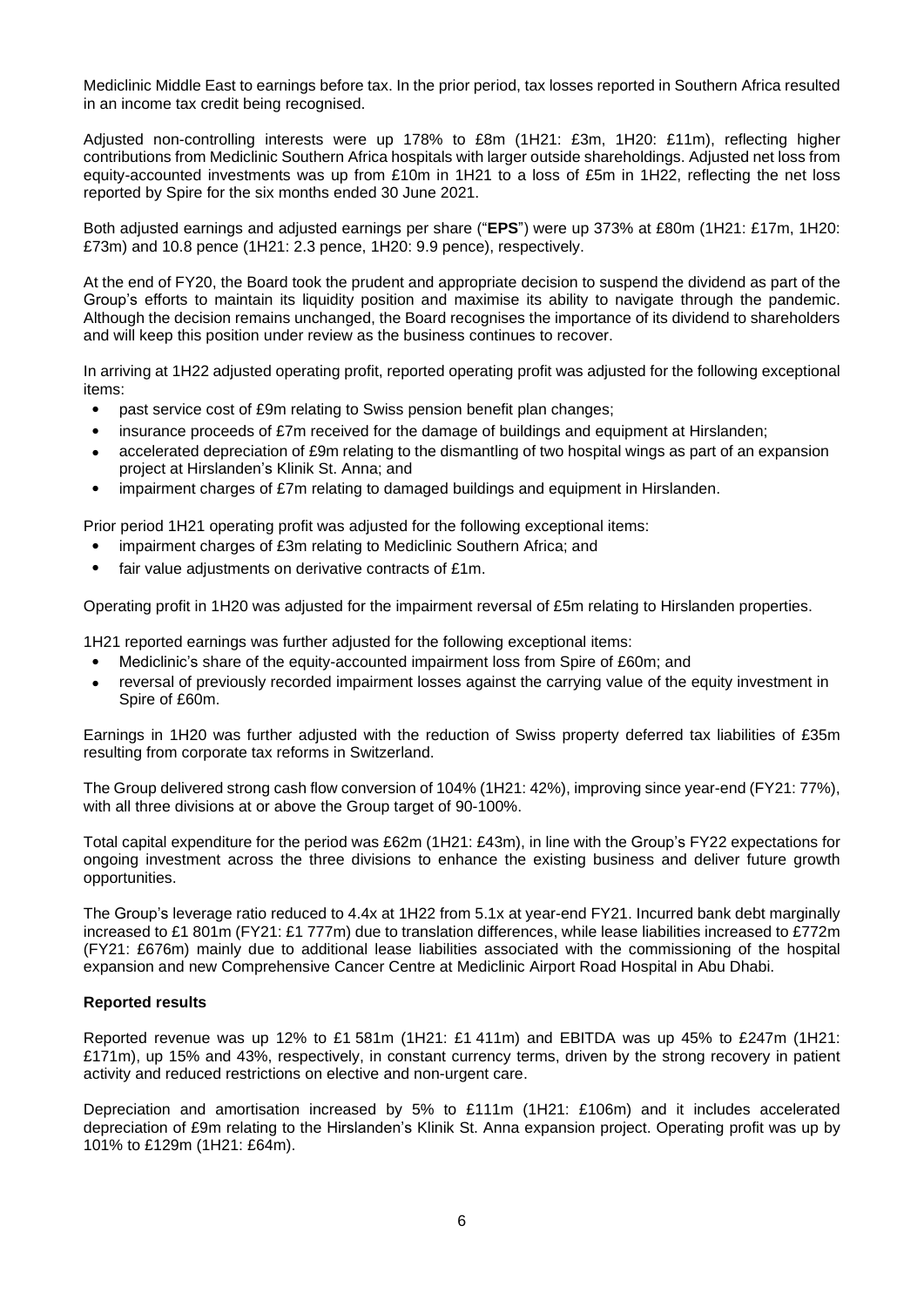Mediclinic Middle East to earnings before tax. In the prior period, tax losses reported in Southern Africa resulted in an income tax credit being recognised.

Adjusted non-controlling interests were up 178% to £8m (1H21: £3m, 1H20: £11m), reflecting higher contributions from Mediclinic Southern Africa hospitals with larger outside shareholdings. Adjusted net loss from equity-accounted investments was up from £10m in 1H21 to a loss of £5m in 1H22, reflecting the net loss reported by Spire for the six months ended 30 June 2021.

Both adjusted earnings and adjusted earnings per share ("**EPS**") were up 373% at £80m (1H21: £17m, 1H20: £73m) and 10.8 pence (1H21: 2.3 pence, 1H20: 9.9 pence), respectively.

At the end of FY20, the Board took the prudent and appropriate decision to suspend the dividend as part of the Group's efforts to maintain its liquidity position and maximise its ability to navigate through the pandemic. Although the decision remains unchanged, the Board recognises the importance of its dividend to shareholders and will keep this position under review as the business continues to recover.

In arriving at 1H22 adjusted operating profit, reported operating profit was adjusted for the following exceptional items:

- past service cost of £9m relating to Swiss pension benefit plan changes;
- insurance proceeds of £7m received for the damage of buildings and equipment at Hirslanden;
- accelerated depreciation of £9m relating to the dismantling of two hospital wings as part of an expansion project at Hirslanden's Klinik St. Anna; and
- impairment charges of £7m relating to damaged buildings and equipment in Hirslanden.

Prior period 1H21 operating profit was adjusted for the following exceptional items:

- impairment charges of £3m relating to Mediclinic Southern Africa; and
- fair value adjustments on derivative contracts of £1m.

Operating profit in 1H20 was adjusted for the impairment reversal of £5m relating to Hirslanden properties.

1H21 reported earnings was further adjusted for the following exceptional items:

- Mediclinic's share of the equity-accounted impairment loss from Spire of £60m; and
- reversal of previously recorded impairment losses against the carrying value of the equity investment in Spire of £60m.

Earnings in 1H20 was further adjusted with the reduction of Swiss property deferred tax liabilities of £35m resulting from corporate tax reforms in Switzerland.

The Group delivered strong cash flow conversion of 104% (1H21: 42%), improving since year-end (FY21: 77%), with all three divisions at or above the Group target of 90-100%.

Total capital expenditure for the period was £62m (1H21: £43m), in line with the Group's FY22 expectations for ongoing investment across the three divisions to enhance the existing business and deliver future growth opportunities.

The Group's leverage ratio reduced to 4.4x at 1H22 from 5.1x at year-end FY21. Incurred bank debt marginally increased to £1 801m (FY21: £1 777m) due to translation differences, while lease liabilities increased to £772m (FY21: £676m) mainly due to additional lease liabilities associated with the commissioning of the hospital expansion and new Comprehensive Cancer Centre at Mediclinic Airport Road Hospital in Abu Dhabi.

**Reported results**

Reported revenue was up 12% to £1 581m (1H21: £1 411m) and EBITDA was up 45% to £247m (1H21: £171m), up 15% and 43%, respectively, in constant currency terms, driven by the strong recovery in patient activity and reduced restrictions on elective and non-urgent care.

Depreciation and amortisation increased by 5% to £111m (1H21: £106m) and it includes accelerated depreciation of £9m relating to the Hirslanden's Klinik St. Anna expansion project. Operating profit was up by 101% to £129m (1H21: £64m).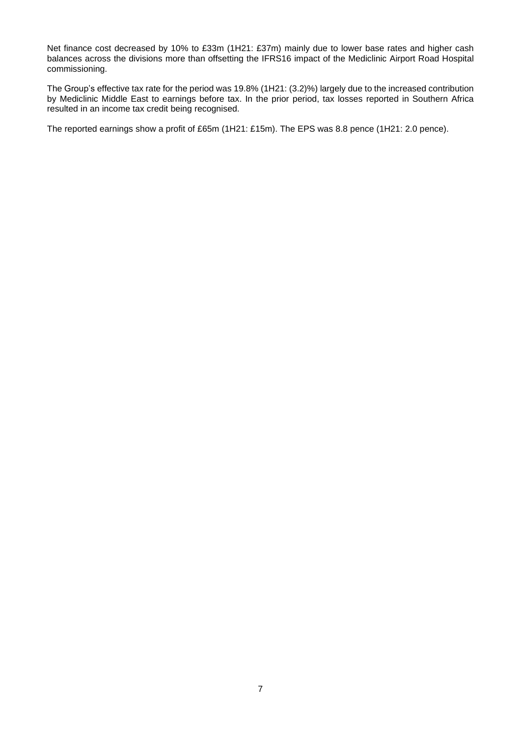Net finance cost decreased by 10% to £33m (1H21: £37m) mainly due to lower base rates and higher cash balances across the divisions more than offsetting the IFRS16 impact of the Mediclinic Airport Road Hospital commissioning.

The Group's effective tax rate for the period was 19.8% (1H21: (3.2)%) largely due to the increased contribution by Mediclinic Middle East to earnings before tax. In the prior period, tax losses reported in Southern Africa resulted in an income tax credit being recognised.

The reported earnings show a profit of £65m (1H21: £15m). The EPS was 8.8 pence (1H21: 2.0 pence).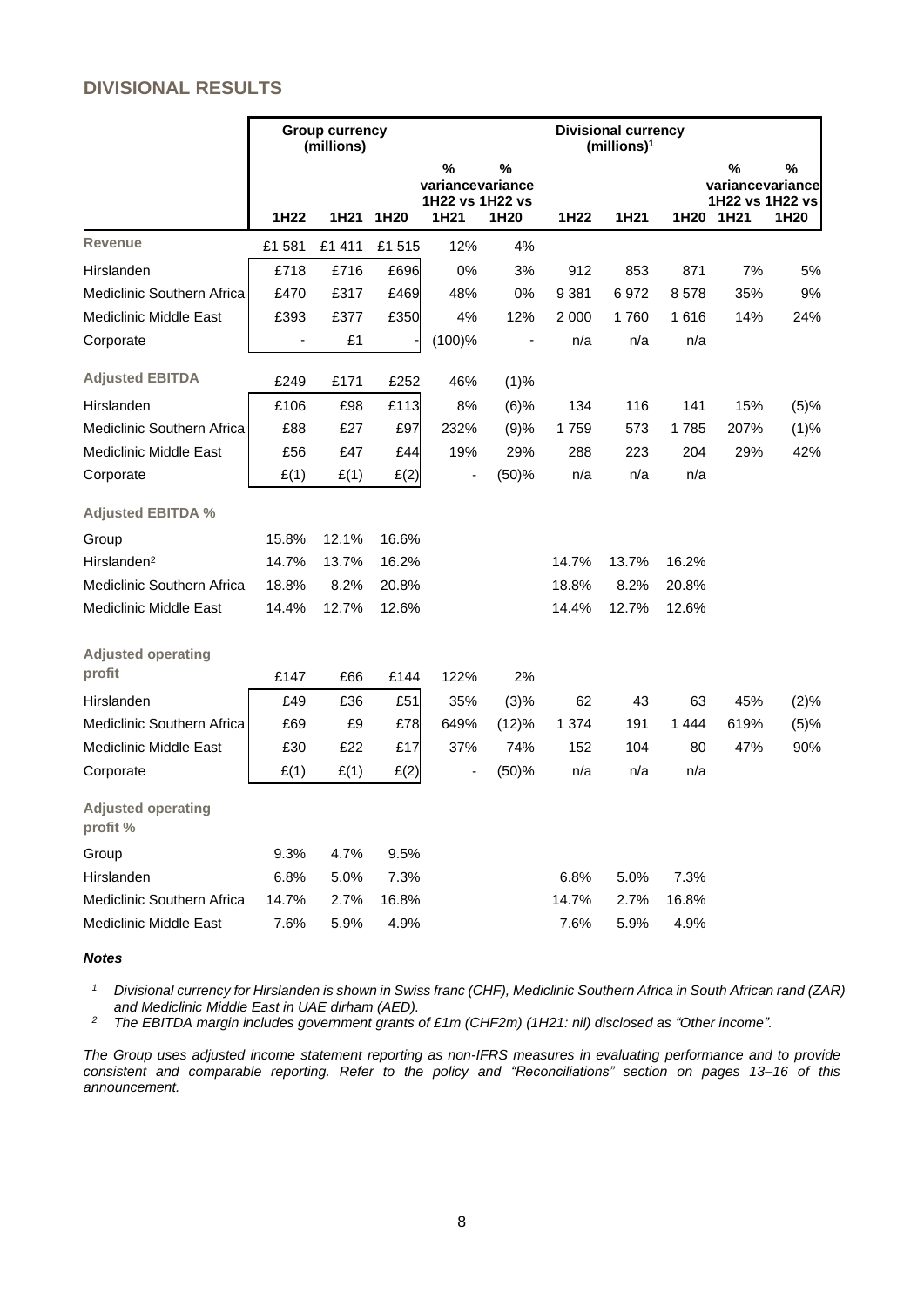## DIVISIONAL RESULTS

| | Group currency (millions) | | | | | Divisional currency (millions)[1] | | | | |
|---|---|---|---|---|---|---|---|---|---|---|
| | 1H22 | 1H21 | 1H20 | % variance 1H22 vs 1H21 | % variance 1H22 vs 1H20 | 1H22 | 1H21 | 1H20 | % variance 1H22 vs 1H21 | % variance 1H22 vs 1H20 |
| **Revenue** | £1 581 | £1 411 | £1 515 | 12% | 4% | | | | | |
| Hirslanden | £718 | £716 | £696 | 0% | 3% | 912 | 853 | 871 | 7% | 5% |
| Mediclinic Southern Africa | £470 | £317 | £469 | 48% | 0% | 9 381 | 6 972 | 8 578 | 35% | 9% |
| Mediclinic Middle East | £393 | £377 | £350 | 4% | 12% | 2 000 | 1 760 | 1 616 | 14% | 24% |
| Corporate | - | £1 | - | (100)% | - | n/a | n/a | n/a | | |
| **Adjusted EBITDA** | £249 | £171 | £252 | 46% | (1)% | | | | | |
| Hirslanden | £106 | £98 | £113 | 8% | (6)% | 134 | 116 | 141 | 15% | (5)% |
| Mediclinic Southern Africa | £88 | £27 | £97 | 232% | (9)% | 1 759 | 573 | 1 785 | 207% | (1)% |
| Mediclinic Middle East | £56 | £47 | £44 | 19% | 29% | 288 | 223 | 204 | 29% | 42% |
| Corporate | £(1) | £(1) | £(2) | - | (50)% | n/a | n/a | n/a | | |
| **Adjusted EBITDA %** | | | | | | | | | | |
| Group | 15.8% | 12.1% | 16.6% | | | | | | | |
| Hirslanden[2] | 14.7% | 13.7% | 16.2% | | | 14.7% | 13.7% | 16.2% | | |
| Mediclinic Southern Africa | 18.8% | 8.2% | 20.8% | | | 18.8% | 8.2% | 20.8% | | |
| Mediclinic Middle East | 14.4% | 12.7% | 12.6% | | | 14.4% | 12.7% | 12.6% | | |
| **Adjusted operating profit** | £147 | £66 | £144 | 122% | 2% | | | | | |
| Hirslanden | £49 | £36 | £51 | 35% | (3)% | 62 | 43 | 63 | 45% | (2)% |
| Mediclinic Southern Africa | £69 | £9 | £78 | 649% | (12)% | 1 374 | 191 | 1 444 | 619% | (5)% |
| Mediclinic Middle East | £30 | £22 | £17 | 37% | 74% | 152 | 104 | 80 | 47% | 90% |
| Corporate | £(1) | £(1) | £(2) | - | (50)% | n/a | n/a | n/a | | |
| **Adjusted operating profit %** | | | | | | | | | | |
| Group | 9.3% | 4.7% | 9.5% | | | | | | | |
| Hirslanden | 6.8% | 5.0% | 7.3% | | | 6.8% | 5.0% | 7.3% | | |
| Mediclinic Southern Africa | 14.7% | 2.7% | 16.8% | | | 14.7% | 2.7% | 16.8% | | |
| Mediclinic Middle East | 7.6% | 5.9% | 4.9% | | | 7.6% | 5.9% | 4.9% | | |

***Notes***

[1] *Divisional currency for Hirslanden is shown in Swiss franc (CHF), Mediclinic Southern Africa in South African rand (ZAR) and Mediclinic Middle East in UAE dirham (AED).*

[2] *The EBITDA margin includes government grants of £1m (CHF2m) (1H21: nil) disclosed as "Other income".*

*The Group uses adjusted income statement reporting as non-IFRS measures in evaluating performance and to provide consistent and comparable reporting. Refer to the policy and "Reconciliations" section on pages 13–16 of this announcement.*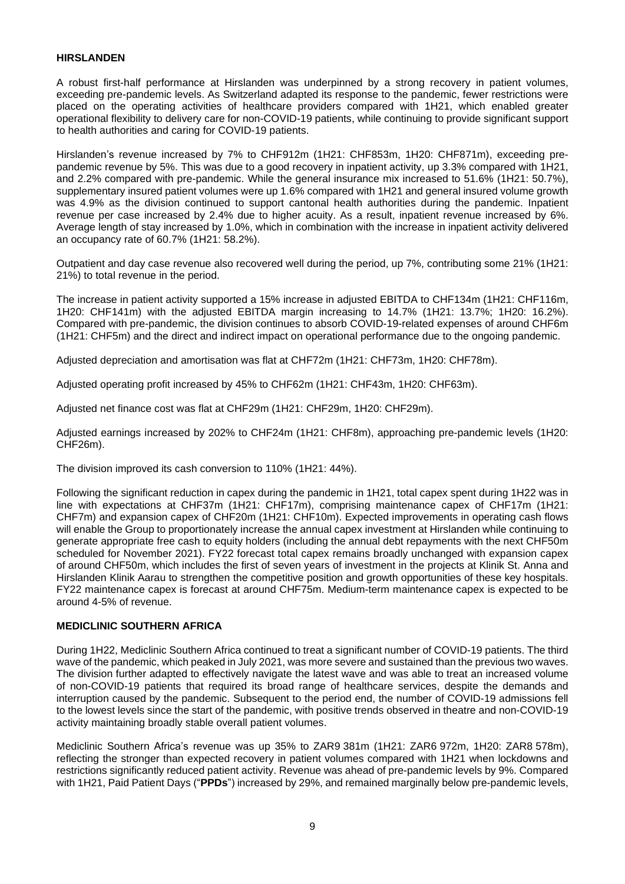## HIRSLANDEN

A robust first-half performance at Hirslanden was underpinned by a strong recovery in patient volumes, exceeding pre-pandemic levels. As Switzerland adapted its response to the pandemic, fewer restrictions were placed on the operating activities of healthcare providers compared with 1H21, which enabled greater operational flexibility to delivery care for non-COVID-19 patients, while continuing to provide significant support to health authorities and caring for COVID-19 patients.

Hirslanden's revenue increased by 7% to CHF912m (1H21: CHF853m, 1H20: CHF871m), exceeding pre-pandemic revenue by 5%. This was due to a good recovery in inpatient activity, up 3.3% compared with 1H21, and 2.2% compared with pre-pandemic. While the general insurance mix increased to 51.6% (1H21: 50.7%), supplementary insured patient volumes were up 1.6% compared with 1H21 and general insured volume growth was 4.9% as the division continued to support cantonal health authorities during the pandemic. Inpatient revenue per case increased by 2.4% due to higher acuity. As a result, inpatient revenue increased by 6%. Average length of stay increased by 1.0%, which in combination with the increase in inpatient activity delivered an occupancy rate of 60.7% (1H21: 58.2%).

Outpatient and day case revenue also recovered well during the period, up 7%, contributing some 21% (1H21: 21%) to total revenue in the period.

The increase in patient activity supported a 15% increase in adjusted EBITDA to CHF134m (1H21: CHF116m, 1H20: CHF141m) with the adjusted EBITDA margin increasing to 14.7% (1H21: 13.7%; 1H20: 16.2%). Compared with pre-pandemic, the division continues to absorb COVID-19-related expenses of around CHF6m (1H21: CHF5m) and the direct and indirect impact on operational performance due to the ongoing pandemic.

Adjusted depreciation and amortisation was flat at CHF72m (1H21: CHF73m, 1H20: CHF78m).

Adjusted operating profit increased by 45% to CHF62m (1H21: CHF43m, 1H20: CHF63m).

Adjusted net finance cost was flat at CHF29m (1H21: CHF29m, 1H20: CHF29m).

Adjusted earnings increased by 202% to CHF24m (1H21: CHF8m), approaching pre-pandemic levels (1H20: CHF26m).

The division improved its cash conversion to 110% (1H21: 44%).

Following the significant reduction in capex during the pandemic in 1H21, total capex spent during 1H22 was in line with expectations at CHF37m (1H21: CHF17m), comprising maintenance capex of CHF17m (1H21: CHF7m) and expansion capex of CHF20m (1H21: CHF10m). Expected improvements in operating cash flows will enable the Group to proportionately increase the annual capex investment at Hirslanden while continuing to generate appropriate free cash to equity holders (including the annual debt repayments with the next CHF50m scheduled for November 2021). FY22 forecast total capex remains broadly unchanged with expansion capex of around CHF50m, which includes the first of seven years of investment in the projects at Klinik St. Anna and Hirslanden Klinik Aarau to strengthen the competitive position and growth opportunities of these key hospitals. FY22 maintenance capex is forecast at around CHF75m. Medium-term maintenance capex is expected to be around 4-5% of revenue.

## MEDICLINIC SOUTHERN AFRICA

During 1H22, Mediclinic Southern Africa continued to treat a significant number of COVID-19 patients. The third wave of the pandemic, which peaked in July 2021, was more severe and sustained than the previous two waves. The division further adapted to effectively navigate the latest wave and was able to treat an increased volume of non-COVID-19 patients that required its broad range of healthcare services, despite the demands and interruption caused by the pandemic. Subsequent to the period end, the number of COVID-19 admissions fell to the lowest levels since the start of the pandemic, with positive trends observed in theatre and non-COVID-19 activity maintaining broadly stable overall patient volumes.

Mediclinic Southern Africa's revenue was up 35% to ZAR9 381m (1H21: ZAR6 972m, 1H20: ZAR8 578m), reflecting the stronger than expected recovery in patient volumes compared with 1H21 when lockdowns and restrictions significantly reduced patient activity. Revenue was ahead of pre-pandemic levels by 9%. Compared with 1H21, Paid Patient Days ("**PPDs**") increased by 29%, and remained marginally below pre-pandemic levels,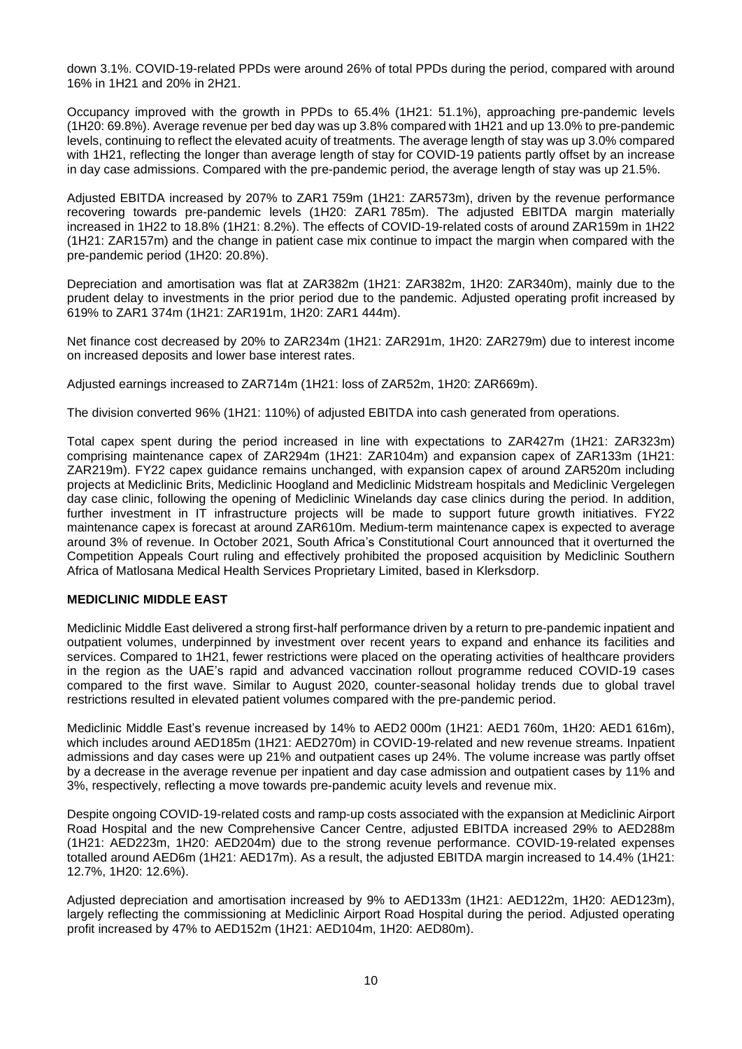down 3.1%. COVID-19-related PPDs were around 26% of total PPDs during the period, compared with around 16% in 1H21 and 20% in 2H21.

Occupancy improved with the growth in PPDs to 65.4% (1H21: 51.1%), approaching pre-pandemic levels (1H20: 69.8%). Average revenue per bed day was up 3.8% compared with 1H21 and up 13.0% to pre-pandemic levels, continuing to reflect the elevated acuity of treatments. The average length of stay was up 3.0% compared with 1H21, reflecting the longer than average length of stay for COVID-19 patients partly offset by an increase in day case admissions. Compared with the pre-pandemic period, the average length of stay was up 21.5%.

Adjusted EBITDA increased by 207% to ZAR1 759m (1H21: ZAR573m), driven by the revenue performance recovering towards pre-pandemic levels (1H20: ZAR1 785m). The adjusted EBITDA margin materially increased in 1H22 to 18.8% (1H21: 8.2%). The effects of COVID-19-related costs of around ZAR159m in 1H22 (1H21: ZAR157m) and the change in patient case mix continue to impact the margin when compared with the pre-pandemic period (1H20: 20.8%).

Depreciation and amortisation was flat at ZAR382m (1H21: ZAR382m, 1H20: ZAR340m), mainly due to the prudent delay to investments in the prior period due to the pandemic. Adjusted operating profit increased by 619% to ZAR1 374m (1H21: ZAR191m, 1H20: ZAR1 444m).

Net finance cost decreased by 20% to ZAR234m (1H21: ZAR291m, 1H20: ZAR279m) due to interest income on increased deposits and lower base interest rates.

Adjusted earnings increased to ZAR714m (1H21: loss of ZAR52m, 1H20: ZAR669m).

The division converted 96% (1H21: 110%) of adjusted EBITDA into cash generated from operations.

Total capex spent during the period increased in line with expectations to ZAR427m (1H21: ZAR323m) comprising maintenance capex of ZAR294m (1H21: ZAR104m) and expansion capex of ZAR133m (1H21: ZAR219m). FY22 capex guidance remains unchanged, with expansion capex of around ZAR520m including projects at Mediclinic Brits, Mediclinic Hoogland and Mediclinic Midstream hospitals and Mediclinic Vergelegen day case clinic, following the opening of Mediclinic Winelands day case clinics during the period. In addition, further investment in IT infrastructure projects will be made to support future growth initiatives. FY22 maintenance capex is forecast at around ZAR610m. Medium-term maintenance capex is expected to average around 3% of revenue. In October 2021, South Africa's Constitutional Court announced that it overturned the Competition Appeals Court ruling and effectively prohibited the proposed acquisition by Mediclinic Southern Africa of Matlosana Medical Health Services Proprietary Limited, based in Klerksdorp.

**MEDICLINIC MIDDLE EAST**

Mediclinic Middle East delivered a strong first-half performance driven by a return to pre-pandemic inpatient and outpatient volumes, underpinned by investment over recent years to expand and enhance its facilities and services. Compared to 1H21, fewer restrictions were placed on the operating activities of healthcare providers in the region as the UAE's rapid and advanced vaccination rollout programme reduced COVID-19 cases compared to the first wave. Similar to August 2020, counter-seasonal holiday trends due to global travel restrictions resulted in elevated patient volumes compared with the pre-pandemic period.

Mediclinic Middle East's revenue increased by 14% to AED2 000m (1H21: AED1 760m, 1H20: AED1 616m), which includes around AED185m (1H21: AED270m) in COVID-19-related and new revenue streams. Inpatient admissions and day cases were up 21% and outpatient cases up 24%. The volume increase was partly offset by a decrease in the average revenue per inpatient and day case admission and outpatient cases by 11% and 3%, respectively, reflecting a move towards pre-pandemic acuity levels and revenue mix.

Despite ongoing COVID-19-related costs and ramp-up costs associated with the expansion at Mediclinic Airport Road Hospital and the new Comprehensive Cancer Centre, adjusted EBITDA increased 29% to AED288m (1H21: AED223m, 1H20: AED204m) due to the strong revenue performance. COVID-19-related expenses totalled around AED6m (1H21: AED17m). As a result, the adjusted EBITDA margin increased to 14.4% (1H21: 12.7%, 1H20: 12.6%).

Adjusted depreciation and amortisation increased by 9% to AED133m (1H21: AED122m, 1H20: AED123m), largely reflecting the commissioning at Mediclinic Airport Road Hospital during the period. Adjusted operating profit increased by 47% to AED152m (1H21: AED104m, 1H20: AED80m).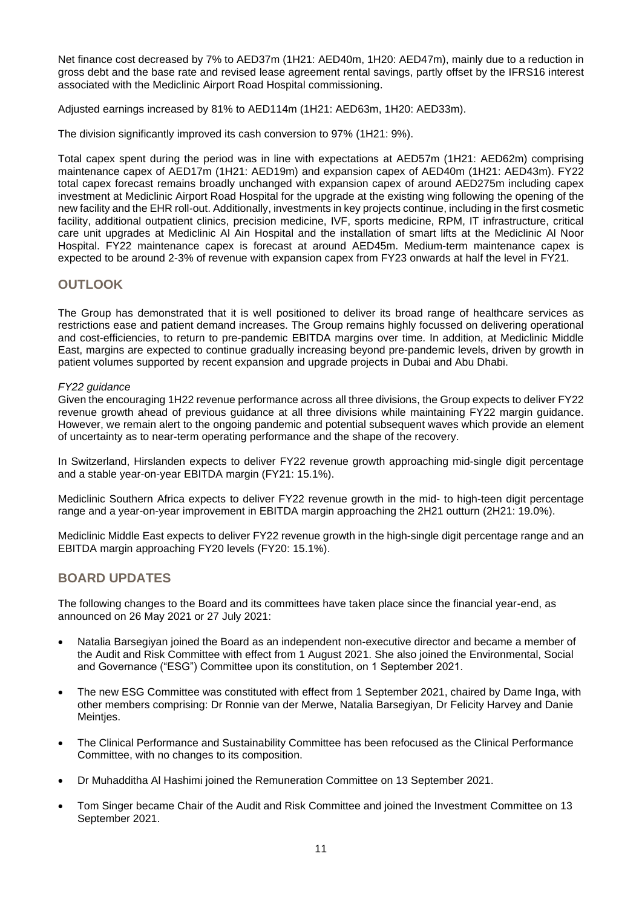Net finance cost decreased by 7% to AED37m (1H21: AED40m, 1H20: AED47m), mainly due to a reduction in gross debt and the base rate and revised lease agreement rental savings, partly offset by the IFRS16 interest associated with the Mediclinic Airport Road Hospital commissioning.

Adjusted earnings increased by 81% to AED114m (1H21: AED63m, 1H20: AED33m).

The division significantly improved its cash conversion to 97% (1H21: 9%).

Total capex spent during the period was in line with expectations at AED57m (1H21: AED62m) comprising maintenance capex of AED17m (1H21: AED19m) and expansion capex of AED40m (1H21: AED43m). FY22 total capex forecast remains broadly unchanged with expansion capex of around AED275m including capex investment at Mediclinic Airport Road Hospital for the upgrade at the existing wing following the opening of the new facility and the EHR roll-out. Additionally, investments in key projects continue, including in the first cosmetic facility, additional outpatient clinics, precision medicine, IVF, sports medicine, RPM, IT infrastructure, critical care unit upgrades at Mediclinic Al Ain Hospital and the installation of smart lifts at the Mediclinic Al Noor Hospital. FY22 maintenance capex is forecast at around AED45m. Medium-term maintenance capex is expected to be around 2-3% of revenue with expansion capex from FY23 onwards at half the level in FY21.

## OUTLOOK

The Group has demonstrated that it is well positioned to deliver its broad range of healthcare services as restrictions ease and patient demand increases. The Group remains highly focussed on delivering operational and cost-efficiencies, to return to pre-pandemic EBITDA margins over time. In addition, at Mediclinic Middle East, margins are expected to continue gradually increasing beyond pre-pandemic levels, driven by growth in patient volumes supported by recent expansion and upgrade projects in Dubai and Abu Dhabi.

*FY22 guidance*

Given the encouraging 1H22 revenue performance across all three divisions, the Group expects to deliver FY22 revenue growth ahead of previous guidance at all three divisions while maintaining FY22 margin guidance. However, we remain alert to the ongoing pandemic and potential subsequent waves which provide an element of uncertainty as to near-term operating performance and the shape of the recovery.

In Switzerland, Hirslanden expects to deliver FY22 revenue growth approaching mid-single digit percentage and a stable year-on-year EBITDA margin (FY21: 15.1%).

Mediclinic Southern Africa expects to deliver FY22 revenue growth in the mid- to high-teen digit percentage range and a year-on-year improvement in EBITDA margin approaching the 2H21 outturn (2H21: 19.0%).

Mediclinic Middle East expects to deliver FY22 revenue growth in the high-single digit percentage range and an EBITDA margin approaching FY20 levels (FY20: 15.1%).

## BOARD UPDATES

The following changes to the Board and its committees have taken place since the financial year-end, as announced on 26 May 2021 or 27 July 2021:

- Natalia Barsegiyan joined the Board as an independent non-executive director and became a member of the Audit and Risk Committee with effect from 1 August 2021. She also joined the Environmental, Social and Governance ("ESG") Committee upon its constitution, on 1 September 2021.
- The new ESG Committee was constituted with effect from 1 September 2021, chaired by Dame Inga, with other members comprising: Dr Ronnie van der Merwe, Natalia Barsegiyan, Dr Felicity Harvey and Danie Meintjes.
- The Clinical Performance and Sustainability Committee has been refocused as the Clinical Performance Committee, with no changes to its composition.
- Dr Muhadditha Al Hashimi joined the Remuneration Committee on 13 September 2021.
- Tom Singer became Chair of the Audit and Risk Committee and joined the Investment Committee on 13 September 2021.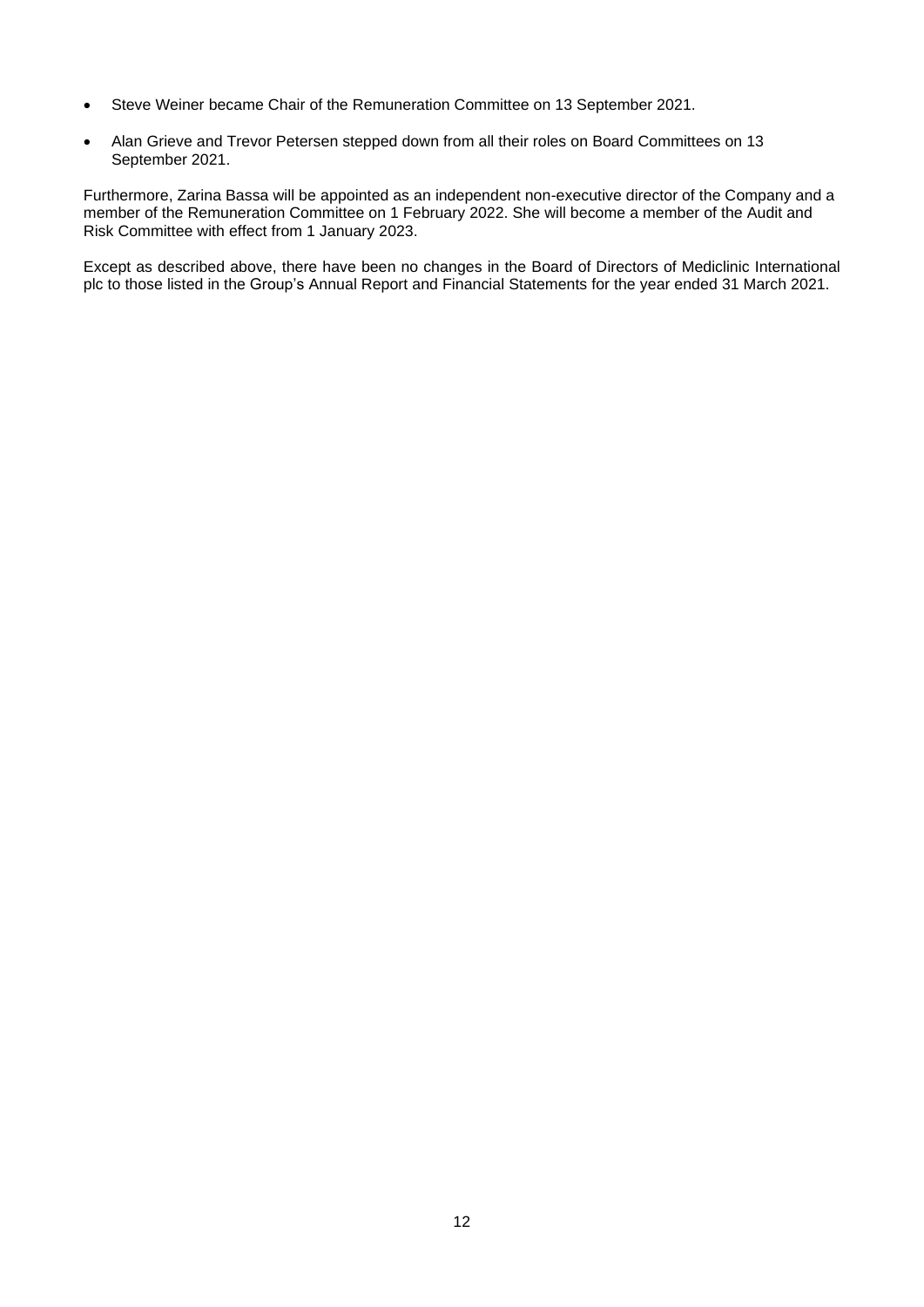- Steve Weiner became Chair of the Remuneration Committee on 13 September 2021.
- Alan Grieve and Trevor Petersen stepped down from all their roles on Board Committees on 13 September 2021.

Furthermore, Zarina Bassa will be appointed as an independent non-executive director of the Company and a member of the Remuneration Committee on 1 February 2022. She will become a member of the Audit and Risk Committee with effect from 1 January 2023.

Except as described above, there have been no changes in the Board of Directors of Mediclinic International plc to those listed in the Group's Annual Report and Financial Statements for the year ended 31 March 2021.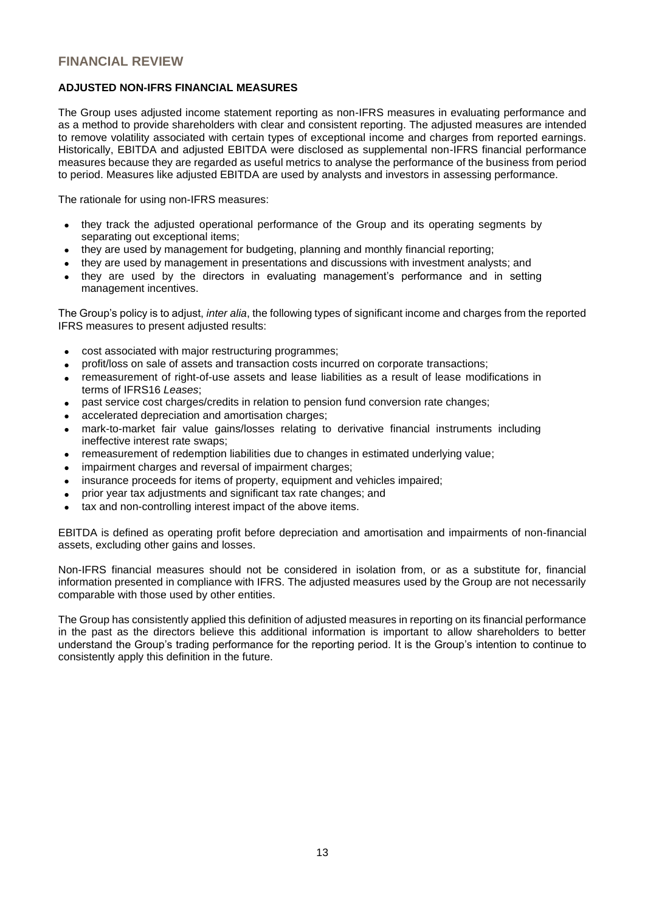# FINANCIAL REVIEW

### ADJUSTED NON-IFRS FINANCIAL MEASURES

The Group uses adjusted income statement reporting as non-IFRS measures in evaluating performance and as a method to provide shareholders with clear and consistent reporting. The adjusted measures are intended to remove volatility associated with certain types of exceptional income and charges from reported earnings. Historically, EBITDA and adjusted EBITDA were disclosed as supplemental non-IFRS financial performance measures because they are regarded as useful metrics to analyse the performance of the business from period to period. Measures like adjusted EBITDA are used by analysts and investors in assessing performance.

The rationale for using non-IFRS measures:

- they track the adjusted operational performance of the Group and its operating segments by separating out exceptional items;
- they are used by management for budgeting, planning and monthly financial reporting;
- they are used by management in presentations and discussions with investment analysts; and
- they are used by the directors in evaluating management's performance and in setting management incentives.

The Group's policy is to adjust, *inter alia*, the following types of significant income and charges from the reported IFRS measures to present adjusted results:

- cost associated with major restructuring programmes;
- profit/loss on sale of assets and transaction costs incurred on corporate transactions;
- remeasurement of right-of-use assets and lease liabilities as a result of lease modifications in terms of IFRS16 *Leases*;
- past service cost charges/credits in relation to pension fund conversion rate changes;
- accelerated depreciation and amortisation charges;
- mark-to-market fair value gains/losses relating to derivative financial instruments including ineffective interest rate swaps;
- remeasurement of redemption liabilities due to changes in estimated underlying value;
- impairment charges and reversal of impairment charges;
- insurance proceeds for items of property, equipment and vehicles impaired;
- prior year tax adjustments and significant tax rate changes; and
- tax and non-controlling interest impact of the above items.

EBITDA is defined as operating profit before depreciation and amortisation and impairments of non-financial assets, excluding other gains and losses.

Non-IFRS financial measures should not be considered in isolation from, or as a substitute for, financial information presented in compliance with IFRS. The adjusted measures used by the Group are not necessarily comparable with those used by other entities.

The Group has consistently applied this definition of adjusted measures in reporting on its financial performance in the past as the directors believe this additional information is important to allow shareholders to better understand the Group's trading performance for the reporting period. It is the Group's intention to continue to consistently apply this definition in the future.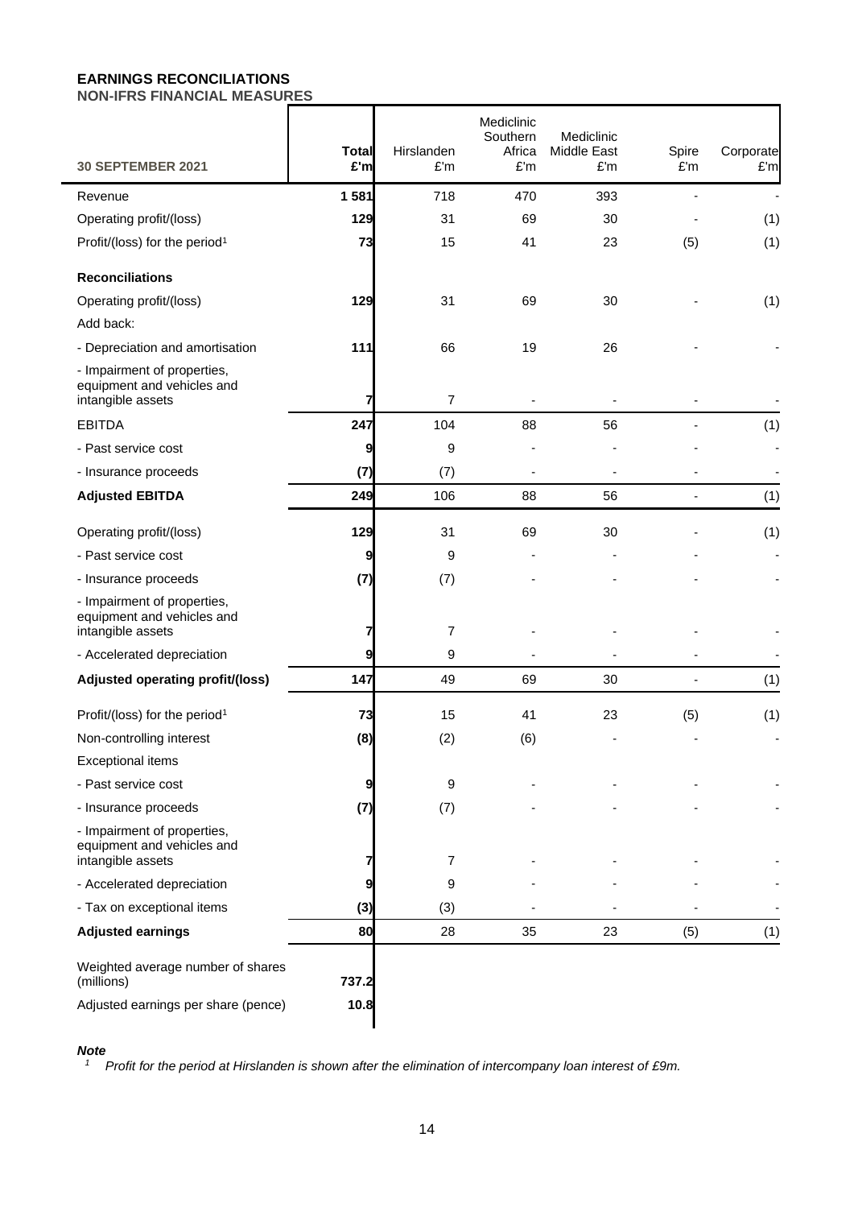**EARNINGS RECONCILIATIONS**

**NON-IFRS FINANCIAL MEASURES**

| 30 SEPTEMBER 2021 | Total £'m | Hirslanden £'m | Mediclinic Southern Africa £'m | Mediclinic Middle East £'m | Spire £'m | Corporate £'m |
|---|---|---|---|---|---|---|
| Revenue | 1 581 | 718 | 470 | 393 | - | - |
| Operating profit/(loss) | 129 | 31 | 69 | 30 | - | (1) |
| Profit/(loss) for the period[1] | 73 | 15 | 41 | 23 | (5) | (1) |
| **Reconciliations** | | | | | | |
| Operating profit/(loss) | 129 | 31 | 69 | 30 | - | (1) |
| Add back: | | | | | | |
| - Depreciation and amortisation | 111 | 66 | 19 | 26 | - | - |
| - Impairment of properties, equipment and vehicles and intangible assets | 7 | 7 | - | - | - | - |
| EBITDA | 247 | 104 | 88 | 56 | - | (1) |
| - Past service cost | 9 | 9 | - | - | - | - |
| - Insurance proceeds | (7) | (7) | - | - | - | - |
| **Adjusted EBITDA** | 249 | 106 | 88 | 56 | - | (1) |
| Operating profit/(loss) | 129 | 31 | 69 | 30 | - | (1) |
| - Past service cost | 9 | 9 | - | - | - | - |
| - Insurance proceeds | (7) | (7) | - | - | - | - |
| - Impairment of properties, equipment and vehicles and intangible assets | 7 | 7 | - | - | - | - |
| - Accelerated depreciation | 9 | 9 | - | - | - | - |
| **Adjusted operating profit/(loss)** | 147 | 49 | 69 | 30 | - | (1) |
| Profit/(loss) for the period[1] | 73 | 15 | 41 | 23 | (5) | (1) |
| Non-controlling interest | (8) | (2) | (6) | - | - | - |
| Exceptional items | | | | | | |
| - Past service cost | 9 | 9 | - | - | - | - |
| - Insurance proceeds | (7) | (7) | - | - | - | - |
| - Impairment of properties, equipment and vehicles and intangible assets | 7 | 7 | - | - | - | - |
| - Accelerated depreciation | 9 | 9 | - | - | - | - |
| - Tax on exceptional items | (3) | (3) | - | - | - | - |
| **Adjusted earnings** | 80 | 28 | 35 | 23 | (5) | (1) |
| Weighted average number of shares (millions) | 737.2 | | | | | |
| Adjusted earnings per share (pence) | 10.8 | | | | | |

***Note***

[1] *Profit for the period at Hirslanden is shown after the elimination of intercompany loan interest of £9m.*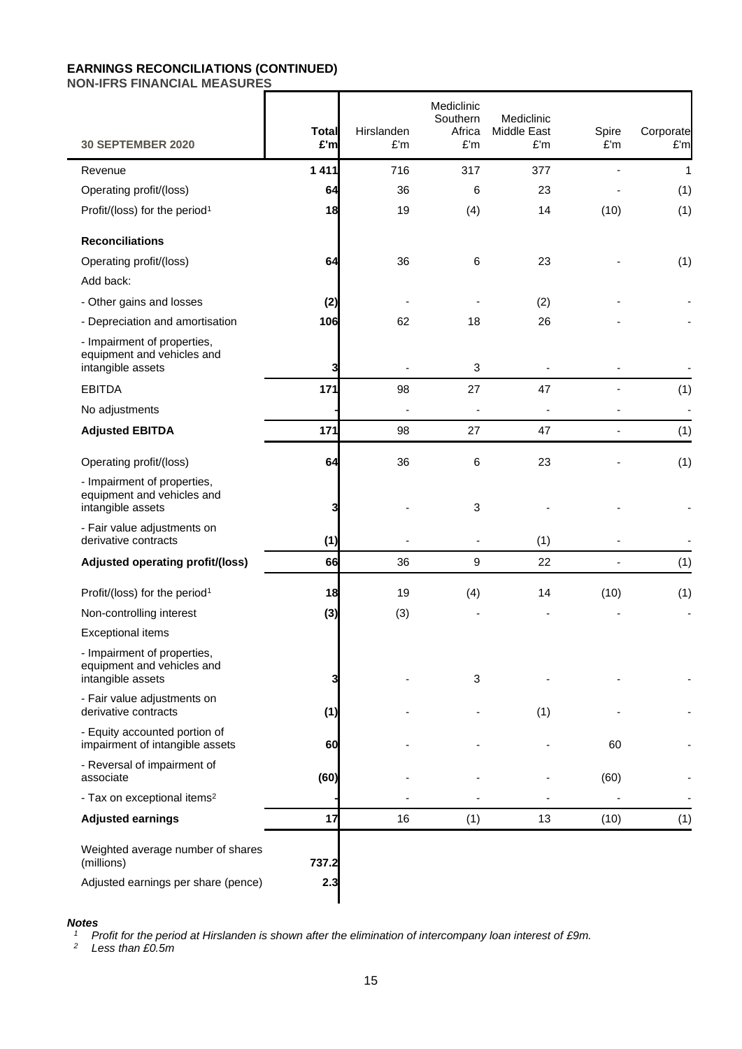# EARNINGS RECONCILIATIONS (CONTINUED)

## NON-IFRS FINANCIAL MEASURES

| 30 SEPTEMBER 2020 | Total £'m | Hirslanden £'m | Mediclinic Southern Africa £'m | Mediclinic Middle East £'m | Spire £'m | Corporate £'m |
|---|---|---|---|---|---|---|
| Revenue | **1 411** | 716 | 317 | 377 | - | 1 |
| Operating profit/(loss) | **64** | 36 | 6 | 23 | - | (1) |
| Profit/(loss) for the period[1] | **18** | 19 | (4) | 14 | (10) | (1) |
| **Reconciliations** | | | | | | |
| Operating profit/(loss) | **64** | 36 | 6 | 23 | - | (1) |
| Add back: | | | | | | |
| - Other gains and losses | **(2)** | - | - | (2) | - | - |
| - Depreciation and amortisation | **106** | 62 | 18 | 26 | - | - |
| - Impairment of properties, equipment and vehicles and intangible assets | **3** | - | 3 | - | - | - |
| EBITDA | **171** | 98 | 27 | 47 | - | (1) |
| No adjustments | **-** | - | - | - | - | - |
| **Adjusted EBITDA** | **171** | 98 | 27 | 47 | - | (1) |
| Operating profit/(loss) | **64** | 36 | 6 | 23 | - | (1) |
| - Impairment of properties, equipment and vehicles and intangible assets | **3** | - | 3 | - | - | - |
| - Fair value adjustments on derivative contracts | **(1)** | - | - | (1) | - | - |
| **Adjusted operating profit/(loss)** | **66** | 36 | 9 | 22 | - | (1) |
| Profit/(loss) for the period[1] | **18** | 19 | (4) | 14 | (10) | (1) |
| Non-controlling interest | **(3)** | (3) | - | - | - | - |
| Exceptional items | | | | | | |
| - Impairment of properties, equipment and vehicles and intangible assets | **3** | - | 3 | - | - | - |
| - Fair value adjustments on derivative contracts | **(1)** | - | - | (1) | - | - |
| - Equity accounted portion of impairment of intangible assets | **60** | - | - | - | 60 | - |
| - Reversal of impairment of associate | **(60)** | - | - | - | (60) | - |
| - Tax on exceptional items[2] | **-** | - | - | - | - | - |
| **Adjusted earnings** | **17** | 16 | (1) | 13 | (10) | (1) |
| Weighted average number of shares (millions) | **737.2** | | | | | |
| Adjusted earnings per share (pence) | **2.3** | | | | | |

***Notes***

[1] *Profit for the period at Hirslanden is shown after the elimination of intercompany loan interest of £9m.*

[2] *Less than £0.5m*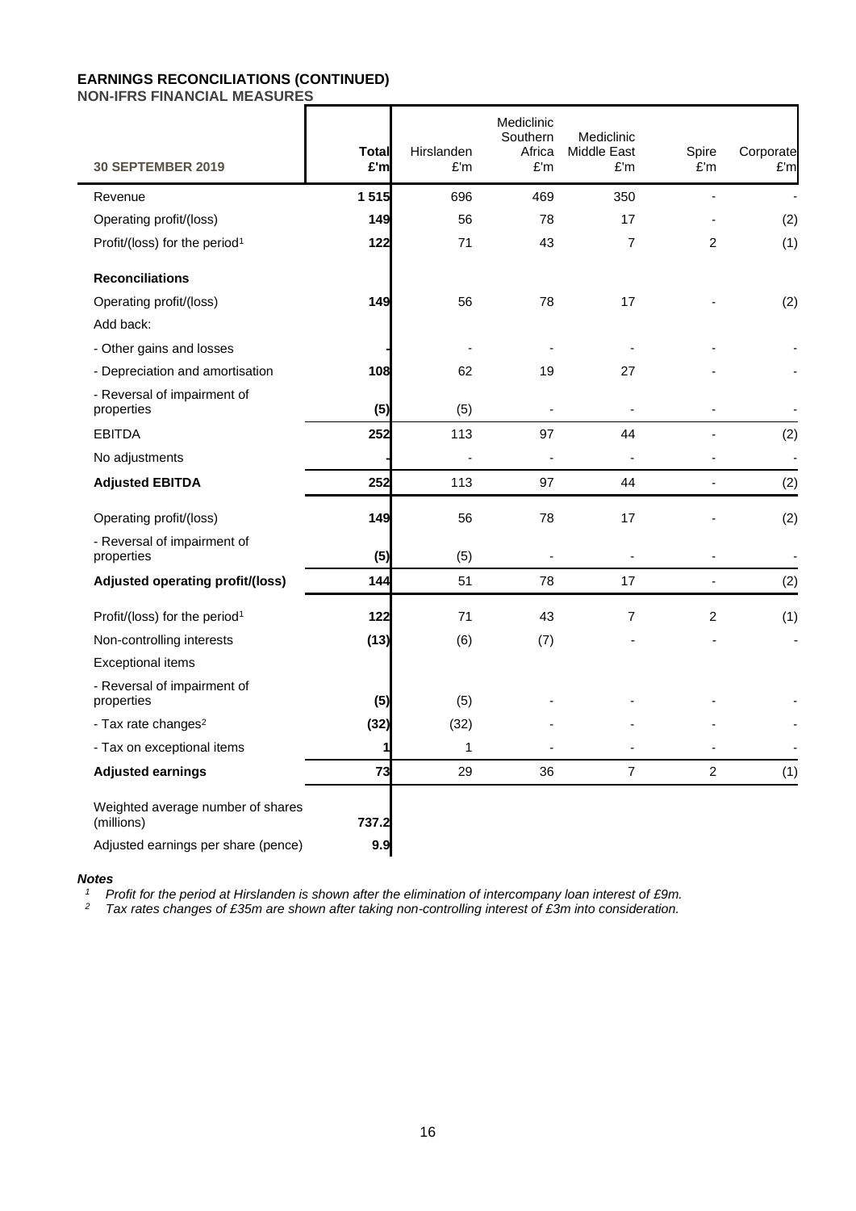**EARNINGS RECONCILIATIONS (CONTINUED)**

**NON-IFRS FINANCIAL MEASURES**

| 30 SEPTEMBER 2019 | Total £'m | Hirslanden £'m | Mediclinic Southern Africa £'m | Mediclinic Middle East £'m | Spire £'m | Corporate £'m |
|---|---|---|---|---|---|---|
| Revenue | **1 515** | 696 | 469 | 350 | - | - |
| Operating profit/(loss) | **149** | 56 | 78 | 17 | - | (2) |
| Profit/(loss) for the period[1] | **122** | 71 | 43 | 7 | 2 | (1) |
| **Reconciliations** | | | | | | |
| Operating profit/(loss) | **149** | 56 | 78 | 17 | - | (2) |
| Add back: | | | | | | |
| - Other gains and losses | **-** | - | - | - | - | - |
| - Depreciation and amortisation | **108** | 62 | 19 | 27 | - | - |
| - Reversal of impairment of properties | **(5)** | (5) | - | - | - | - |
| EBITDA | **252** | 113 | 97 | 44 | - | (2) |
| No adjustments | **-** | - | - | - | - | - |
| **Adjusted EBITDA** | **252** | 113 | 97 | 44 | - | (2) |
| Operating profit/(loss) | **149** | 56 | 78 | 17 | - | (2) |
| - Reversal of impairment of properties | **(5)** | (5) | - | - | - | - |
| **Adjusted operating profit/(loss)** | **144** | 51 | 78 | 17 | - | (2) |
| Profit/(loss) for the period[1] | **122** | 71 | 43 | 7 | 2 | (1) |
| Non-controlling interests | **(13)** | (6) | (7) | - | - | - |
| Exceptional items | | | | | | |
| - Reversal of impairment of properties | **(5)** | (5) | - | - | - | - |
| - Tax rate changes[2] | **(32)** | (32) | - | - | - | - |
| - Tax on exceptional items | **1** | 1 | - | - | - | - |
| **Adjusted earnings** | **73** | 29 | 36 | 7 | 2 | (1) |
| Weighted average number of shares (millions) | **737.2** | | | | | |
| Adjusted earnings per share (pence) | **9.9** | | | | | |

***Notes***

[1] *Profit for the period at Hirslanden is shown after the elimination of intercompany loan interest of £9m.*

[2] *Tax rates changes of £35m are shown after taking non-controlling interest of £3m into consideration.*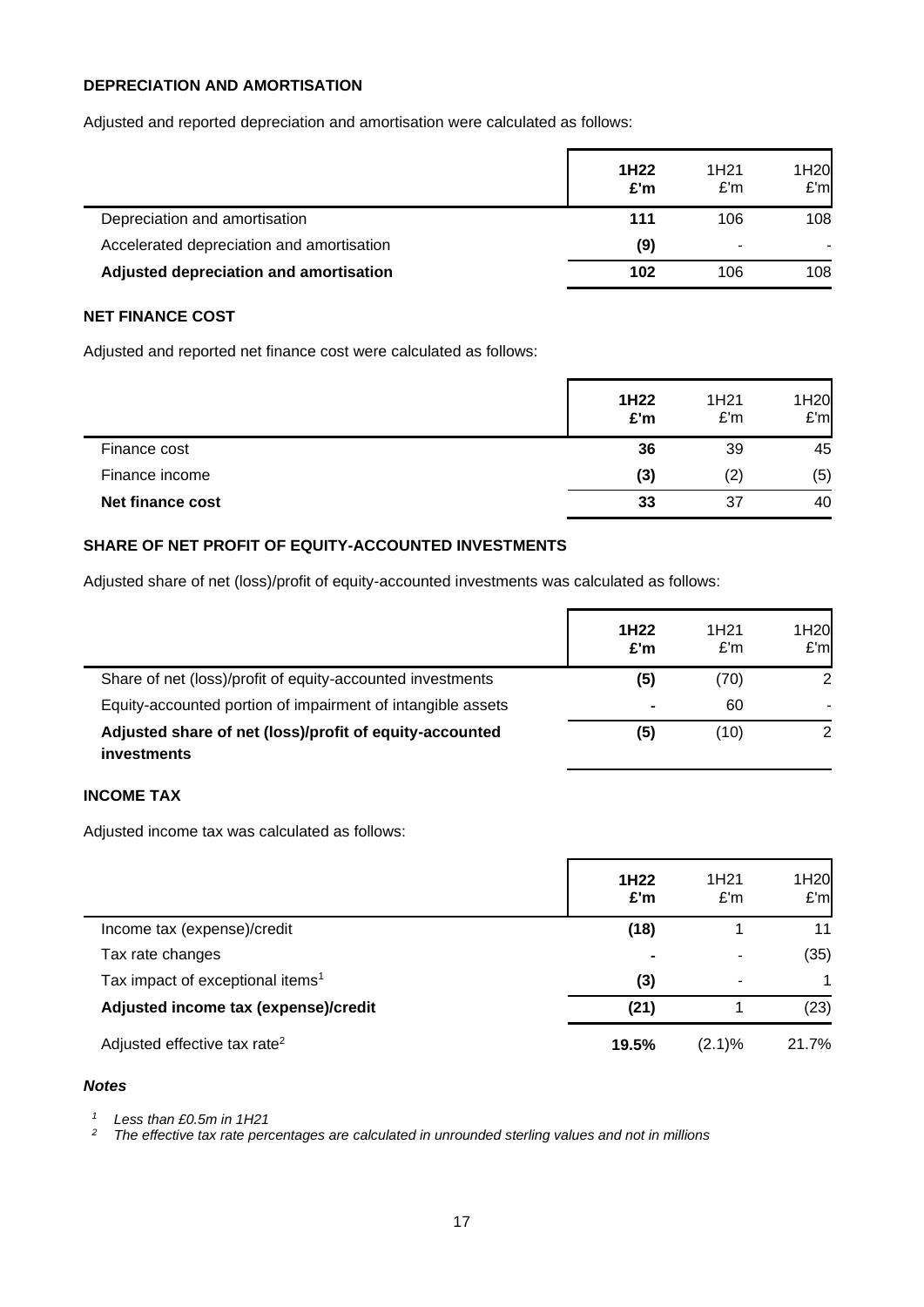## DEPRECIATION AND AMORTISATION

Adjusted and reported depreciation and amortisation were calculated as follows:

| | **1H22 £'m** | 1H21 £'m | 1H20 £'m |
|---|---|---|---|
| Depreciation and amortisation | **111** | 106 | 108 |
| Accelerated depreciation and amortisation | **(9)** | - | - |
| **Adjusted depreciation and amortisation** | **102** | 106 | 108 |

## NET FINANCE COST

Adjusted and reported net finance cost were calculated as follows:

| | **1H22 £'m** | 1H21 £'m | 1H20 £'m |
|---|---|---|---|
| Finance cost | **36** | 39 | 45 |
| Finance income | **(3)** | (2) | (5) |
| **Net finance cost** | **33** | 37 | 40 |

## SHARE OF NET PROFIT OF EQUITY-ACCOUNTED INVESTMENTS

Adjusted share of net (loss)/profit of equity-accounted investments was calculated as follows:

| | **1H22 £'m** | 1H21 £'m | 1H20 £'m |
|---|---|---|---|
| Share of net (loss)/profit of equity-accounted investments | **(5)** | (70) | 2 |
| Equity-accounted portion of impairment of intangible assets | **-** | 60 | - |
| **Adjusted share of net (loss)/profit of equity-accounted investments** | **(5)** | (10) | 2 |

## INCOME TAX

Adjusted income tax was calculated as follows:

| | **1H22 £'m** | 1H21 £'m | 1H20 £'m |
|---|---|---|---|
| Income tax (expense)/credit | **(18)** | 1 | 11 |
| Tax rate changes | **-** | - | (35) |
| Tax impact of exceptional items[1] | **(3)** | - | 1 |
| **Adjusted income tax (expense)/credit** | **(21)** | 1 | (23) |
| Adjusted effective tax rate[2] | **19.5%** | (2.1)% | 21.7% |

***Notes***

*1 Less than £0.5m in 1H21*
*2 The effective tax rate percentages are calculated in unrounded sterling values and not in millions*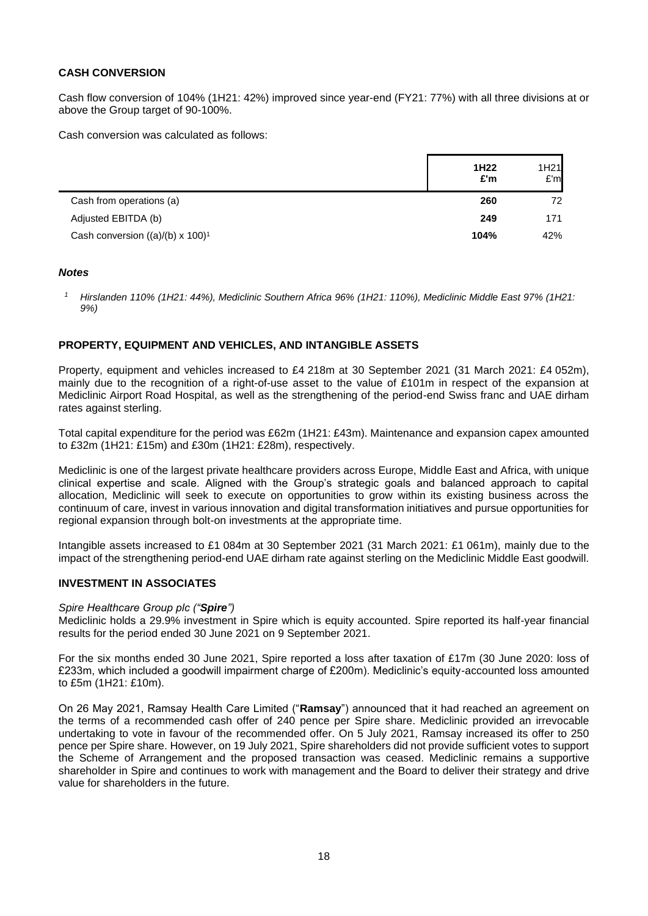## CASH CONVERSION

Cash flow conversion of 104% (1H21: 42%) improved since year-end (FY21: 77%) with all three divisions at or above the Group target of 90-100%.

Cash conversion was calculated as follows:

| | **1H22 £'m** | 1H21 £'m |
|---|---|---|
| Cash from operations (a) | **260** | 72 |
| Adjusted EBITDA (b) | **249** | 171 |
| Cash conversion ((a)/(b) x 100)[1] | **104%** | 42% |

### *Notes*

*[1] Hirslanden 110% (1H21: 44%), Mediclinic Southern Africa 96% (1H21: 110%), Mediclinic Middle East 97% (1H21: 9%)*

## PROPERTY, EQUIPMENT AND VEHICLES, AND INTANGIBLE ASSETS

Property, equipment and vehicles increased to £4 218m at 30 September 2021 (31 March 2021: £4 052m), mainly due to the recognition of a right-of-use asset to the value of £101m in respect of the expansion at Mediclinic Airport Road Hospital, as well as the strengthening of the period-end Swiss franc and UAE dirham rates against sterling.

Total capital expenditure for the period was £62m (1H21: £43m). Maintenance and expansion capex amounted to £32m (1H21: £15m) and £30m (1H21: £28m), respectively.

Mediclinic is one of the largest private healthcare providers across Europe, Middle East and Africa, with unique clinical expertise and scale. Aligned with the Group's strategic goals and balanced approach to capital allocation, Mediclinic will seek to execute on opportunities to grow within its existing business across the continuum of care, invest in various innovation and digital transformation initiatives and pursue opportunities for regional expansion through bolt-on investments at the appropriate time.

Intangible assets increased to £1 084m at 30 September 2021 (31 March 2021: £1 061m), mainly due to the impact of the strengthening period-end UAE dirham rate against sterling on the Mediclinic Middle East goodwill.

## INVESTMENT IN ASSOCIATES

*Spire Healthcare Group plc ("**Spire**")*
Mediclinic holds a 29.9% investment in Spire which is equity accounted. Spire reported its half-year financial results for the period ended 30 June 2021 on 9 September 2021.

For the six months ended 30 June 2021, Spire reported a loss after taxation of £17m (30 June 2020: loss of £233m, which included a goodwill impairment charge of £200m). Mediclinic's equity-accounted loss amounted to £5m (1H21: £10m).

On 26 May 2021, Ramsay Health Care Limited ("**Ramsay**") announced that it had reached an agreement on the terms of a recommended cash offer of 240 pence per Spire share. Mediclinic provided an irrevocable undertaking to vote in favour of the recommended offer. On 5 July 2021, Ramsay increased its offer to 250 pence per Spire share. However, on 19 July 2021, Spire shareholders did not provide sufficient votes to support the Scheme of Arrangement and the proposed transaction was ceased. Mediclinic remains a supportive shareholder in Spire and continues to work with management and the Board to deliver their strategy and drive value for shareholders in the future.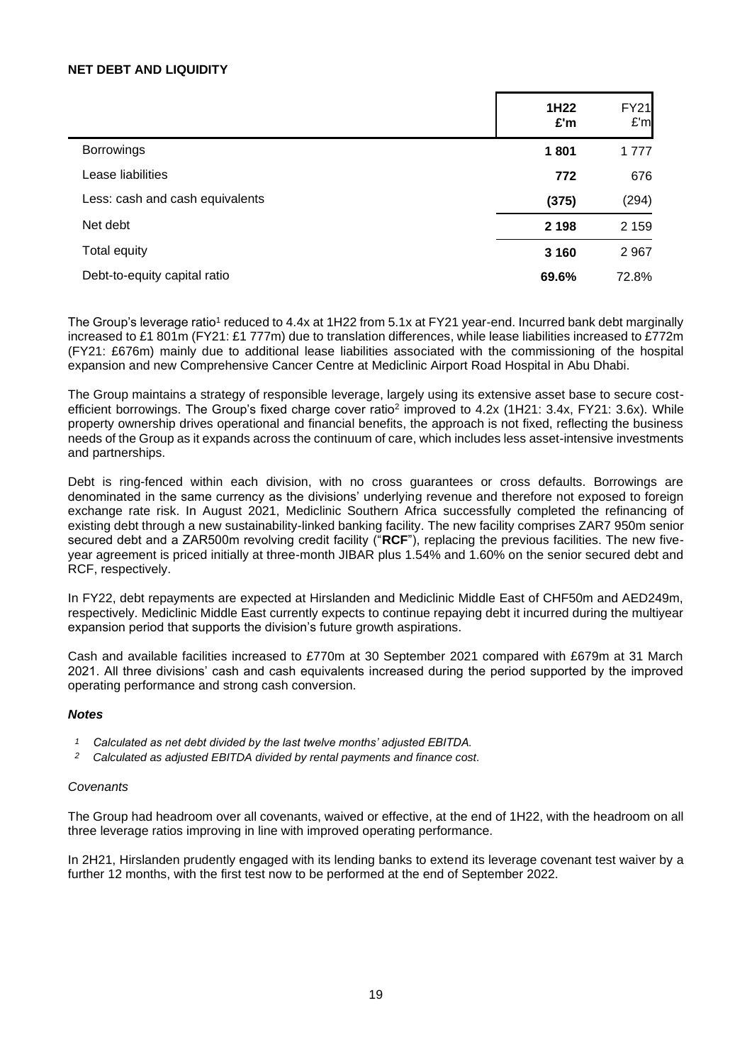## NET DEBT AND LIQUIDITY

| | **1H22 £'m** | FY21 £'m |
|---|---|---|
| Borrowings | **1 801** | 1 777 |
| Lease liabilities | **772** | 676 |
| Less: cash and cash equivalents | **(375)** | (294) |
| Net debt | **2 198** | 2 159 |
| Total equity | **3 160** | 2 967 |
| Debt-to-equity capital ratio | **69.6%** | 72.8% |

The Group's leverage ratio[1] reduced to 4.4x at 1H22 from 5.1x at FY21 year-end. Incurred bank debt marginally increased to £1 801m (FY21: £1 777m) due to translation differences, while lease liabilities increased to £772m (FY21: £676m) mainly due to additional lease liabilities associated with the commissioning of the hospital expansion and new Comprehensive Cancer Centre at Mediclinic Airport Road Hospital in Abu Dhabi.

The Group maintains a strategy of responsible leverage, largely using its extensive asset base to secure cost-efficient borrowings. The Group's fixed charge cover ratio[2] improved to 4.2x (1H21: 3.4x, FY21: 3.6x). While property ownership drives operational and financial benefits, the approach is not fixed, reflecting the business needs of the Group as it expands across the continuum of care, which includes less asset-intensive investments and partnerships.

Debt is ring-fenced within each division, with no cross guarantees or cross defaults. Borrowings are denominated in the same currency as the divisions' underlying revenue and therefore not exposed to foreign exchange rate risk. In August 2021, Mediclinic Southern Africa successfully completed the refinancing of existing debt through a new sustainability-linked banking facility. The new facility comprises ZAR7 950m senior secured debt and a ZAR500m revolving credit facility ("**RCF**"), replacing the previous facilities. The new five-year agreement is priced initially at three-month JIBAR plus 1.54% and 1.60% on the senior secured debt and RCF, respectively.

In FY22, debt repayments are expected at Hirslanden and Mediclinic Middle East of CHF50m and AED249m, respectively. Mediclinic Middle East currently expects to continue repaying debt it incurred during the multiyear expansion period that supports the division's future growth aspirations.

Cash and available facilities increased to £770m at 30 September 2021 compared with £679m at 31 March 2021. All three divisions' cash and cash equivalents increased during the period supported by the improved operating performance and strong cash conversion.

***Notes***

*[1] Calculated as net debt divided by the last twelve months' adjusted EBITDA.*

*[2] Calculated as adjusted EBITDA divided by rental payments and finance cost.*

*Covenants*

The Group had headroom over all covenants, waived or effective, at the end of 1H22, with the headroom on all three leverage ratios improving in line with improved operating performance.

In 2H21, Hirslanden prudently engaged with its lending banks to extend its leverage covenant test waiver by a further 12 months, with the first test now to be performed at the end of September 2022.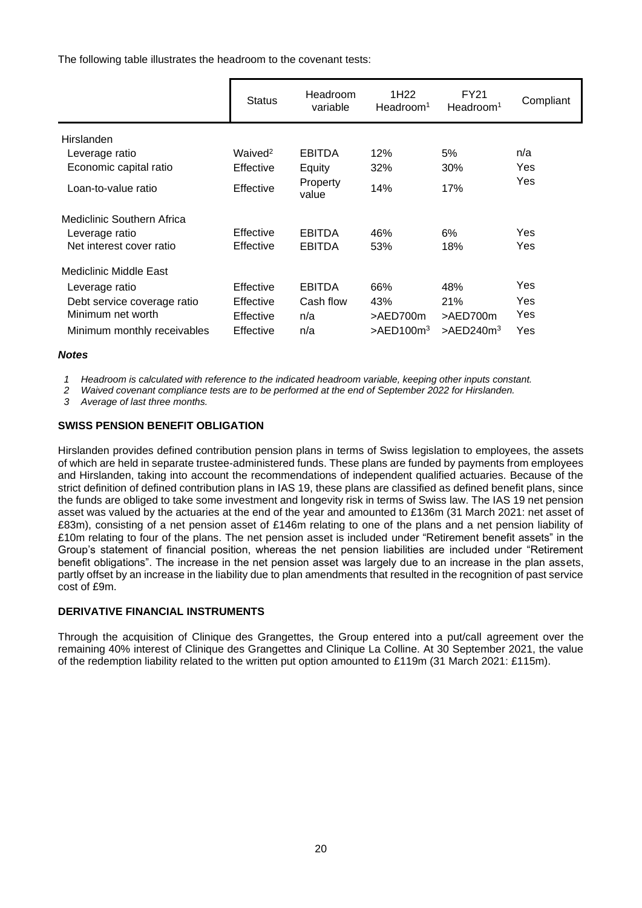The following table illustrates the headroom to the covenant tests:

| | Status | Headroom variable | 1H22 Headroom[1] | FY21 Headroom[1] | Compliant |
|---|---|---|---|---|---|
| Hirslanden | | | | | |
| Leverage ratio | Waived[2] | EBITDA | 12% | 5% | n/a |
| Economic capital ratio | Effective | Equity | 32% | 30% | Yes |
| Loan-to-value ratio | Effective | Property value | 14% | 17% | Yes |
| Mediclinic Southern Africa | | | | | |
| Leverage ratio | Effective | EBITDA | 46% | 6% | Yes |
| Net interest cover ratio | Effective | EBITDA | 53% | 18% | Yes |
| Mediclinic Middle East | | | | | |
| Leverage ratio | Effective | EBITDA | 66% | 48% | Yes |
| Debt service coverage ratio | Effective | Cash flow | 43% | 21% | Yes |
| Minimum net worth | Effective | n/a | >AED700m | >AED700m | Yes |
| Minimum monthly receivables | Effective | n/a | >AED100m[3] | >AED240m[3] | Yes |

***Notes***

1. *Headroom is calculated with reference to the indicated headroom variable, keeping other inputs constant.*
2. *Waived covenant compliance tests are to be performed at the end of September 2022 for Hirslanden.*
3. *Average of last three months.*

**SWISS PENSION BENEFIT OBLIGATION**

Hirslanden provides defined contribution pension plans in terms of Swiss legislation to employees, the assets of which are held in separate trustee-administered funds. These plans are funded by payments from employees and Hirslanden, taking into account the recommendations of independent qualified actuaries. Because of the strict definition of defined contribution plans in IAS 19, these plans are classified as defined benefit plans, since the funds are obliged to take some investment and longevity risk in terms of Swiss law. The IAS 19 net pension asset was valued by the actuaries at the end of the year and amounted to £136m (31 March 2021: net asset of £83m), consisting of a net pension asset of £146m relating to one of the plans and a net pension liability of £10m relating to four of the plans. The net pension asset is included under "Retirement benefit assets" in the Group's statement of financial position, whereas the net pension liabilities are included under "Retirement benefit obligations". The increase in the net pension asset was largely due to an increase in the plan assets, partly offset by an increase in the liability due to plan amendments that resulted in the recognition of past service cost of £9m.

**DERIVATIVE FINANCIAL INSTRUMENTS**

Through the acquisition of Clinique des Grangettes, the Group entered into a put/call agreement over the remaining 40% interest of Clinique des Grangettes and Clinique La Colline. At 30 September 2021, the value of the redemption liability related to the written put option amounted to £119m (31 March 2021: £115m).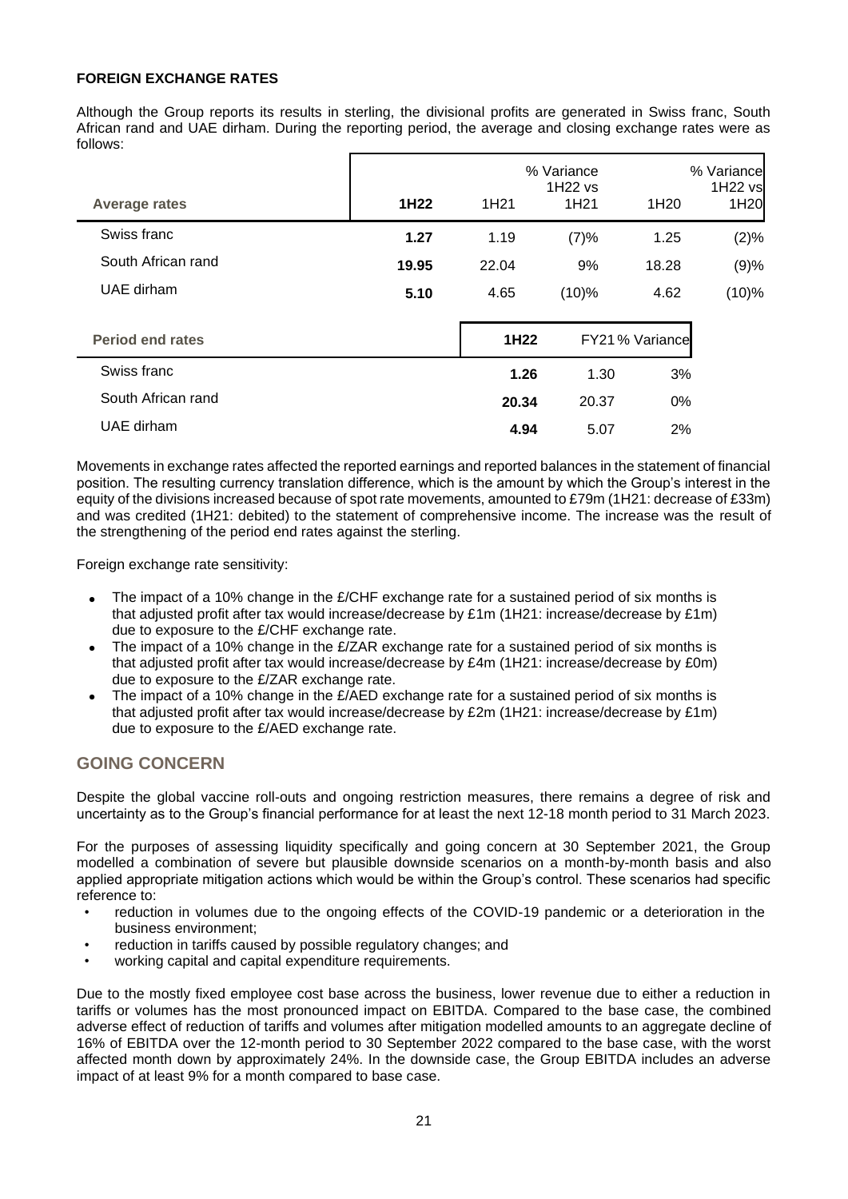**FOREIGN EXCHANGE RATES**

Although the Group reports its results in sterling, the divisional profits are generated in Swiss franc, South African rand and UAE dirham. During the reporting period, the average and closing exchange rates were as follows:

| Average rates | 1H22 | 1H21 | % Variance 1H22 vs 1H21 | 1H20 | % Variance 1H22 vs 1H20 |
|---|---|---|---|---|---|
| Swiss franc | **1.27** | 1.19 | (7)% | 1.25 | (2)% |
| South African rand | **19.95** | 22.04 | 9% | 18.28 | (9)% |
| UAE dirham | **5.10** | 4.65 | (10)% | 4.62 | (10)% |

| Period end rates | 1H22 | FY21 | % Variance |
|---|---|---|---|
| Swiss franc | **1.26** | 1.30 | 3% |
| South African rand | **20.34** | 20.37 | 0% |
| UAE dirham | **4.94** | 5.07 | 2% |

Movements in exchange rates affected the reported earnings and reported balances in the statement of financial position. The resulting currency translation difference, which is the amount by which the Group's interest in the equity of the divisions increased because of spot rate movements, amounted to £79m (1H21: decrease of £33m) and was credited (1H21: debited) to the statement of comprehensive income. The increase was the result of the strengthening of the period end rates against the sterling.

Foreign exchange rate sensitivity:

- The impact of a 10% change in the £/CHF exchange rate for a sustained period of six months is that adjusted profit after tax would increase/decrease by £1m (1H21: increase/decrease by £1m) due to exposure to the £/CHF exchange rate.
- The impact of a 10% change in the £/ZAR exchange rate for a sustained period of six months is that adjusted profit after tax would increase/decrease by £4m (1H21: increase/decrease by £0m) due to exposure to the £/ZAR exchange rate.
- The impact of a 10% change in the £/AED exchange rate for a sustained period of six months is that adjusted profit after tax would increase/decrease by £2m (1H21: increase/decrease by £1m) due to exposure to the £/AED exchange rate.

## GOING CONCERN

Despite the global vaccine roll-outs and ongoing restriction measures, there remains a degree of risk and uncertainty as to the Group's financial performance for at least the next 12-18 month period to 31 March 2023.

For the purposes of assessing liquidity specifically and going concern at 30 September 2021, the Group modelled a combination of severe but plausible downside scenarios on a month-by-month basis and also applied appropriate mitigation actions which would be within the Group's control. These scenarios had specific reference to:

- reduction in volumes due to the ongoing effects of the COVID-19 pandemic or a deterioration in the business environment;
- reduction in tariffs caused by possible regulatory changes; and
- working capital and capital expenditure requirements.

Due to the mostly fixed employee cost base across the business, lower revenue due to either a reduction in tariffs or volumes has the most pronounced impact on EBITDA. Compared to the base case, the combined adverse effect of reduction of tariffs and volumes after mitigation modelled amounts to an aggregate decline of 16% of EBITDA over the 12-month period to 30 September 2022 compared to the base case, with the worst affected month down by approximately 24%. In the downside case, the Group EBITDA includes an adverse impact of at least 9% for a month compared to base case.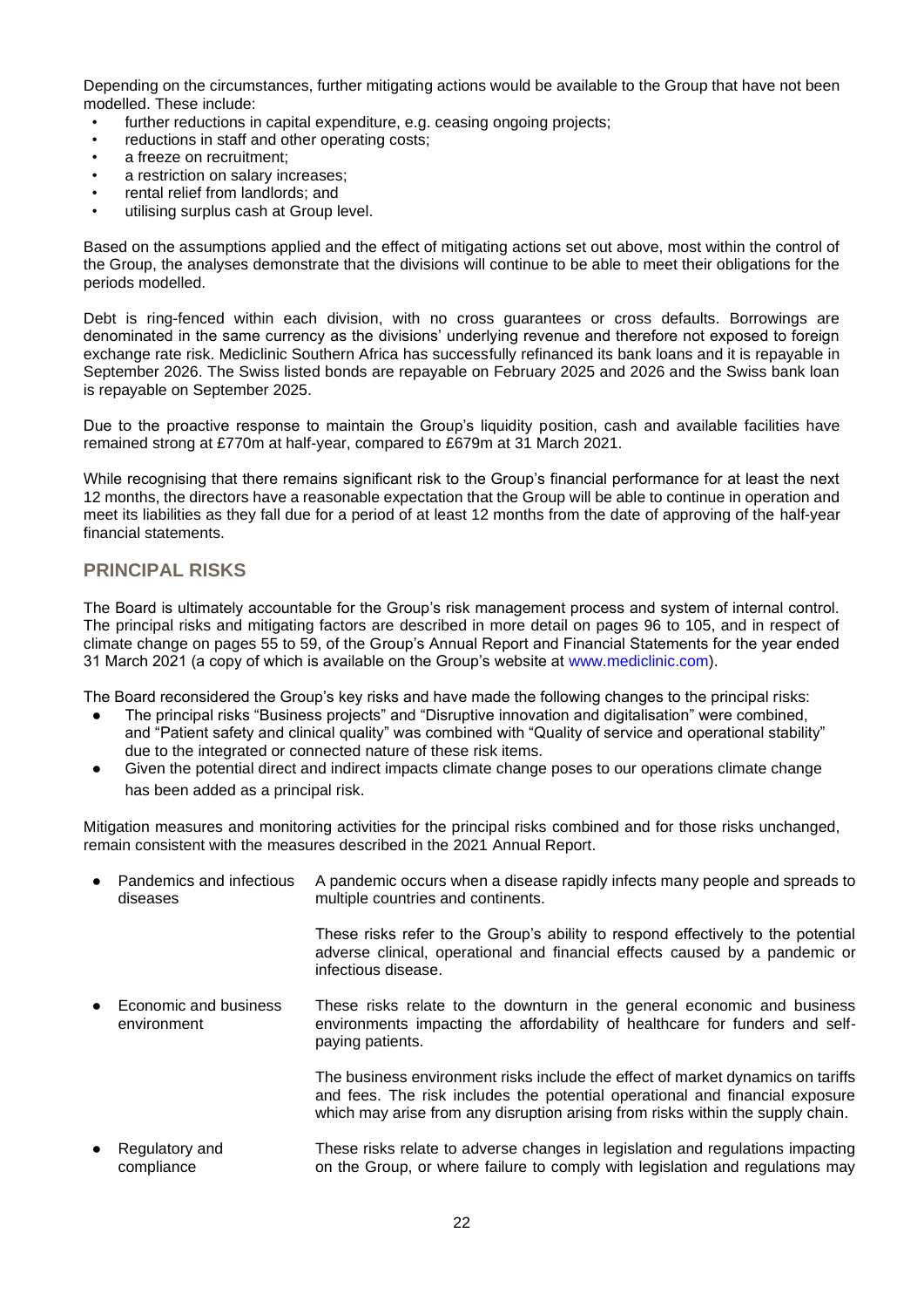Depending on the circumstances, further mitigating actions would be available to the Group that have not been modelled. These include:

- further reductions in capital expenditure, e.g. ceasing ongoing projects;
- reductions in staff and other operating costs;
- a freeze on recruitment;
- a restriction on salary increases;
- rental relief from landlords; and
- utilising surplus cash at Group level.

Based on the assumptions applied and the effect of mitigating actions set out above, most within the control of the Group, the analyses demonstrate that the divisions will continue to be able to meet their obligations for the periods modelled.

Debt is ring-fenced within each division, with no cross guarantees or cross defaults. Borrowings are denominated in the same currency as the divisions' underlying revenue and therefore not exposed to foreign exchange rate risk. Mediclinic Southern Africa has successfully refinanced its bank loans and it is repayable in September 2026. The Swiss listed bonds are repayable on February 2025 and 2026 and the Swiss bank loan is repayable on September 2025.

Due to the proactive response to maintain the Group's liquidity position, cash and available facilities have remained strong at £770m at half-year, compared to £679m at 31 March 2021.

While recognising that there remains significant risk to the Group's financial performance for at least the next 12 months, the directors have a reasonable expectation that the Group will be able to continue in operation and meet its liabilities as they fall due for a period of at least 12 months from the date of approving of the half-year financial statements.

## PRINCIPAL RISKS

The Board is ultimately accountable for the Group's risk management process and system of internal control. The principal risks and mitigating factors are described in more detail on pages 96 to 105, and in respect of climate change on pages 55 to 59, of the Group's Annual Report and Financial Statements for the year ended 31 March 2021 (a copy of which is available on the Group's website at www.mediclinic.com).

The Board reconsidered the Group's key risks and have made the following changes to the principal risks:

- The principal risks "Business projects" and "Disruptive innovation and digitalisation" were combined, and "Patient safety and clinical quality" was combined with "Quality of service and operational stability" due to the integrated or connected nature of these risk items.
- Given the potential direct and indirect impacts climate change poses to our operations climate change has been added as a principal risk.

Mitigation measures and monitoring activities for the principal risks combined and for those risks unchanged, remain consistent with the measures described in the 2021 Annual Report.

- **Pandemics and infectious diseases**

  A pandemic occurs when a disease rapidly infects many people and spreads to multiple countries and continents.

  These risks refer to the Group's ability to respond effectively to the potential adverse clinical, operational and financial effects caused by a pandemic or infectious disease.

- **Economic and business environment**

  These risks relate to the downturn in the general economic and business environments impacting the affordability of healthcare for funders and self-paying patients.

  The business environment risks include the effect of market dynamics on tariffs and fees. The risk includes the potential operational and financial exposure which may arise from any disruption arising from risks within the supply chain.

- **Regulatory and compliance**

  These risks relate to adverse changes in legislation and regulations impacting on the Group, or where failure to comply with legislation and regulations may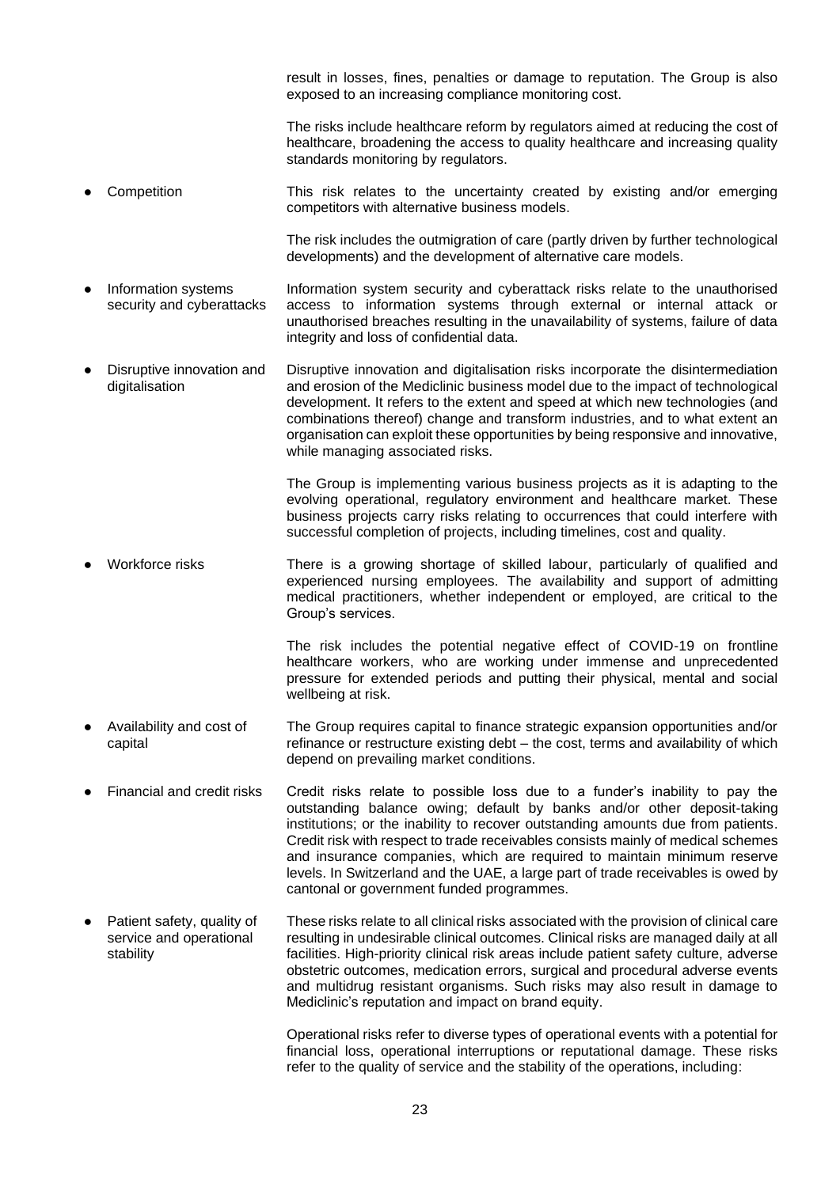result in losses, fines, penalties or damage to reputation. The Group is also exposed to an increasing compliance monitoring cost.

The risks include healthcare reform by regulators aimed at reducing the cost of healthcare, broadening the access to quality healthcare and increasing quality standards monitoring by regulators.

- **Competition**

  This risk relates to the uncertainty created by existing and/or emerging competitors with alternative business models.

  The risk includes the outmigration of care (partly driven by further technological developments) and the development of alternative care models.

- **Information systems security and cyberattacks**

  Information system security and cyberattack risks relate to the unauthorised access to information systems through external or internal attack or unauthorised breaches resulting in the unavailability of systems, failure of data integrity and loss of confidential data.

- **Disruptive innovation and digitalisation**

  Disruptive innovation and digitalisation risks incorporate the disintermediation and erosion of the Mediclinic business model due to the impact of technological development. It refers to the extent and speed at which new technologies (and combinations thereof) change and transform industries, and to what extent an organisation can exploit these opportunities by being responsive and innovative, while managing associated risks.

  The Group is implementing various business projects as it is adapting to the evolving operational, regulatory environment and healthcare market. These business projects carry risks relating to occurrences that could interfere with successful completion of projects, including timelines, cost and quality.

- **Workforce risks**

  There is a growing shortage of skilled labour, particularly of qualified and experienced nursing employees. The availability and support of admitting medical practitioners, whether independent or employed, are critical to the Group's services.

  The risk includes the potential negative effect of COVID-19 on frontline healthcare workers, who are working under immense and unprecedented pressure for extended periods and putting their physical, mental and social wellbeing at risk.

- **Availability and cost of capital**

  The Group requires capital to finance strategic expansion opportunities and/or refinance or restructure existing debt – the cost, terms and availability of which depend on prevailing market conditions.

- **Financial and credit risks**

  Credit risks relate to possible loss due to a funder's inability to pay the outstanding balance owing; default by banks and/or other deposit-taking institutions; or the inability to recover outstanding amounts due from patients. Credit risk with respect to trade receivables consists mainly of medical schemes and insurance companies, which are required to maintain minimum reserve levels. In Switzerland and the UAE, a large part of trade receivables is owed by cantonal or government funded programmes.

- **Patient safety, quality of service and operational stability**

  These risks relate to all clinical risks associated with the provision of clinical care resulting in undesirable clinical outcomes. Clinical risks are managed daily at all facilities. High-priority clinical risk areas include patient safety culture, adverse obstetric outcomes, medication errors, surgical and procedural adverse events and multidrug resistant organisms. Such risks may also result in damage to Mediclinic's reputation and impact on brand equity.

  Operational risks refer to diverse types of operational events with a potential for financial loss, operational interruptions or reputational damage. These risks refer to the quality of service and the stability of the operations, including: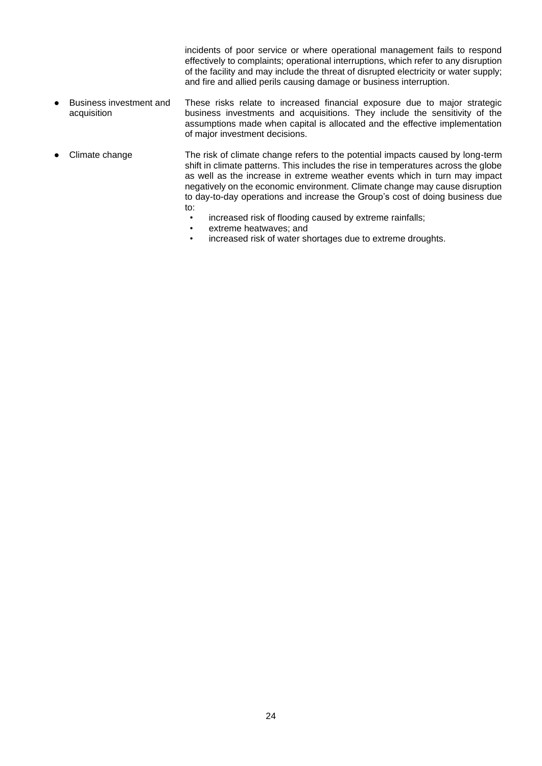incidents of poor service or where operational management fails to respond effectively to complaints; operational interruptions, which refer to any disruption of the facility and may include the threat of disrupted electricity or water supply; and fire and allied perils causing damage or business interruption.

- Business investment and acquisition — These risks relate to increased financial exposure due to major strategic business investments and acquisitions. They include the sensitivity of the assumptions made when capital is allocated and the effective implementation of major investment decisions.

- Climate change — The risk of climate change refers to the potential impacts caused by long-term shift in climate patterns. This includes the rise in temperatures across the globe as well as the increase in extreme weather events which in turn may impact negatively on the economic environment. Climate change may cause disruption to day-to-day operations and increase the Group's cost of doing business due to:
  - increased risk of flooding caused by extreme rainfalls;
  - extreme heatwaves; and
  - increased risk of water shortages due to extreme droughts.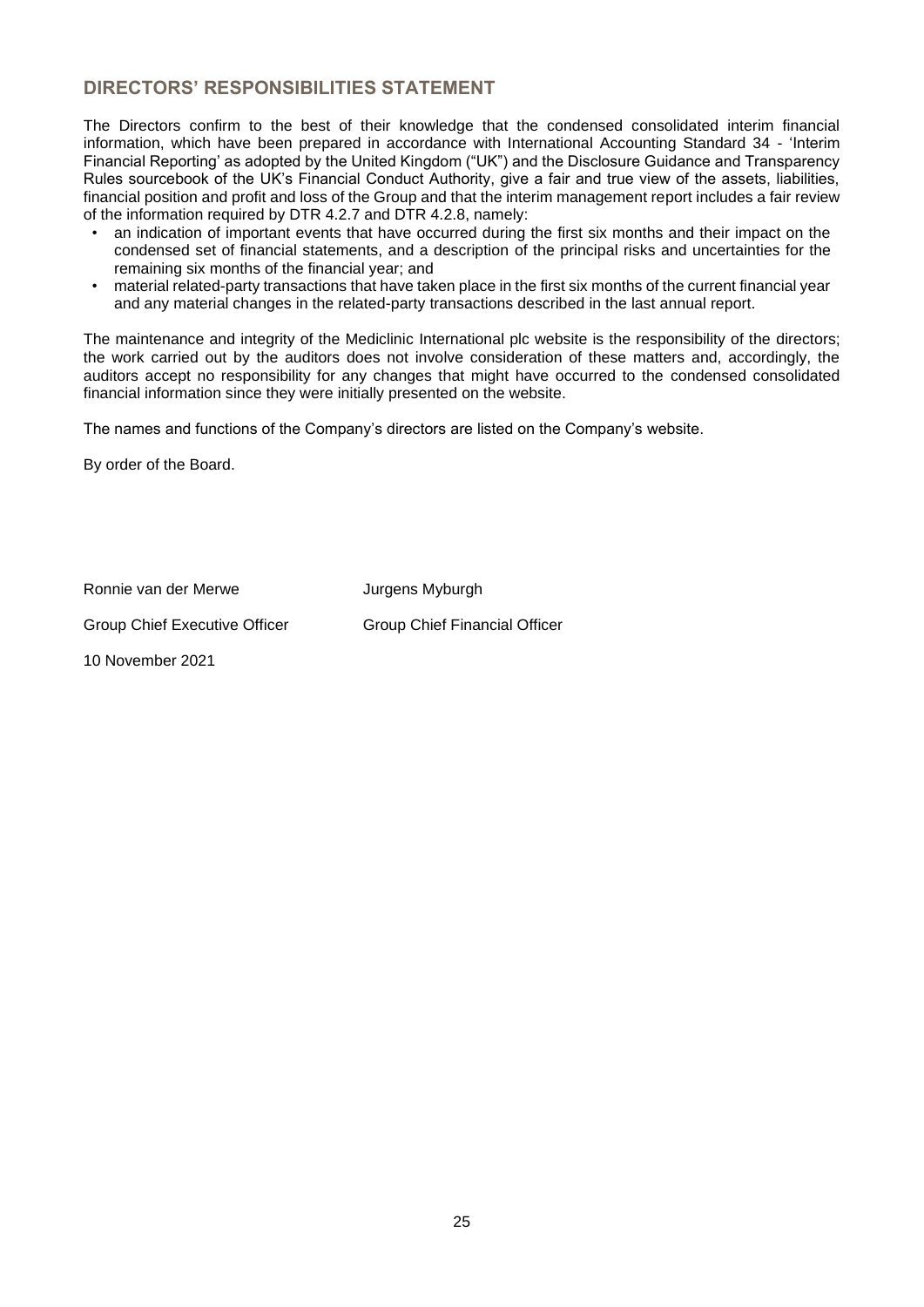## DIRECTORS' RESPONSIBILITIES STATEMENT

The Directors confirm to the best of their knowledge that the condensed consolidated interim financial information, which have been prepared in accordance with International Accounting Standard 34 - 'Interim Financial Reporting' as adopted by the United Kingdom ("UK") and the Disclosure Guidance and Transparency Rules sourcebook of the UK's Financial Conduct Authority, give a fair and true view of the assets, liabilities, financial position and profit and loss of the Group and that the interim management report includes a fair review of the information required by DTR 4.2.7 and DTR 4.2.8, namely:

- an indication of important events that have occurred during the first six months and their impact on the condensed set of financial statements, and a description of the principal risks and uncertainties for the remaining six months of the financial year; and
- material related-party transactions that have taken place in the first six months of the current financial year and any material changes in the related-party transactions described in the last annual report.

The maintenance and integrity of the Mediclinic International plc website is the responsibility of the directors; the work carried out by the auditors does not involve consideration of these matters and, accordingly, the auditors accept no responsibility for any changes that might have occurred to the condensed consolidated financial information since they were initially presented on the website.

The names and functions of the Company's directors are listed on the Company's website.

By order of the Board.

Ronnie van der Merwe — Group Chief Executive Officer

Jurgens Myburgh — Group Chief Financial Officer

10 November 2021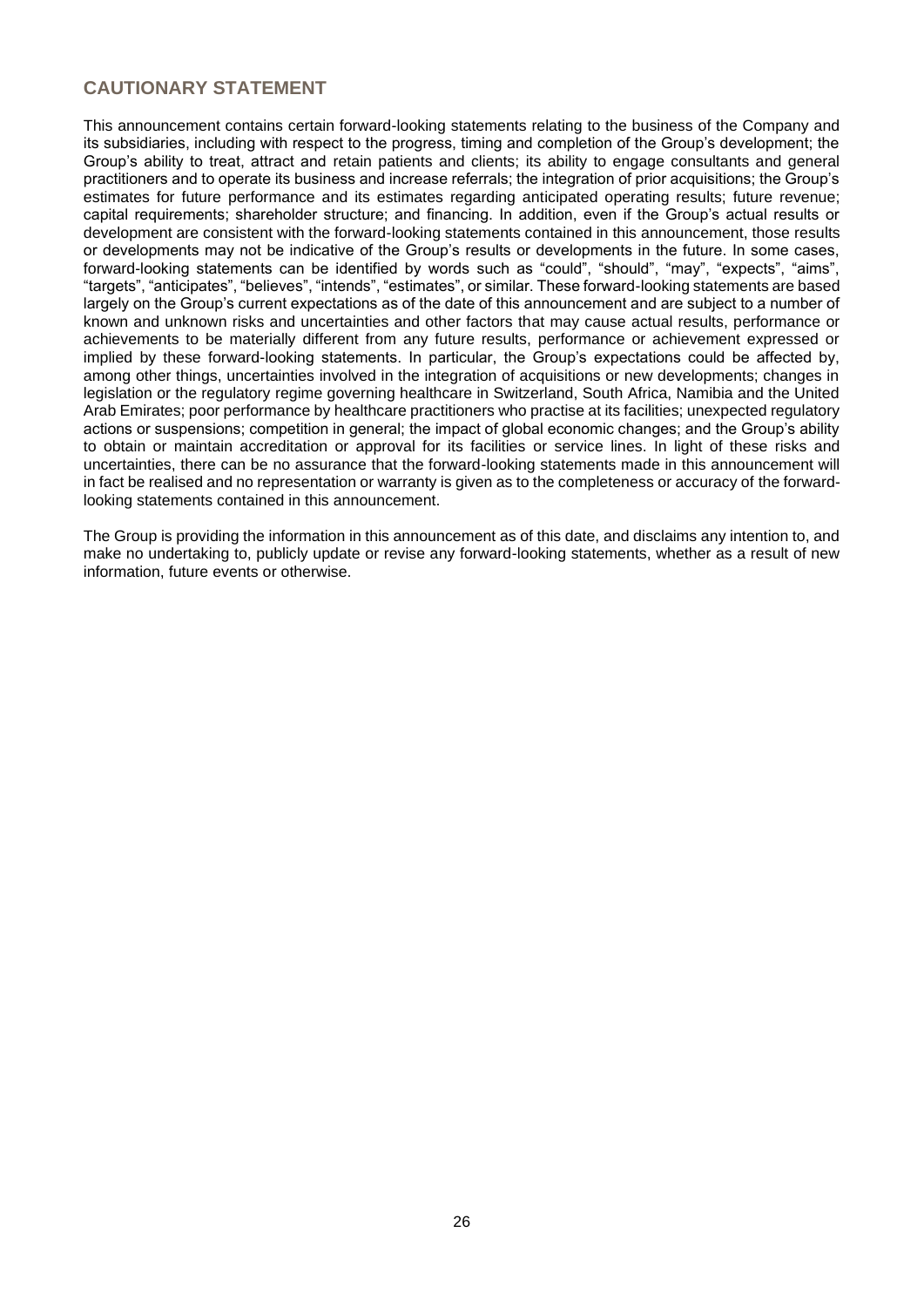## CAUTIONARY STATEMENT

This announcement contains certain forward-looking statements relating to the business of the Company and its subsidiaries, including with respect to the progress, timing and completion of the Group's development; the Group's ability to treat, attract and retain patients and clients; its ability to engage consultants and general practitioners and to operate its business and increase referrals; the integration of prior acquisitions; the Group's estimates for future performance and its estimates regarding anticipated operating results; future revenue; capital requirements; shareholder structure; and financing. In addition, even if the Group's actual results or development are consistent with the forward-looking statements contained in this announcement, those results or developments may not be indicative of the Group's results or developments in the future. In some cases, forward-looking statements can be identified by words such as "could", "should", "may", "expects", "aims", "targets", "anticipates", "believes", "intends", "estimates", or similar. These forward-looking statements are based largely on the Group's current expectations as of the date of this announcement and are subject to a number of known and unknown risks and uncertainties and other factors that may cause actual results, performance or achievements to be materially different from any future results, performance or achievement expressed or implied by these forward-looking statements. In particular, the Group's expectations could be affected by, among other things, uncertainties involved in the integration of acquisitions or new developments; changes in legislation or the regulatory regime governing healthcare in Switzerland, South Africa, Namibia and the United Arab Emirates; poor performance by healthcare practitioners who practise at its facilities; unexpected regulatory actions or suspensions; competition in general; the impact of global economic changes; and the Group's ability to obtain or maintain accreditation or approval for its facilities or service lines. In light of these risks and uncertainties, there can be no assurance that the forward-looking statements made in this announcement will in fact be realised and no representation or warranty is given as to the completeness or accuracy of the forward-looking statements contained in this announcement.

The Group is providing the information in this announcement as of this date, and disclaims any intention to, and make no undertaking to, publicly update or revise any forward-looking statements, whether as a result of new information, future events or otherwise.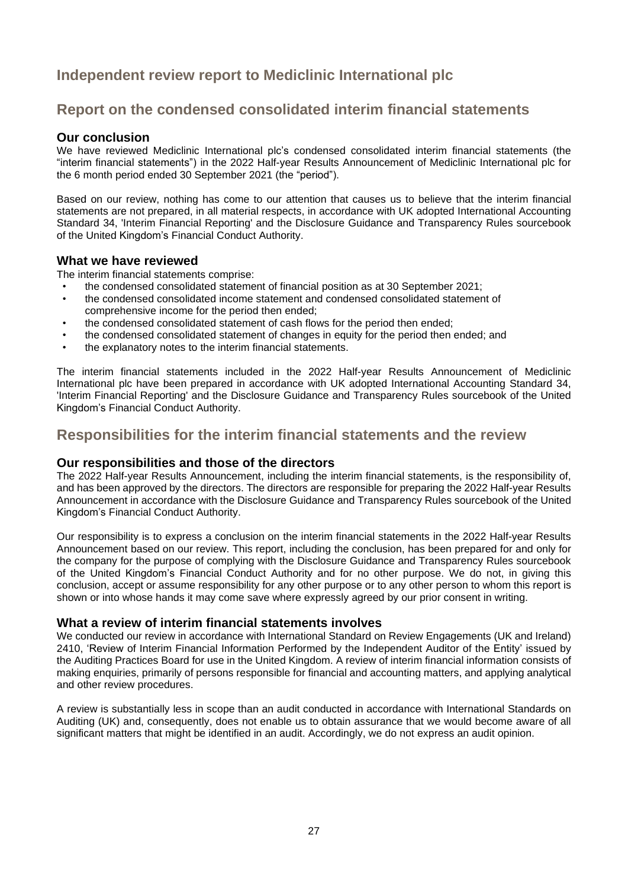# Independent review report to Mediclinic International plc

## Report on the condensed consolidated interim financial statements

### Our conclusion

We have reviewed Mediclinic International plc's condensed consolidated interim financial statements (the "interim financial statements") in the 2022 Half-year Results Announcement of Mediclinic International plc for the 6 month period ended 30 September 2021 (the "period").

Based on our review, nothing has come to our attention that causes us to believe that the interim financial statements are not prepared, in all material respects, in accordance with UK adopted International Accounting Standard 34, 'Interim Financial Reporting' and the Disclosure Guidance and Transparency Rules sourcebook of the United Kingdom's Financial Conduct Authority.

### What we have reviewed

The interim financial statements comprise:

- the condensed consolidated statement of financial position as at 30 September 2021;
- the condensed consolidated income statement and condensed consolidated statement of comprehensive income for the period then ended;
- the condensed consolidated statement of cash flows for the period then ended;
- the condensed consolidated statement of changes in equity for the period then ended; and
- the explanatory notes to the interim financial statements.

The interim financial statements included in the 2022 Half-year Results Announcement of Mediclinic International plc have been prepared in accordance with UK adopted International Accounting Standard 34, 'Interim Financial Reporting' and the Disclosure Guidance and Transparency Rules sourcebook of the United Kingdom's Financial Conduct Authority.

## Responsibilities for the interim financial statements and the review

### Our responsibilities and those of the directors

The 2022 Half-year Results Announcement, including the interim financial statements, is the responsibility of, and has been approved by the directors. The directors are responsible for preparing the 2022 Half-year Results Announcement in accordance with the Disclosure Guidance and Transparency Rules sourcebook of the United Kingdom's Financial Conduct Authority.

Our responsibility is to express a conclusion on the interim financial statements in the 2022 Half-year Results Announcement based on our review. This report, including the conclusion, has been prepared for and only for the company for the purpose of complying with the Disclosure Guidance and Transparency Rules sourcebook of the United Kingdom's Financial Conduct Authority and for no other purpose. We do not, in giving this conclusion, accept or assume responsibility for any other purpose or to any other person to whom this report is shown or into whose hands it may come save where expressly agreed by our prior consent in writing.

### What a review of interim financial statements involves

We conducted our review in accordance with International Standard on Review Engagements (UK and Ireland) 2410, 'Review of Interim Financial Information Performed by the Independent Auditor of the Entity' issued by the Auditing Practices Board for use in the United Kingdom. A review of interim financial information consists of making enquiries, primarily of persons responsible for financial and accounting matters, and applying analytical and other review procedures.

A review is substantially less in scope than an audit conducted in accordance with International Standards on Auditing (UK) and, consequently, does not enable us to obtain assurance that we would become aware of all significant matters that might be identified in an audit. Accordingly, we do not express an audit opinion.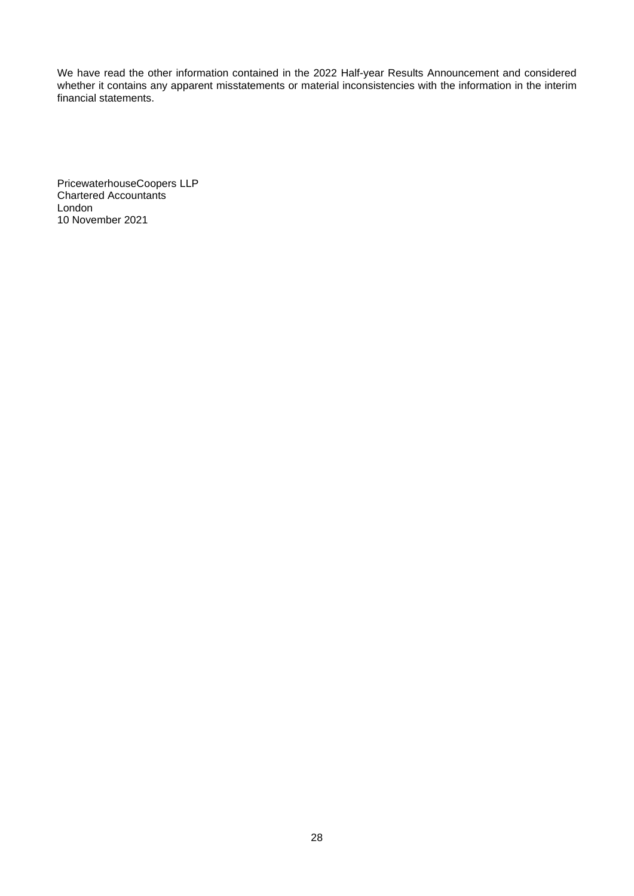We have read the other information contained in the 2022 Half-year Results Announcement and considered whether it contains any apparent misstatements or material inconsistencies with the information in the interim financial statements.

PricewaterhouseCoopers LLP
Chartered Accountants
London
10 November 2021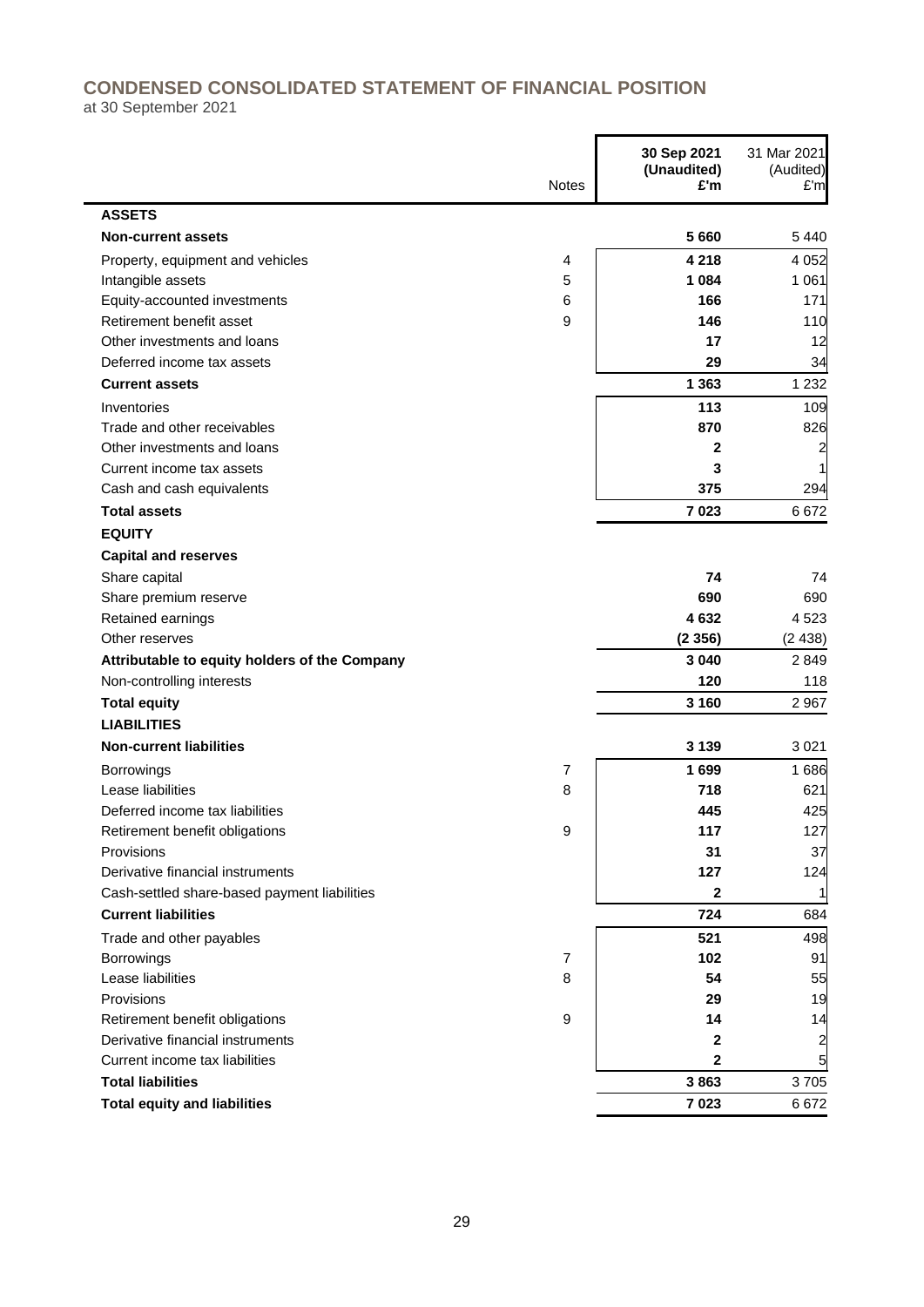## CONDENSED CONSOLIDATED STATEMENT OF FINANCIAL POSITION

at 30 September 2021

| | Notes | 30 Sep 2021 (Unaudited) £'m | 31 Mar 2021 (Audited) £'m |
|---|---|---|---|
| **ASSETS** | | | |
| **Non-current assets** | | **5 660** | 5 440 |
| Property, equipment and vehicles | 4 | **4 218** | 4 052 |
| Intangible assets | 5 | **1 084** | 1 061 |
| Equity-accounted investments | 6 | **166** | 171 |
| Retirement benefit asset | 9 | **146** | 110 |
| Other investments and loans | | **17** | 12 |
| Deferred income tax assets | | **29** | 34 |
| **Current assets** | | **1 363** | 1 232 |
| Inventories | | **113** | 109 |
| Trade and other receivables | | **870** | 826 |
| Other investments and loans | | **2** | 2 |
| Current income tax assets | | **3** | 1 |
| Cash and cash equivalents | | **375** | 294 |
| **Total assets** | | **7 023** | 6 672 |
| **EQUITY** | | | |
| **Capital and reserves** | | | |
| Share capital | | **74** | 74 |
| Share premium reserve | | **690** | 690 |
| Retained earnings | | **4 632** | 4 523 |
| Other reserves | | **(2 356)** | (2 438) |
| **Attributable to equity holders of the Company** | | **3 040** | 2 849 |
| Non-controlling interests | | **120** | 118 |
| **Total equity** | | **3 160** | 2 967 |
| **LIABILITIES** | | | |
| **Non-current liabilities** | | **3 139** | 3 021 |
| Borrowings | 7 | **1 699** | 1 686 |
| Lease liabilities | 8 | **718** | 621 |
| Deferred income tax liabilities | | **445** | 425 |
| Retirement benefit obligations | 9 | **117** | 127 |
| Provisions | | **31** | 37 |
| Derivative financial instruments | | **127** | 124 |
| Cash-settled share-based payment liabilities | | **2** | 1 |
| **Current liabilities** | | **724** | 684 |
| Trade and other payables | | **521** | 498 |
| Borrowings | 7 | **102** | 91 |
| Lease liabilities | 8 | **54** | 55 |
| Provisions | | **29** | 19 |
| Retirement benefit obligations | 9 | **14** | 14 |
| Derivative financial instruments | | **2** | 2 |
| Current income tax liabilities | | **2** | 5 |
| **Total liabilities** | | **3 863** | 3 705 |
| **Total equity and liabilities** | | **7 023** | 6 672 |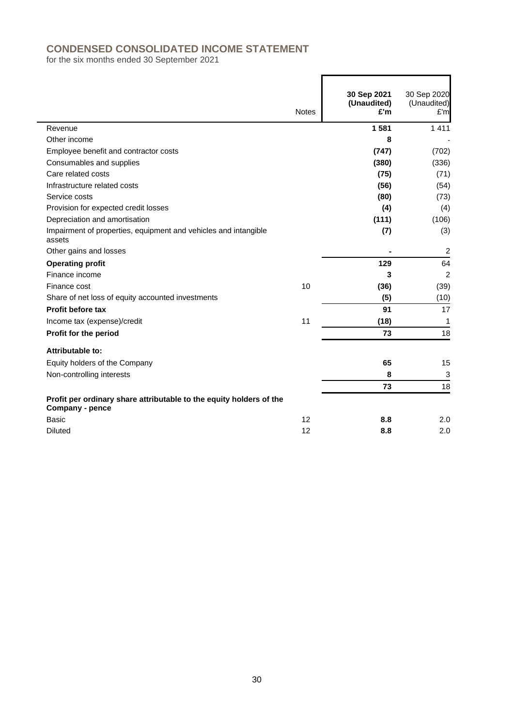## CONDENSED CONSOLIDATED INCOME STATEMENT

for the six months ended 30 September 2021

| | Notes | **30 Sep 2021 (Unaudited) £'m** | 30 Sep 2020 (Unaudited) £'m |
|---|---|---|---|
| Revenue | | **1 581** | 1 411 |
| Other income | | **8** | - |
| Employee benefit and contractor costs | | **(747)** | (702) |
| Consumables and supplies | | **(380)** | (336) |
| Care related costs | | **(75)** | (71) |
| Infrastructure related costs | | **(56)** | (54) |
| Service costs | | **(80)** | (73) |
| Provision for expected credit losses | | **(4)** | (4) |
| Depreciation and amortisation | | **(111)** | (106) |
| Impairment of properties, equipment and vehicles and intangible assets | | **(7)** | (3) |
| Other gains and losses | | **-** | 2 |
| **Operating profit** | | **129** | 64 |
| Finance income | | **3** | 2 |
| Finance cost | 10 | **(36)** | (39) |
| Share of net loss of equity accounted investments | | **(5)** | (10) |
| **Profit before tax** | | **91** | 17 |
| Income tax (expense)/credit | 11 | **(18)** | 1 |
| **Profit for the period** | | **73** | 18 |
| **Attributable to:** | | | |
| Equity holders of the Company | | **65** | 15 |
| Non-controlling interests | | **8** | 3 |
| | | **73** | 18 |
| **Profit per ordinary share attributable to the equity holders of the Company - pence** | | | |
| Basic | 12 | **8.8** | 2.0 |
| Diluted | 12 | **8.8** | 2.0 |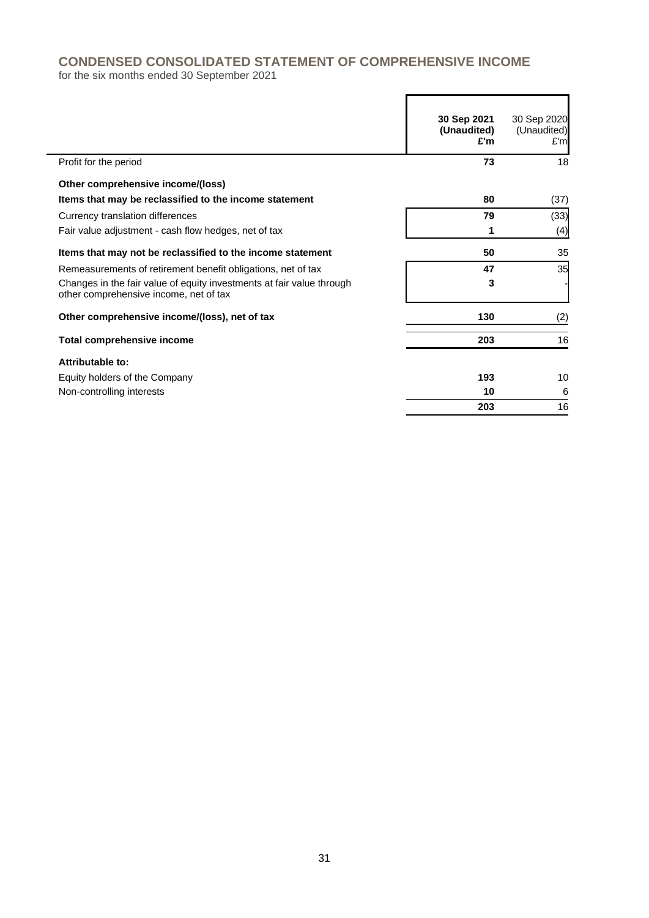## CONDENSED CONSOLIDATED STATEMENT OF COMPREHENSIVE INCOME

for the six months ended 30 September 2021

| | **30 Sep 2021 (Unaudited) £'m** | 30 Sep 2020 (Unaudited) £'m |
|---|---|---|
| Profit for the period | **73** | 18 |
| **Other comprehensive income/(loss)** | | |
| **Items that may be reclassified to the income statement** | **80** | (37) |
| Currency translation differences | **79** | (33) |
| Fair value adjustment - cash flow hedges, net of tax | **1** | (4) |
| **Items that may not be reclassified to the income statement** | **50** | 35 |
| Remeasurements of retirement benefit obligations, net of tax | **47** | 35 |
| Changes in the fair value of equity investments at fair value through other comprehensive income, net of tax | **3** | - |
| **Other comprehensive income/(loss), net of tax** | **130** | (2) |
| **Total comprehensive income** | **203** | 16 |
| **Attributable to:** | | |
| Equity holders of the Company | **193** | 10 |
| Non-controlling interests | **10** | 6 |
| | **203** | 16 |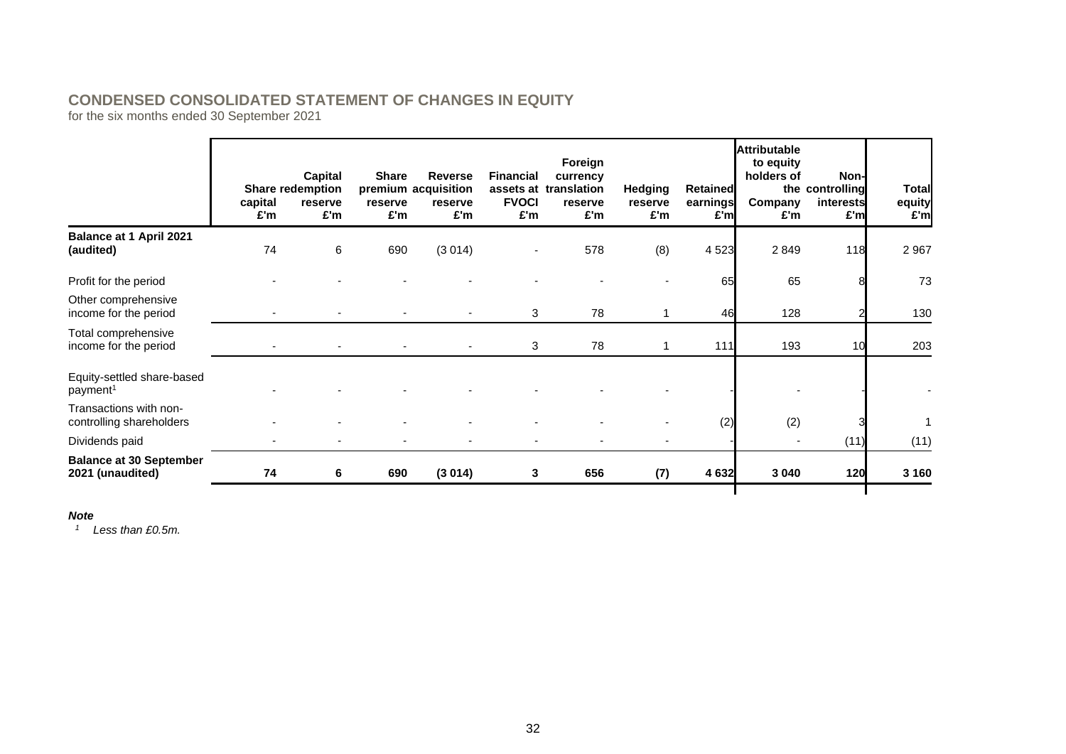## CONDENSED CONSOLIDATED STATEMENT OF CHANGES IN EQUITY

for the six months ended 30 September 2021

| | Share capital £'m | Capital redemption reserve £'m | Share premium reserve £'m | Reverse acquisition reserve £'m | Financial assets at FVOCI £'m | Foreign currency translation reserve £'m | Hedging reserve £'m | Retained earnings £'m | Attributable to equity holders of the Company £'m | Non-controlling interests £'m | Total equity £'m |
|---|---|---|---|---|---|---|---|---|---|---|---|
| **Balance at 1 April 2021 (audited)** | 74 | 6 | 690 | (3 014) | - | 578 | (8) | 4 523 | 2 849 | 118 | 2 967 |
| Profit for the period | - | - | - | - | - | - | - | 65 | 65 | 8 | 73 |
| Other comprehensive income for the period | - | - | - | - | 3 | 78 | 1 | 46 | 128 | 2 | 130 |
| Total comprehensive income for the period | - | - | - | - | 3 | 78 | 1 | 111 | 193 | 10 | 203 |
| Equity-settled share-based payment[1] | - | - | - | - | - | - | - | - | - | - | - |
| Transactions with non-controlling shareholders | - | - | - | - | - | - | - | (2) | (2) | 3 | 1 |
| Dividends paid | - | - | - | - | - | - | - | - | - | (11) | (11) |
| **Balance at 30 September 2021 (unaudited)** | **74** | **6** | **690** | **(3 014)** | **3** | **656** | **(7)** | **4 632** | **3 040** | **120** | **3 160** |

***Note***

*[1] Less than £0.5m.*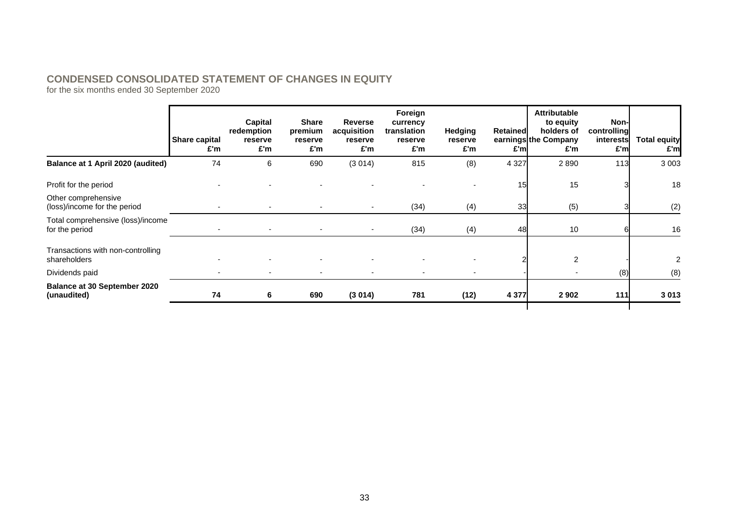## CONDENSED CONSOLIDATED STATEMENT OF CHANGES IN EQUITY

for the six months ended 30 September 2020

| | Share capital £'m | Capital redemption reserve £'m | Share premium reserve £'m | Reverse acquisition reserve £'m | Foreign currency translation reserve £'m | Hedging reserve £'m | Retained earnings £'m | Attributable to equity holders of the Company £'m | Non-controlling interests £'m | Total equity £'m |
|---|---|---|---|---|---|---|---|---|---|---|
| **Balance at 1 April 2020 (audited)** | 74 | 6 | 690 | (3 014) | 815 | (8) | 4 327 | 2 890 | 113 | 3 003 |
| Profit for the period | - | - | - | - | - | - | 15 | 15 | 3 | 18 |
| Other comprehensive (loss)/income for the period | - | - | - | - | (34) | (4) | 33 | (5) | 3 | (2) |
| Total comprehensive (loss)/income for the period | - | - | - | - | (34) | (4) | 48 | 10 | 6 | 16 |
| Transactions with non-controlling shareholders | - | - | - | - | - | - | 2 | 2 | - | 2 |
| Dividends paid | - | - | - | - | - | - | - | - | (8) | (8) |
| **Balance at 30 September 2020 (unaudited)** | **74** | **6** | **690** | **(3 014)** | **781** | **(12)** | **4 377** | **2 902** | **111** | **3 013** |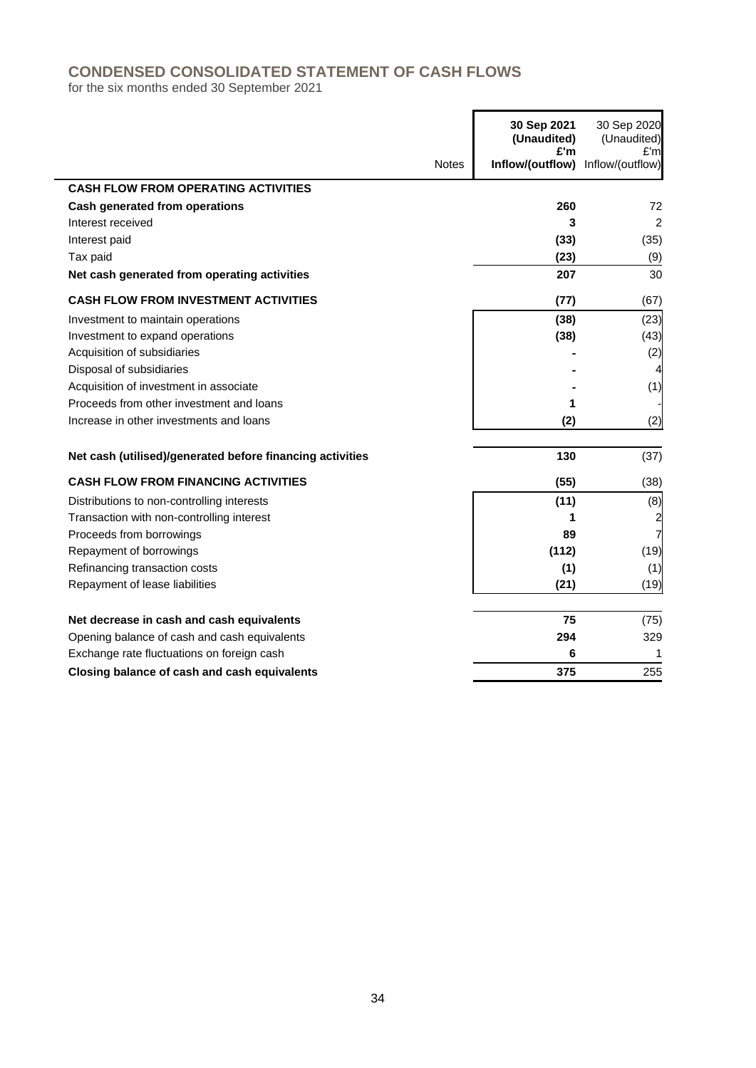## CONDENSED CONSOLIDATED STATEMENT OF CASH FLOWS

for the six months ended 30 September 2021

| | Notes | **30 Sep 2021 (Unaudited) £'m Inflow/(outflow)** | 30 Sep 2020 (Unaudited) £'m Inflow/(outflow) |
|---|---|---|---|
| **CASH FLOW FROM OPERATING ACTIVITIES** | | | |
| **Cash generated from operations** | | **260** | 72 |
| Interest received | | **3** | 2 |
| Interest paid | | **(33)** | (35) |
| Tax paid | | **(23)** | (9) |
| **Net cash generated from operating activities** | | **207** | 30 |
| **CASH FLOW FROM INVESTMENT ACTIVITIES** | | **(77)** | (67) |
| Investment to maintain operations | | **(38)** | (23) |
| Investment to expand operations | | **(38)** | (43) |
| Acquisition of subsidiaries | | **-** | (2) |
| Disposal of subsidiaries | | **-** | 4 |
| Acquisition of investment in associate | | **-** | (1) |
| Proceeds from other investment and loans | | **1** | - |
| Increase in other investments and loans | | **(2)** | (2) |
| **Net cash (utilised)/generated before financing activities** | | **130** | (37) |
| **CASH FLOW FROM FINANCING ACTIVITIES** | | **(55)** | (38) |
| Distributions to non-controlling interests | | **(11)** | (8) |
| Transaction with non-controlling interest | | **1** | 2 |
| Proceeds from borrowings | | **89** | 7 |
| Repayment of borrowings | | **(112)** | (19) |
| Refinancing transaction costs | | **(1)** | (1) |
| Repayment of lease liabilities | | **(21)** | (19) |
| **Net decrease in cash and cash equivalents** | | **75** | (75) |
| Opening balance of cash and cash equivalents | | **294** | 329 |
| Exchange rate fluctuations on foreign cash | | **6** | 1 |
| **Closing balance of cash and cash equivalents** | | **375** | 255 |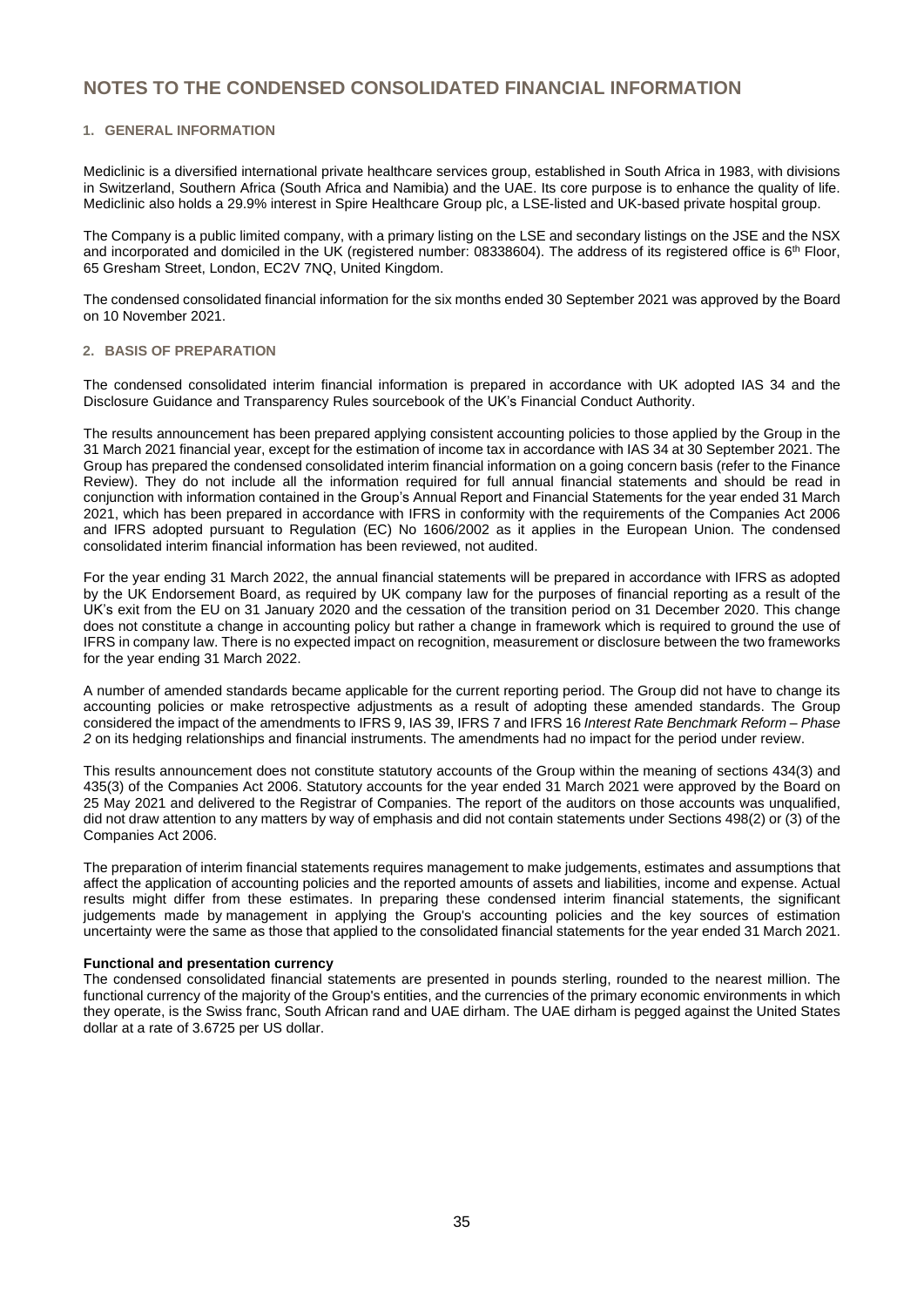# NOTES TO THE CONDENSED CONSOLIDATED FINANCIAL INFORMATION

## 1. GENERAL INFORMATION

Mediclinic is a diversified international private healthcare services group, established in South Africa in 1983, with divisions in Switzerland, Southern Africa (South Africa and Namibia) and the UAE. Its core purpose is to enhance the quality of life. Mediclinic also holds a 29.9% interest in Spire Healthcare Group plc, a LSE-listed and UK-based private hospital group.

The Company is a public limited company, with a primary listing on the LSE and secondary listings on the JSE and the NSX and incorporated and domiciled in the UK (registered number: 08338604). The address of its registered office is 6th Floor, 65 Gresham Street, London, EC2V 7NQ, United Kingdom.

The condensed consolidated financial information for the six months ended 30 September 2021 was approved by the Board on 10 November 2021.

## 2. BASIS OF PREPARATION

The condensed consolidated interim financial information is prepared in accordance with UK adopted IAS 34 and the Disclosure Guidance and Transparency Rules sourcebook of the UK's Financial Conduct Authority.

The results announcement has been prepared applying consistent accounting policies to those applied by the Group in the 31 March 2021 financial year, except for the estimation of income tax in accordance with IAS 34 at 30 September 2021. The Group has prepared the condensed consolidated interim financial information on a going concern basis (refer to the Finance Review). They do not include all the information required for full annual financial statements and should be read in conjunction with information contained in the Group's Annual Report and Financial Statements for the year ended 31 March 2021, which has been prepared in accordance with IFRS in conformity with the requirements of the Companies Act 2006 and IFRS adopted pursuant to Regulation (EC) No 1606/2002 as it applies in the European Union. The condensed consolidated interim financial information has been reviewed, not audited.

For the year ending 31 March 2022, the annual financial statements will be prepared in accordance with IFRS as adopted by the UK Endorsement Board, as required by UK company law for the purposes of financial reporting as a result of the UK's exit from the EU on 31 January 2020 and the cessation of the transition period on 31 December 2020. This change does not constitute a change in accounting policy but rather a change in framework which is required to ground the use of IFRS in company law. There is no expected impact on recognition, measurement or disclosure between the two frameworks for the year ending 31 March 2022.

A number of amended standards became applicable for the current reporting period. The Group did not have to change its accounting policies or make retrospective adjustments as a result of adopting these amended standards. The Group considered the impact of the amendments to IFRS 9, IAS 39, IFRS 7 and IFRS 16 *Interest Rate Benchmark Reform – Phase 2* on its hedging relationships and financial instruments. The amendments had no impact for the period under review.

This results announcement does not constitute statutory accounts of the Group within the meaning of sections 434(3) and 435(3) of the Companies Act 2006. Statutory accounts for the year ended 31 March 2021 were approved by the Board on 25 May 2021 and delivered to the Registrar of Companies. The report of the auditors on those accounts was unqualified, did not draw attention to any matters by way of emphasis and did not contain statements under Sections 498(2) or (3) of the Companies Act 2006.

The preparation of interim financial statements requires management to make judgements, estimates and assumptions that affect the application of accounting policies and the reported amounts of assets and liabilities, income and expense. Actual results might differ from these estimates. In preparing these condensed interim financial statements, the significant judgements made by management in applying the Group's accounting policies and the key sources of estimation uncertainty were the same as those that applied to the consolidated financial statements for the year ended 31 March 2021.

**Functional and presentation currency**

The condensed consolidated financial statements are presented in pounds sterling, rounded to the nearest million. The functional currency of the majority of the Group's entities, and the currencies of the primary economic environments in which they operate, is the Swiss franc, South African rand and UAE dirham. The UAE dirham is pegged against the United States dollar at a rate of 3.6725 per US dollar.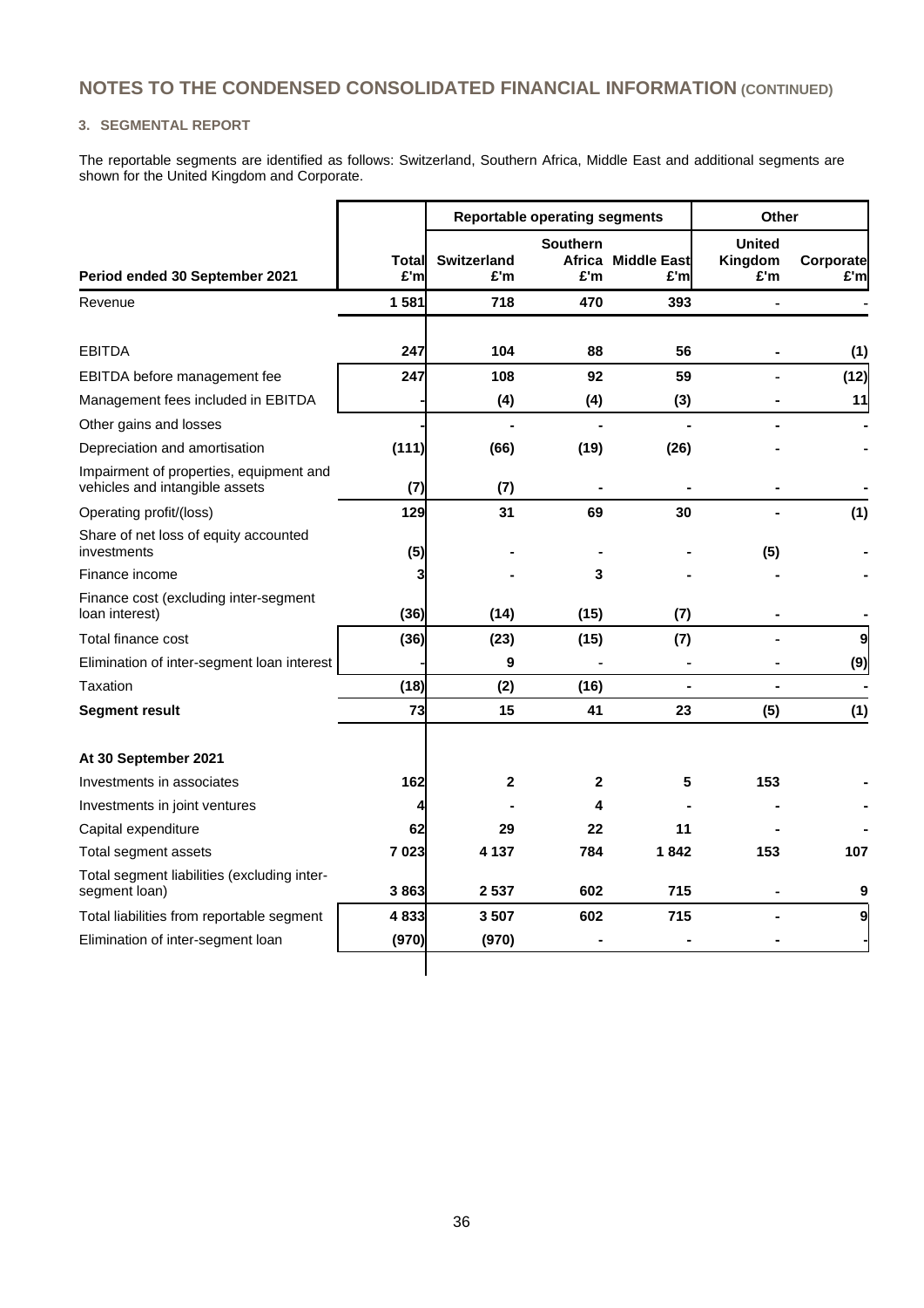## NOTES TO THE CONDENSED CONSOLIDATED FINANCIAL INFORMATION (CONTINUED)

### 3. SEGMENTAL REPORT

The reportable segments are identified as follows: Switzerland, Southern Africa, Middle East and additional segments are shown for the United Kingdom and Corporate.

| | | Reportable operating segments | | | Other | |
|---|---|---|---|---|---|---|
| **Period ended 30 September 2021** | **Total £'m** | **Switzerland £'m** | **Southern Africa £'m** | **Middle East £'m** | **United Kingdom £'m** | **Corporate £'m** |
| Revenue | **1 581** | **718** | **470** | **393** | **-** | **-** |
| | | | | | | |
| EBITDA | **247** | **104** | **88** | **56** | **-** | **(1)** |
| EBITDA before management fee | **247** | **108** | **92** | **59** | - | **(12)** |
| Management fees included in EBITDA | **-** | **(4)** | **(4)** | **(3)** | **-** | **11** |
| Other gains and losses | **-** | **-** | **-** | **-** | **-** | **-** |
| Depreciation and amortisation | **(111)** | **(66)** | **(19)** | **(26)** | **-** | **-** |
| Impairment of properties, equipment and vehicles and intangible assets | **(7)** | **(7)** | **-** | **-** | **-** | **-** |
| Operating profit/(loss) | **129** | **31** | **69** | **30** | **-** | **(1)** |
| Share of net loss of equity accounted investments | **(5)** | **-** | **-** | **-** | **(5)** | **-** |
| Finance income | **3** | **-** | **3** | **-** | **-** | **-** |
| Finance cost (excluding inter-segment loan interest) | **(36)** | **(14)** | **(15)** | **(7)** | **-** | **-** |
| Total finance cost | **(36)** | **(23)** | **(15)** | **(7)** | **-** | **9** |
| Elimination of inter-segment loan interest | **-** | **9** | **-** | **-** | **-** | **(9)** |
| Taxation | **(18)** | **(2)** | **(16)** | **-** | **-** | **-** |
| **Segment result** | **73** | **15** | **41** | **23** | **(5)** | **(1)** |
| | | | | | | |
| **At 30 September 2021** | | | | | | |
| Investments in associates | **162** | **2** | **2** | **5** | **153** | **-** |
| Investments in joint ventures | **4** | **-** | **4** | **-** | **-** | **-** |
| Capital expenditure | **62** | **29** | **22** | **11** | **-** | **-** |
| Total segment assets | **7 023** | **4 137** | **784** | **1 842** | **153** | **107** |
| Total segment liabilities (excluding inter-segment loan) | **3 863** | **2 537** | **602** | **715** | **-** | **9** |
| Total liabilities from reportable segment | **4 833** | **3 507** | **602** | **715** | **-** | **9** |
| Elimination of inter-segment loan | **(970)** | **(970)** | **-** | **-** | **-** | **-** |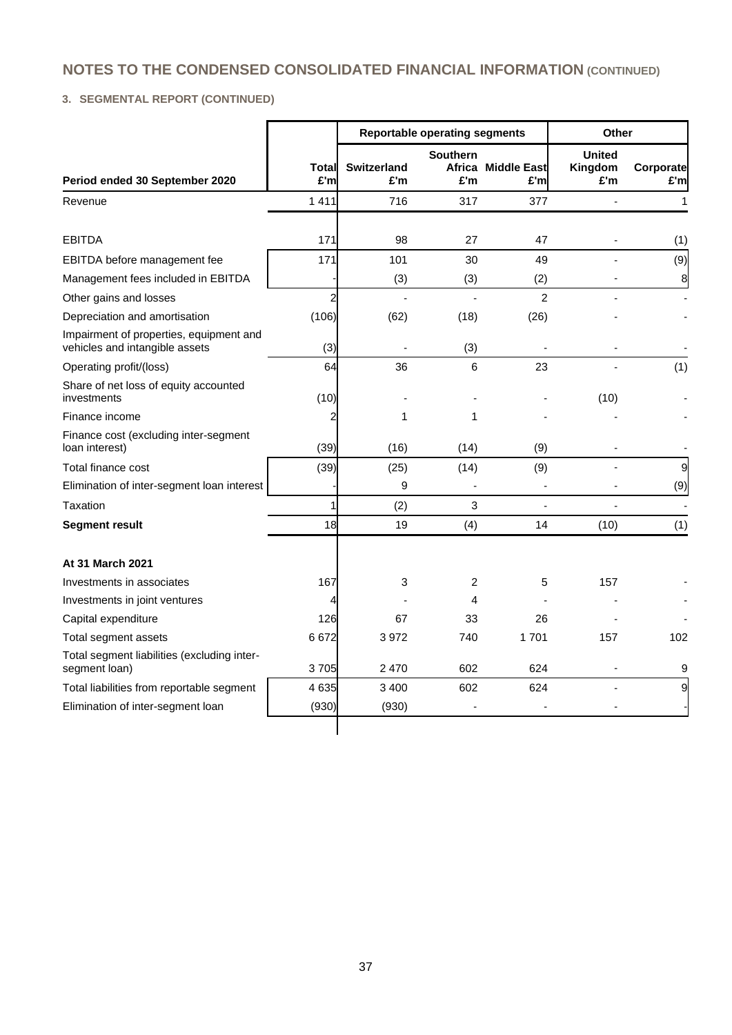# NOTES TO THE CONDENSED CONSOLIDATED FINANCIAL INFORMATION (CONTINUED)

### 3. SEGMENTAL REPORT (CONTINUED)

| | | Reportable operating segments | | | Other | |
|---|---|---|---|---|---|---|
| **Period ended 30 September 2020** | **Total £'m** | **Switzerland £'m** | **Southern Africa £'m** | **Middle East £'m** | **United Kingdom £'m** | **Corporate £'m** |
| Revenue | 1 411 | 716 | 317 | 377 | - | 1 |
| | | | | | | |
| EBITDA | 171 | 98 | 27 | 47 | - | (1) |
| EBITDA before management fee | 171 | 101 | 30 | 49 | - | (9) |
| Management fees included in EBITDA | - | (3) | (3) | (2) | - | 8 |
| Other gains and losses | 2 | - | - | 2 | - | - |
| Depreciation and amortisation | (106) | (62) | (18) | (26) | - | - |
| Impairment of properties, equipment and vehicles and intangible assets | (3) | - | (3) | - | - | - |
| Operating profit/(loss) | 64 | 36 | 6 | 23 | - | (1) |
| Share of net loss of equity accounted investments | (10) | - | - | - | (10) | - |
| Finance income | 2 | 1 | 1 | - | - | - |
| Finance cost (excluding inter-segment loan interest) | (39) | (16) | (14) | (9) | - | - |
| Total finance cost | (39) | (25) | (14) | (9) | - | 9 |
| Elimination of inter-segment loan interest | - | 9 | - | - | - | (9) |
| Taxation | 1 | (2) | 3 | - | - | - |
| **Segment result** | 18 | 19 | (4) | 14 | (10) | (1) |
| | | | | | | |
| **At 31 March 2021** | | | | | | |
| Investments in associates | 167 | 3 | 2 | 5 | 157 | - |
| Investments in joint ventures | 4 | - | 4 | - | - | - |
| Capital expenditure | 126 | 67 | 33 | 26 | - | - |
| Total segment assets | 6 672 | 3 972 | 740 | 1 701 | 157 | 102 |
| Total segment liabilities (excluding inter-segment loan) | 3 705 | 2 470 | 602 | 624 | - | 9 |
| Total liabilities from reportable segment | 4 635 | 3 400 | 602 | 624 | - | 9 |
| Elimination of inter-segment loan | (930) | (930) | - | - | - | - |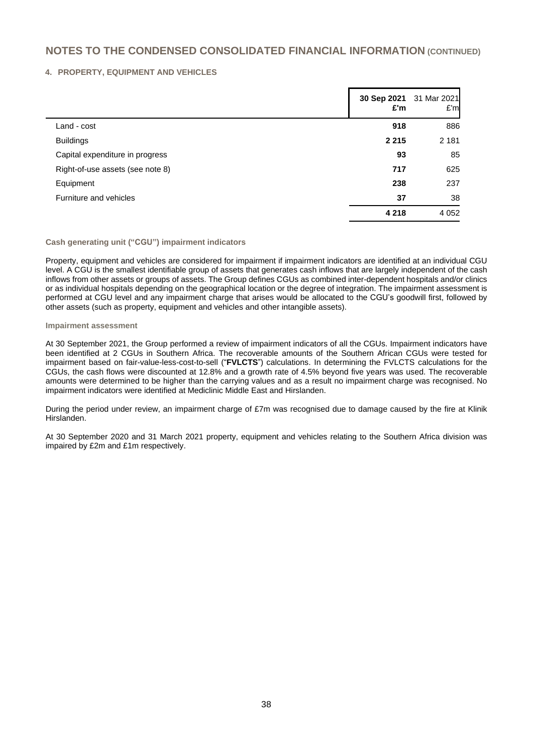# NOTES TO THE CONDENSED CONSOLIDATED FINANCIAL INFORMATION (CONTINUED)

## 4. PROPERTY, EQUIPMENT AND VEHICLES

| | **30 Sep 2021 £'m** | 31 Mar 2021 £'m |
|---|---|---|
| Land - cost | **918** | 886 |
| Buildings | **2 215** | 2 181 |
| Capital expenditure in progress | **93** | 85 |
| Right-of-use assets (see note 8) | **717** | 625 |
| Equipment | **238** | 237 |
| Furniture and vehicles | **37** | 38 |
| | **4 218** | 4 052 |

### Cash generating unit ("CGU") impairment indicators

Property, equipment and vehicles are considered for impairment if impairment indicators are identified at an individual CGU level. A CGU is the smallest identifiable group of assets that generates cash inflows that are largely independent of the cash inflows from other assets or groups of assets. The Group defines CGUs as combined inter-dependent hospitals and/or clinics or as individual hospitals depending on the geographical location or the degree of integration. The impairment assessment is performed at CGU level and any impairment charge that arises would be allocated to the CGU's goodwill first, followed by other assets (such as property, equipment and vehicles and other intangible assets).

### Impairment assessment

At 30 September 2021, the Group performed a review of impairment indicators of all the CGUs. Impairment indicators have been identified at 2 CGUs in Southern Africa. The recoverable amounts of the Southern African CGUs were tested for impairment based on fair-value-less-cost-to-sell ("**FVLCTS**") calculations. In determining the FVLCTS calculations for the CGUs, the cash flows were discounted at 12.8% and a growth rate of 4.5% beyond five years was used. The recoverable amounts were determined to be higher than the carrying values and as a result no impairment charge was recognised. No impairment indicators were identified at Mediclinic Middle East and Hirslanden.

During the period under review, an impairment charge of £7m was recognised due to damage caused by the fire at Klinik Hirslanden.

At 30 September 2020 and 31 March 2021 property, equipment and vehicles relating to the Southern Africa division was impaired by £2m and £1m respectively.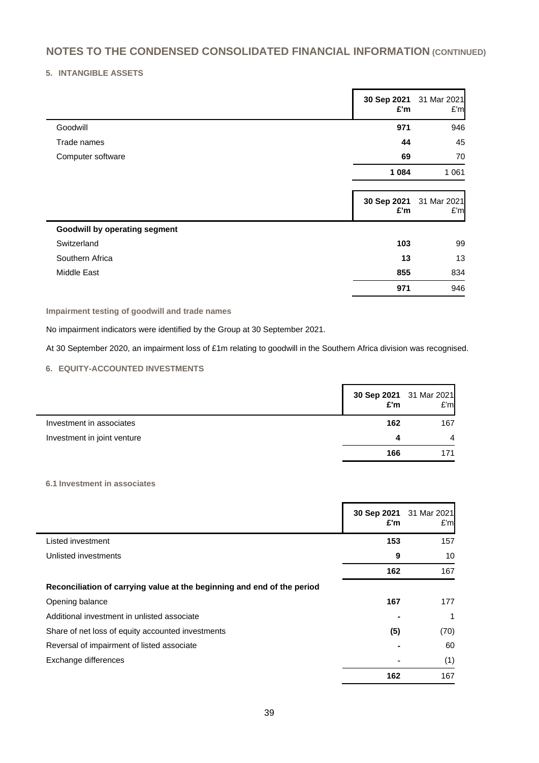# NOTES TO THE CONDENSED CONSOLIDATED FINANCIAL INFORMATION (CONTINUED)

## 5. INTANGIBLE ASSETS

| | 30 Sep 2021 £'m | 31 Mar 2021 £'m |
|---|---|---|
| Goodwill | **971** | 946 |
| Trade names | **44** | 45 |
| Computer software | **69** | 70 |
| | **1 084** | 1 061 |

| | 30 Sep 2021 £'m | 31 Mar 2021 £'m |
|---|---|---|
| **Goodwill by operating segment** | | |
| Switzerland | **103** | 99 |
| Southern Africa | **13** | 13 |
| Middle East | **855** | 834 |
| | **971** | 946 |

### Impairment testing of goodwill and trade names

No impairment indicators were identified by the Group at 30 September 2021.

At 30 September 2020, an impairment loss of £1m relating to goodwill in the Southern Africa division was recognised.

## 6. EQUITY-ACCOUNTED INVESTMENTS

| | 30 Sep 2021 £'m | 31 Mar 2021 £'m |
|---|---|---|
| Investment in associates | **162** | 167 |
| Investment in joint venture | **4** | 4 |
| | **166** | 171 |

### 6.1 Investment in associates

| | 30 Sep 2021 £'m | 31 Mar 2021 £'m |
|---|---|---|
| Listed investment | **153** | 157 |
| Unlisted investments | **9** | 10 |
| | **162** | 167 |
| **Reconciliation of carrying value at the beginning and end of the period** | | |
| Opening balance | **167** | 177 |
| Additional investment in unlisted associate | **-** | 1 |
| Share of net loss of equity accounted investments | **(5)** | (70) |
| Reversal of impairment of listed associate | **-** | 60 |
| Exchange differences | - | (1) |
| | **162** | 167 |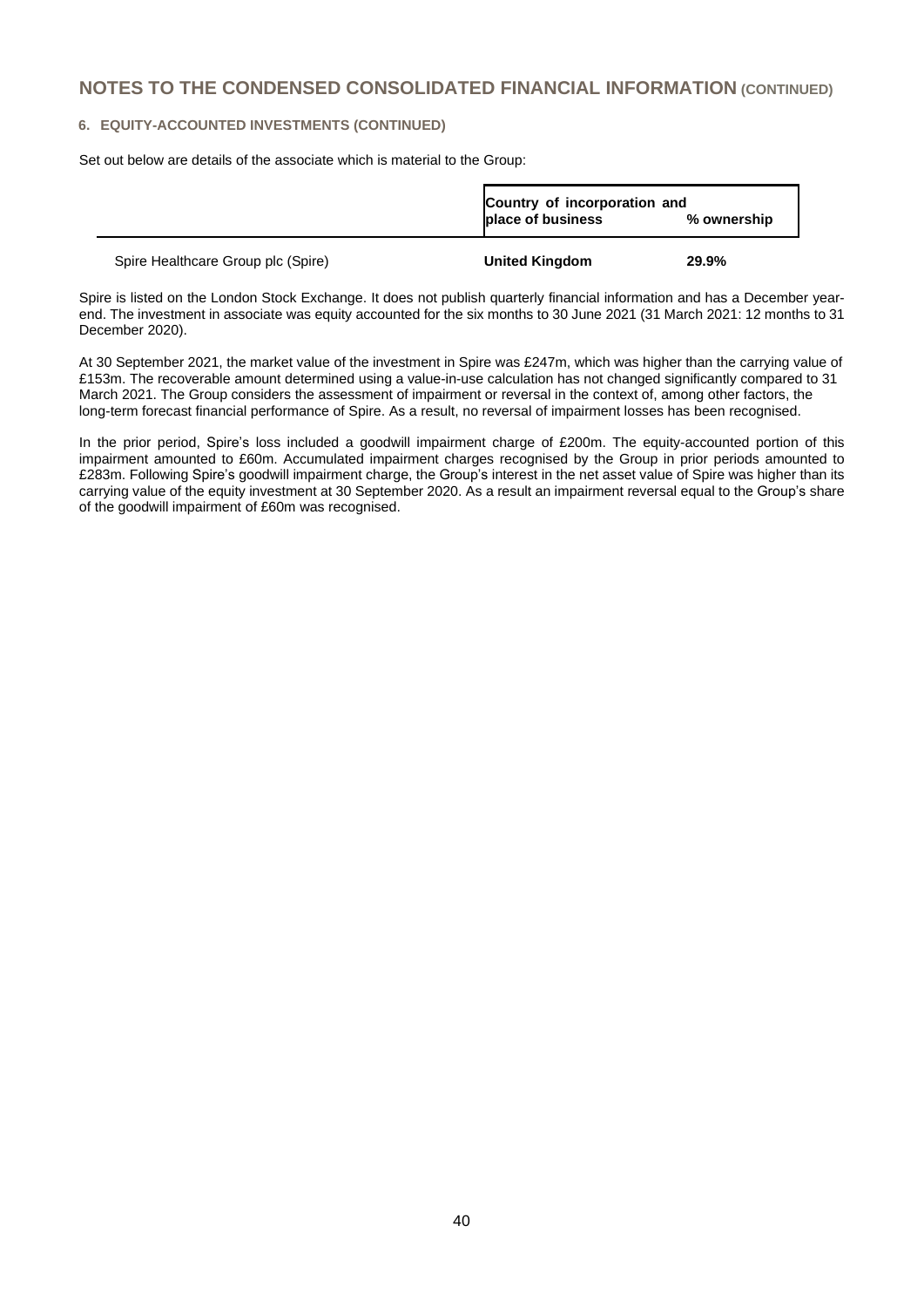## NOTES TO THE CONDENSED CONSOLIDATED FINANCIAL INFORMATION (CONTINUED)

### 6. EQUITY-ACCOUNTED INVESTMENTS (CONTINUED)

Set out below are details of the associate which is material to the Group:

| | Country of incorporation and place of business | % ownership |
|---|---|---|
| Spire Healthcare Group plc (Spire) | **United Kingdom** | **29.9%** |

Spire is listed on the London Stock Exchange. It does not publish quarterly financial information and has a December year-end. The investment in associate was equity accounted for the six months to 30 June 2021 (31 March 2021: 12 months to 31 December 2020).

At 30 September 2021, the market value of the investment in Spire was £247m, which was higher than the carrying value of £153m. The recoverable amount determined using a value-in-use calculation has not changed significantly compared to 31 March 2021. The Group considers the assessment of impairment or reversal in the context of, among other factors, the long-term forecast financial performance of Spire. As a result, no reversal of impairment losses has been recognised.

In the prior period, Spire's loss included a goodwill impairment charge of £200m. The equity-accounted portion of this impairment amounted to £60m. Accumulated impairment charges recognised by the Group in prior periods amounted to £283m. Following Spire's goodwill impairment charge, the Group's interest in the net asset value of Spire was higher than its carrying value of the equity investment at 30 September 2020. As a result an impairment reversal equal to the Group's share of the goodwill impairment of £60m was recognised.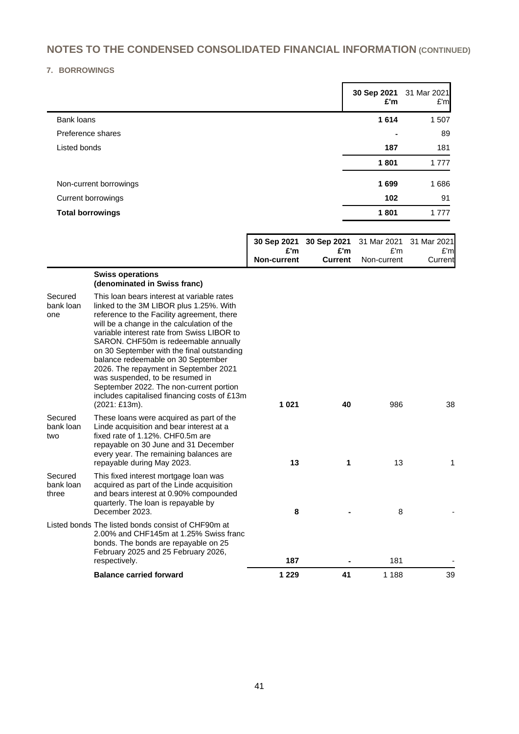# NOTES TO THE CONDENSED CONSOLIDATED FINANCIAL INFORMATION (CONTINUED)

## 7. BORROWINGS

| | **30 Sep 2021 £'m** | 31 Mar 2021 £'m |
|---|---|---|
| Bank loans | **1 614** | 1 507 |
| Preference shares | **-** | 89 |
| Listed bonds | **187** | 181 |
| | **1 801** | 1 777 |
| Non-current borrowings | **1 699** | 1 686 |
| Current borrowings | **102** | 91 |
| **Total borrowings** | **1 801** | 1 777 |

| | | **30 Sep 2021 £'m Non-current** | **30 Sep 2021 £'m Current** | 31 Mar 2021 £'m Non-current | 31 Mar 2021 £'m Current |
|---|---|---|---|---|---|
| | **Swiss operations (denominated in Swiss franc)** | | | | |
| Secured bank loan one | This loan bears interest at variable rates linked to the 3M LIBOR plus 1.25%. With reference to the Facility agreement, there will be a change in the calculation of the variable interest rate from Swiss LIBOR to SARON. CHF50m is redeemable annually on 30 September with the final outstanding balance redeemable on 30 September 2026. The repayment in September 2021 was suspended, to be resumed in September 2022. The non-current portion includes capitalised financing costs of £13m (2021: £13m). | **1 021** | **40** | 986 | 38 |
| Secured bank loan two | These loans were acquired as part of the Linde acquisition and bear interest at a fixed rate of 1.12%. CHF0.5m are repayable on 30 June and 31 December every year. The remaining balances are repayable during May 2023. | **13** | **1** | 13 | 1 |
| Secured bank loan three | This fixed interest mortgage loan was acquired as part of the Linde acquisition and bears interest at 0.90% compounded quarterly. The loan is repayable by December 2023. | **8** | **-** | 8 | - |
| Listed bonds | The listed bonds consist of CHF90m at 2.00% and CHF145m at 1.25% Swiss franc bonds. The bonds are repayable on 25 February 2025 and 25 February 2026, respectively. | **187** | **-** | 181 | - |
| | **Balance carried forward** | **1 229** | **41** | 1 188 | 39 |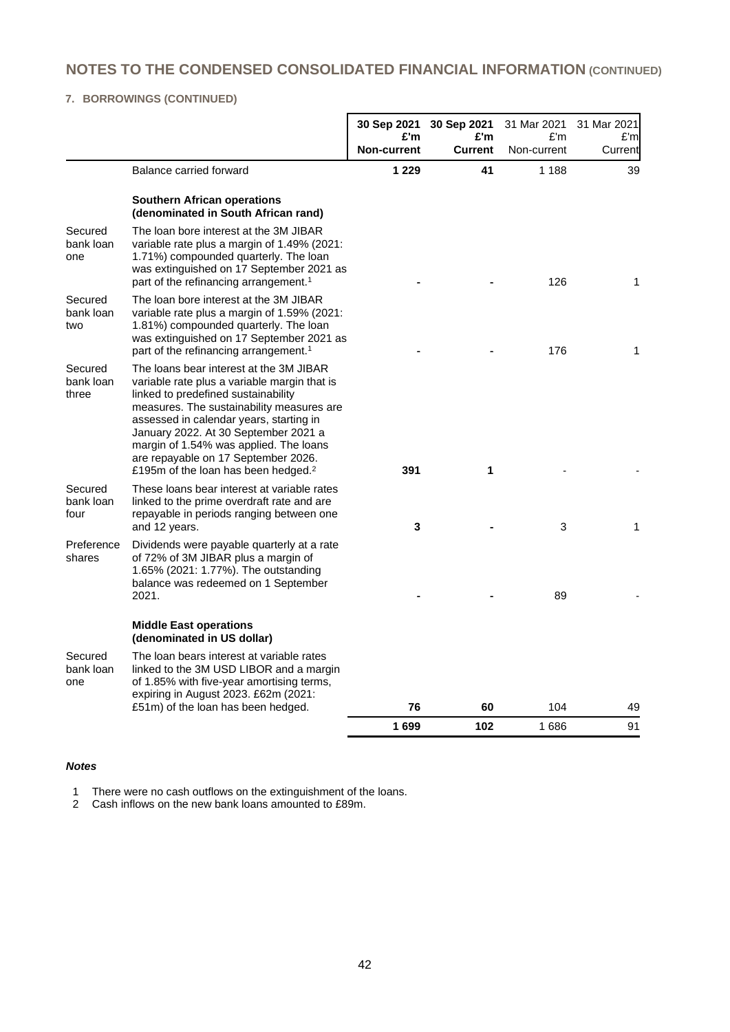# NOTES TO THE CONDENSED CONSOLIDATED FINANCIAL INFORMATION (CONTINUED)

## 7. BORROWINGS (CONTINUED)

| | | 30 Sep 2021 £'m Non-current | 30 Sep 2021 £'m Current | 31 Mar 2021 £'m Non-current | 31 Mar 2021 £'m Current |
|---|---|---|---|---|---|
| | Balance carried forward | **1 229** | **41** | 1 188 | 39 |
| | **Southern African operations (denominated in South African rand)** | | | | |
| Secured bank loan one | The loan bore interest at the 3M JIBAR variable rate plus a margin of 1.49% (2021: 1.71%) compounded quarterly. The loan was extinguished on 17 September 2021 as part of the refinancing arrangement.[1] | **-** | **-** | 126 | 1 |
| Secured bank loan two | The loan bore interest at the 3M JIBAR variable rate plus a margin of 1.59% (2021: 1.81%) compounded quarterly. The loan was extinguished on 17 September 2021 as part of the refinancing arrangement.[1] | **-** | **-** | 176 | 1 |
| Secured bank loan three | The loans bear interest at the 3M JIBAR variable rate plus a variable margin that is linked to predefined sustainability measures. The sustainability measures are assessed in calendar years, starting in January 2022. At 30 September 2021 a margin of 1.54% was applied. The loans are repayable on 17 September 2026. £195m of the loan has been hedged.[2] | **391** | **1** | - | - |
| Secured bank loan four | These loans bear interest at variable rates linked to the prime overdraft rate and are repayable in periods ranging between one and 12 years. | **3** | **-** | 3 | 1 |
| Preference shares | Dividends were payable quarterly at a rate of 72% of 3M JIBAR plus a margin of 1.65% (2021: 1.77%). The outstanding balance was redeemed on 1 September 2021. | **-** | **-** | 89 | - |
| | **Middle East operations (denominated in US dollar)** | | | | |
| Secured bank loan one | The loan bears interest at variable rates linked to the 3M USD LIBOR and a margin of 1.85% with five-year amortising terms, expiring in August 2023. £62m (2021: £51m) of the loan has been hedged. | **76** | **60** | 104 | 49 |
| | | **1 699** | **102** | 1 686 | 91 |

***Notes***

1. There were no cash outflows on the extinguishment of the loans.
2. Cash inflows on the new bank loans amounted to £89m.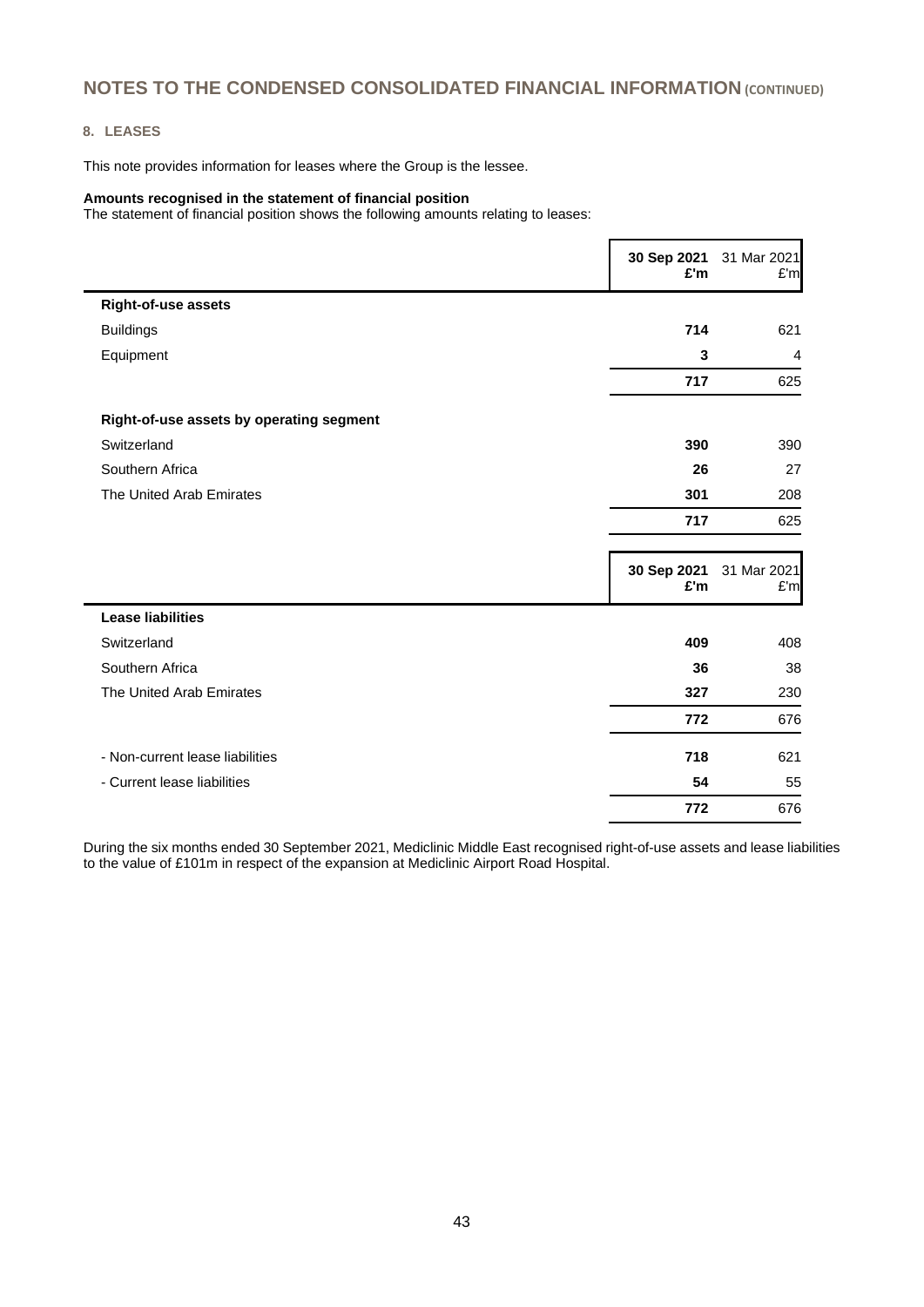# NOTES TO THE CONDENSED CONSOLIDATED FINANCIAL INFORMATION (CONTINUED)

## 8. LEASES

This note provides information for leases where the Group is the lessee.

**Amounts recognised in the statement of financial position**
The statement of financial position shows the following amounts relating to leases:

| | 30 Sep 2021 £'m | 31 Mar 2021 £'m |
|---|---|---|
| **Right-of-use assets** | | |
| Buildings | **714** | 621 |
| Equipment | **3** | 4 |
| | **717** | 625 |
| **Right-of-use assets by operating segment** | | |
| Switzerland | **390** | 390 |
| Southern Africa | **26** | 27 |
| The United Arab Emirates | **301** | 208 |
| | **717** | 625 |

| | 30 Sep 2021 £'m | 31 Mar 2021 £'m |
|---|---|---|
| **Lease liabilities** | | |
| Switzerland | **409** | 408 |
| Southern Africa | **36** | 38 |
| The United Arab Emirates | **327** | 230 |
| | **772** | 676 |
| - Non-current lease liabilities | **718** | 621 |
| - Current lease liabilities | **54** | 55 |
| | **772** | 676 |

During the six months ended 30 September 2021, Mediclinic Middle East recognised right-of-use assets and lease liabilities to the value of £101m in respect of the expansion at Mediclinic Airport Road Hospital.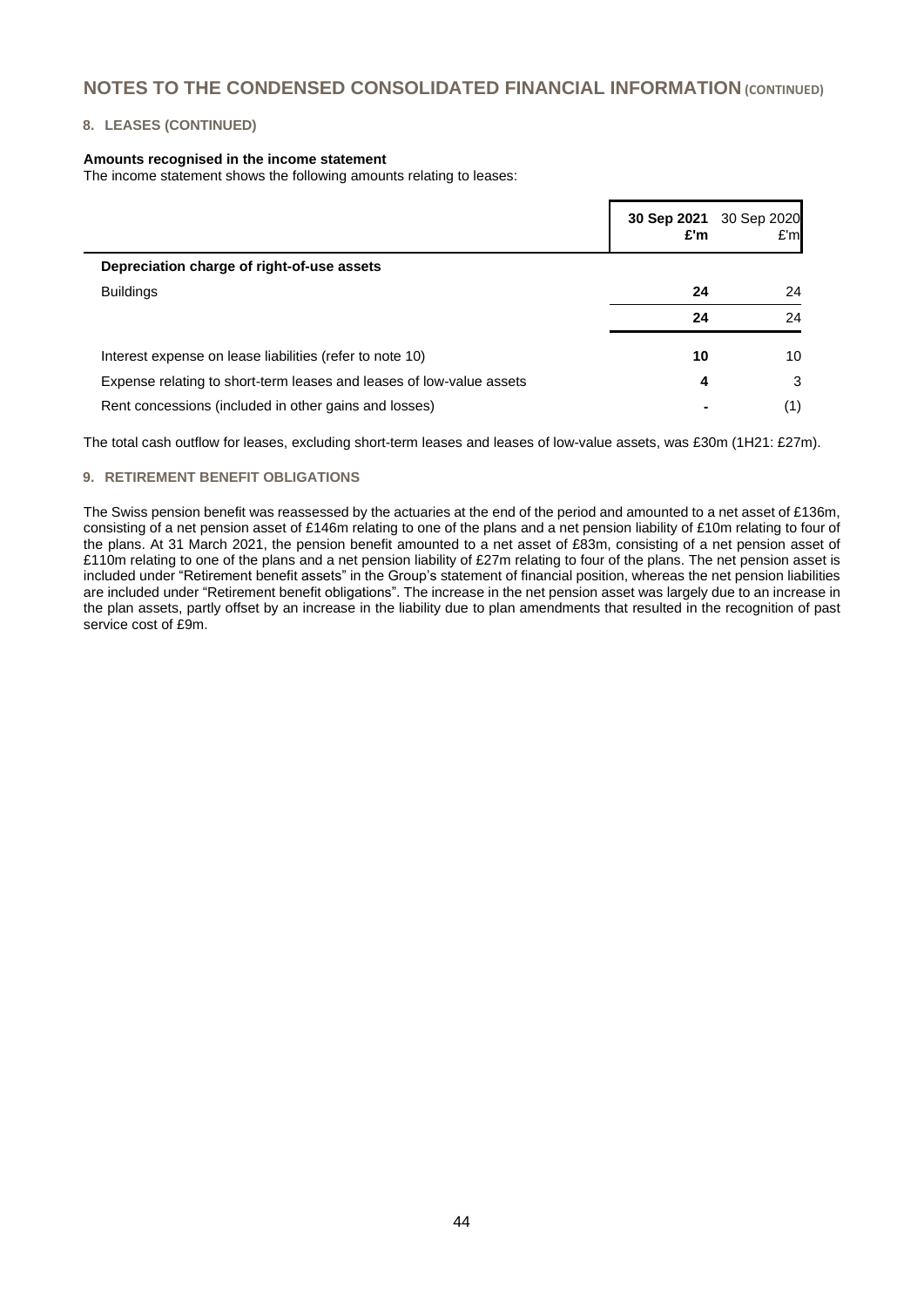# NOTES TO THE CONDENSED CONSOLIDATED FINANCIAL INFORMATION (CONTINUED)

## 8. LEASES (CONTINUED)

**Amounts recognised in the income statement**

The income statement shows the following amounts relating to leases:

| | **30 Sep 2021 £'m** | 30 Sep 2020 £'m |
|---|---|---|
| **Depreciation charge of right-of-use assets** | | |
| Buildings | **24** | 24 |
| | **24** | 24 |
| Interest expense on lease liabilities (refer to note 10) | **10** | 10 |
| Expense relating to short-term leases and leases of low-value assets | **4** | 3 |
| Rent concessions (included in other gains and losses) | **-** | (1) |

The total cash outflow for leases, excluding short-term leases and leases of low-value assets, was £30m (1H21: £27m).

## 9. RETIREMENT BENEFIT OBLIGATIONS

The Swiss pension benefit was reassessed by the actuaries at the end of the period and amounted to a net asset of £136m, consisting of a net pension asset of £146m relating to one of the plans and a net pension liability of £10m relating to four of the plans. At 31 March 2021, the pension benefit amounted to a net asset of £83m, consisting of a net pension asset of £110m relating to one of the plans and a net pension liability of £27m relating to four of the plans. The net pension asset is included under "Retirement benefit assets" in the Group's statement of financial position, whereas the net pension liabilities are included under "Retirement benefit obligations". The increase in the net pension asset was largely due to an increase in the plan assets, partly offset by an increase in the liability due to plan amendments that resulted in the recognition of past service cost of £9m.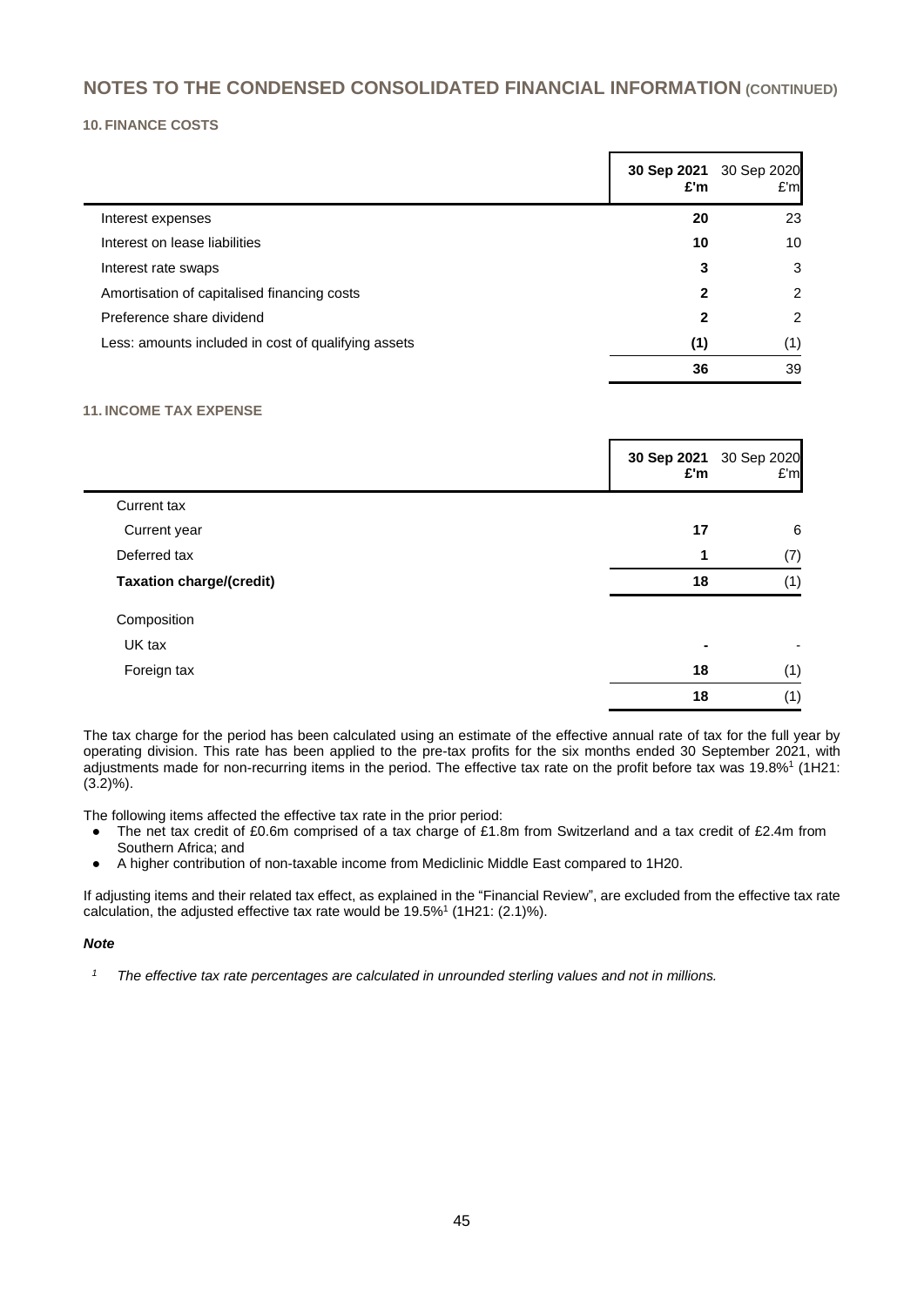# NOTES TO THE CONDENSED CONSOLIDATED FINANCIAL INFORMATION (CONTINUED)

## 10. FINANCE COSTS

| | **30 Sep 2021 £'m** | 30 Sep 2020 £'m |
|---|---|---|
| Interest expenses | **20** | 23 |
| Interest on lease liabilities | **10** | 10 |
| Interest rate swaps | **3** | 3 |
| Amortisation of capitalised financing costs | **2** | 2 |
| Preference share dividend | **2** | 2 |
| Less: amounts included in cost of qualifying assets | **(1)** | (1) |
| | **36** | 39 |

## 11. INCOME TAX EXPENSE

| | **30 Sep 2021 £'m** | 30 Sep 2020 £'m |
|---|---|---|
| Current tax | | |
| Current year | **17** | 6 |
| Deferred tax | **1** | (7) |
| **Taxation charge/(credit)** | **18** | (1) |
| Composition | | |
| UK tax | **-** | - |
| Foreign tax | **18** | (1) |
| | **18** | (1) |

The tax charge for the period has been calculated using an estimate of the effective annual rate of tax for the full year by operating division. This rate has been applied to the pre-tax profits for the six months ended 30 September 2021, with adjustments made for non-recurring items in the period. The effective tax rate on the profit before tax was 19.8%[1] (1H21: (3.2)%).

The following items affected the effective tax rate in the prior period:

- The net tax credit of £0.6m comprised of a tax charge of £1.8m from Switzerland and a tax credit of £2.4m from Southern Africa; and
- A higher contribution of non-taxable income from Mediclinic Middle East compared to 1H20.

If adjusting items and their related tax effect, as explained in the "Financial Review", are excluded from the effective tax rate calculation, the adjusted effective tax rate would be 19.5%[1] (1H21: (2.1)%).

***Note***

[1] *The effective tax rate percentages are calculated in unrounded sterling values and not in millions.*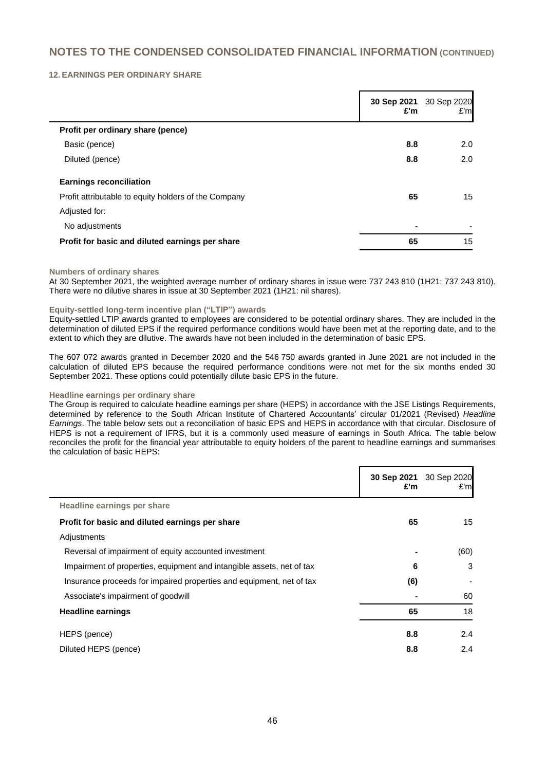## NOTES TO THE CONDENSED CONSOLIDATED FINANCIAL INFORMATION (CONTINUED)

### 12. EARNINGS PER ORDINARY SHARE

| | **30 Sep 2021 £'m** | 30 Sep 2020 £'m |
|---|---|---|
| **Profit per ordinary share (pence)** | | |
| Basic (pence) | **8.8** | 2.0 |
| Diluted (pence) | **8.8** | 2.0 |
| **Earnings reconciliation** | | |
| Profit attributable to equity holders of the Company | **65** | 15 |
| Adjusted for: | | |
| No adjustments | **-** | - |
| **Profit for basic and diluted earnings per share** | **65** | 15 |

**Numbers of ordinary shares**

At 30 September 2021, the weighted average number of ordinary shares in issue were 737 243 810 (1H21: 737 243 810). There were no dilutive shares in issue at 30 September 2021 (1H21: nil shares).

**Equity-settled long-term incentive plan ("LTIP") awards**

Equity-settled LTIP awards granted to employees are considered to be potential ordinary shares. They are included in the determination of diluted EPS if the required performance conditions would have been met at the reporting date, and to the extent to which they are dilutive. The awards have not been included in the determination of basic EPS.

The 607 072 awards granted in December 2020 and the 546 750 awards granted in June 2021 are not included in the calculation of diluted EPS because the required performance conditions were not met for the six months ended 30 September 2021. These options could potentially dilute basic EPS in the future.

**Headline earnings per ordinary share**

The Group is required to calculate headline earnings per share (HEPS) in accordance with the JSE Listings Requirements, determined by reference to the South African Institute of Chartered Accountants' circular 01/2021 (Revised) *Headline Earnings*. The table below sets out a reconciliation of basic EPS and HEPS in accordance with that circular. Disclosure of HEPS is not a requirement of IFRS, but it is a commonly used measure of earnings in South Africa. The table below reconciles the profit for the financial year attributable to equity holders of the parent to headline earnings and summarises the calculation of basic HEPS:

| | **30 Sep 2021 £'m** | 30 Sep 2020 £'m |
|---|---|---|
| **Headline earnings per share** | | |
| **Profit for basic and diluted earnings per share** | **65** | 15 |
| Adjustments | | |
| Reversal of impairment of equity accounted investment | **-** | (60) |
| Impairment of properties, equipment and intangible assets, net of tax | **6** | 3 |
| Insurance proceeds for impaired properties and equipment, net of tax | **(6)** | - |
| Associate's impairment of goodwill | **-** | 60 |
| **Headline earnings** | **65** | 18 |
| HEPS (pence) | **8.8** | 2.4 |
| Diluted HEPS (pence) | **8.8** | 2.4 |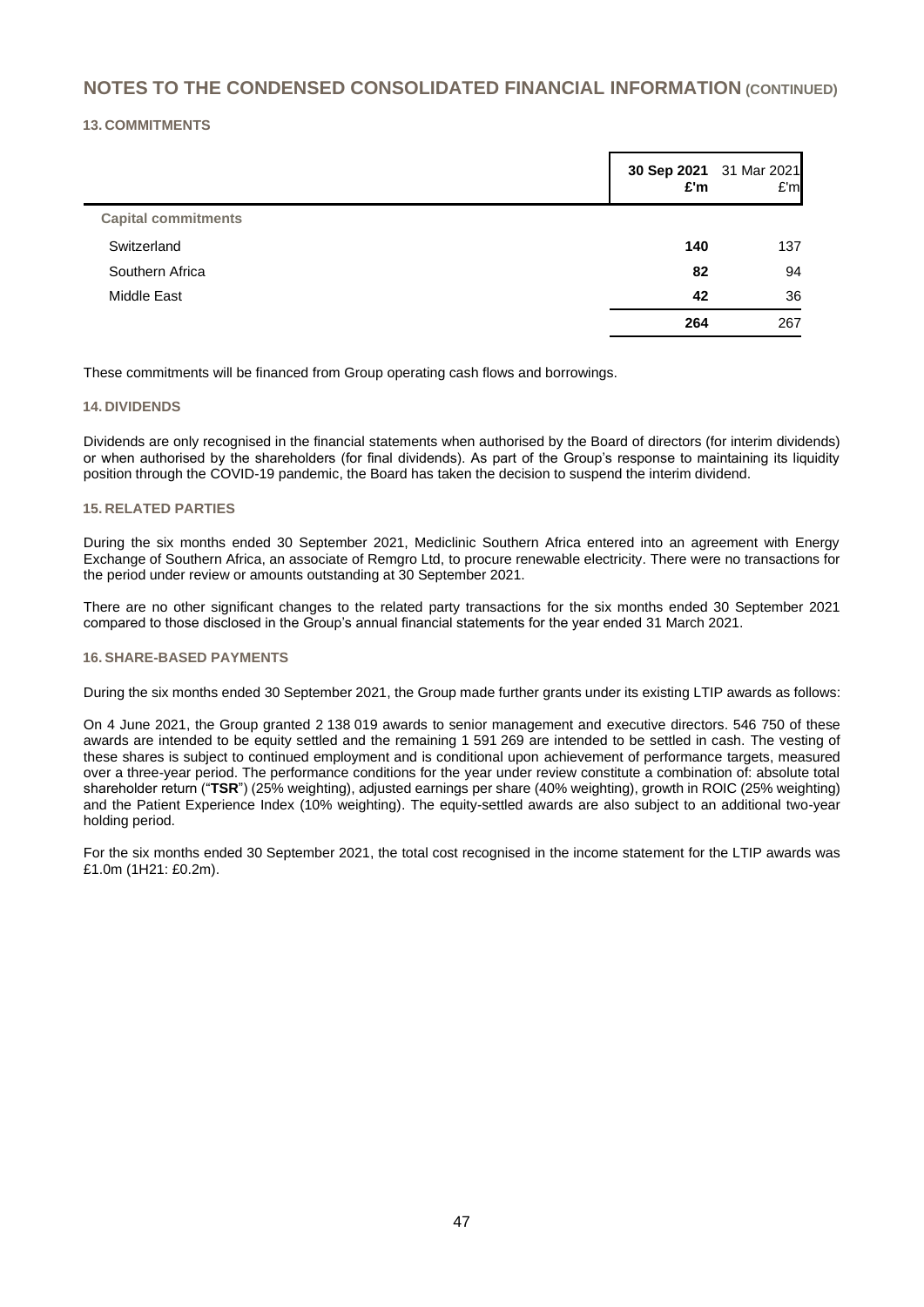# NOTES TO THE CONDENSED CONSOLIDATED FINANCIAL INFORMATION (CONTINUED)

### 13. COMMITMENTS

| | **30 Sep 2021 £'m** | 31 Mar 2021 £'m |
|---|---|---|
| **Capital commitments** | | |
| Switzerland | **140** | 137 |
| Southern Africa | **82** | 94 |
| Middle East | **42** | 36 |
| | **264** | 267 |

These commitments will be financed from Group operating cash flows and borrowings.

### 14. DIVIDENDS

Dividends are only recognised in the financial statements when authorised by the Board of directors (for interim dividends) or when authorised by the shareholders (for final dividends). As part of the Group's response to maintaining its liquidity position through the COVID-19 pandemic, the Board has taken the decision to suspend the interim dividend.

### 15. RELATED PARTIES

During the six months ended 30 September 2021, Mediclinic Southern Africa entered into an agreement with Energy Exchange of Southern Africa, an associate of Remgro Ltd, to procure renewable electricity. There were no transactions for the period under review or amounts outstanding at 30 September 2021.

There are no other significant changes to the related party transactions for the six months ended 30 September 2021 compared to those disclosed in the Group's annual financial statements for the year ended 31 March 2021.

### 16. SHARE-BASED PAYMENTS

During the six months ended 30 September 2021, the Group made further grants under its existing LTIP awards as follows:

On 4 June 2021, the Group granted 2 138 019 awards to senior management and executive directors. 546 750 of these awards are intended to be equity settled and the remaining 1 591 269 are intended to be settled in cash. The vesting of these shares is subject to continued employment and is conditional upon achievement of performance targets, measured over a three-year period. The performance conditions for the year under review constitute a combination of: absolute total shareholder return ("**TSR**") (25% weighting), adjusted earnings per share (40% weighting), growth in ROIC (25% weighting) and the Patient Experience Index (10% weighting). The equity-settled awards are also subject to an additional two-year holding period.

For the six months ended 30 September 2021, the total cost recognised in the income statement for the LTIP awards was £1.0m (1H21: £0.2m).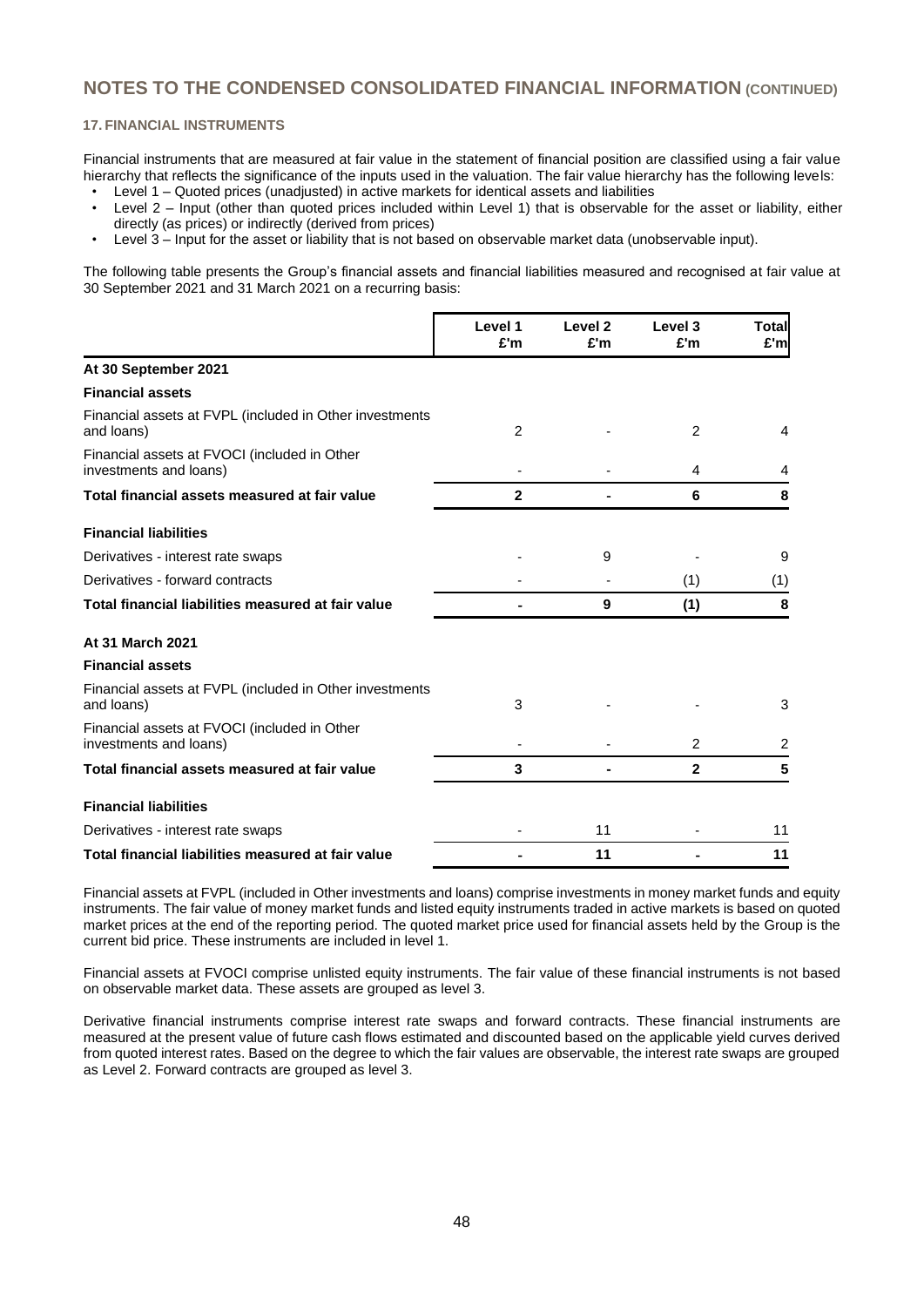# NOTES TO THE CONDENSED CONSOLIDATED FINANCIAL INFORMATION (CONTINUED)

### 17. FINANCIAL INSTRUMENTS

Financial instruments that are measured at fair value in the statement of financial position are classified using a fair value hierarchy that reflects the significance of the inputs used in the valuation. The fair value hierarchy has the following levels:

- Level 1 – Quoted prices (unadjusted) in active markets for identical assets and liabilities
- Level 2 – Input (other than quoted prices included within Level 1) that is observable for the asset or liability, either directly (as prices) or indirectly (derived from prices)
- Level 3 – Input for the asset or liability that is not based on observable market data (unobservable input).

The following table presents the Group's financial assets and financial liabilities measured and recognised at fair value at 30 September 2021 and 31 March 2021 on a recurring basis:

| | Level 1 £'m | Level 2 £'m | Level 3 £'m | Total £'m |
|---|---|---|---|---|
| **At 30 September 2021** | | | | |
| **Financial assets** | | | | |
| Financial assets at FVPL (included in Other investments and loans) | 2 | - | 2 | 4 |
| Financial assets at FVOCI (included in Other investments and loans) | - | - | 4 | 4 |
| **Total financial assets measured at fair value** | **2** | **-** | **6** | **8** |
| **Financial liabilities** | | | | |
| Derivatives - interest rate swaps | - | 9 | - | 9 |
| Derivatives - forward contracts | - | - | (1) | (1) |
| **Total financial liabilities measured at fair value** | **-** | **9** | **(1)** | **8** |
| **At 31 March 2021** | | | | |
| **Financial assets** | | | | |
| Financial assets at FVPL (included in Other investments and loans) | 3 | - | - | 3 |
| Financial assets at FVOCI (included in Other investments and loans) | - | - | 2 | 2 |
| **Total financial assets measured at fair value** | **3** | **-** | **2** | **5** |
| **Financial liabilities** | | | | |
| Derivatives - interest rate swaps | - | 11 | - | 11 |
| **Total financial liabilities measured at fair value** | **-** | **11** | **-** | **11** |

Financial assets at FVPL (included in Other investments and loans) comprise investments in money market funds and equity instruments. The fair value of money market funds and listed equity instruments traded in active markets is based on quoted market prices at the end of the reporting period. The quoted market price used for financial assets held by the Group is the current bid price. These instruments are included in level 1.

Financial assets at FVOCI comprise unlisted equity instruments. The fair value of these financial instruments is not based on observable market data. These assets are grouped as level 3.

Derivative financial instruments comprise interest rate swaps and forward contracts. These financial instruments are measured at the present value of future cash flows estimated and discounted based on the applicable yield curves derived from quoted interest rates. Based on the degree to which the fair values are observable, the interest rate swaps are grouped as Level 2. Forward contracts are grouped as level 3.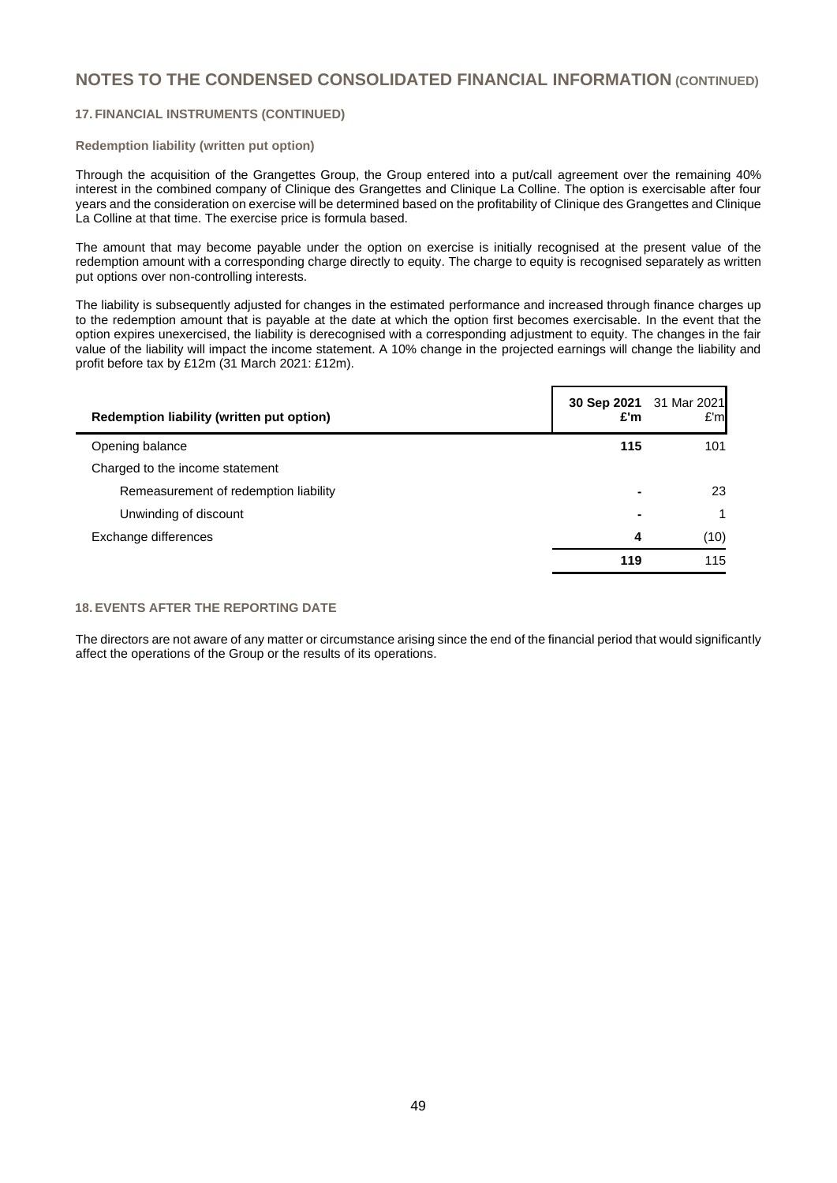# NOTES TO THE CONDENSED CONSOLIDATED FINANCIAL INFORMATION (CONTINUED)

## 17. FINANCIAL INSTRUMENTS (CONTINUED)

### Redemption liability (written put option)

Through the acquisition of the Grangettes Group, the Group entered into a put/call agreement over the remaining 40% interest in the combined company of Clinique des Grangettes and Clinique La Colline. The option is exercisable after four years and the consideration on exercise will be determined based on the profitability of Clinique des Grangettes and Clinique La Colline at that time. The exercise price is formula based.

The amount that may become payable under the option on exercise is initially recognised at the present value of the redemption amount with a corresponding charge directly to equity. The charge to equity is recognised separately as written put options over non-controlling interests.

The liability is subsequently adjusted for changes in the estimated performance and increased through finance charges up to the redemption amount that is payable at the date at which the option first becomes exercisable. In the event that the option expires unexercised, the liability is derecognised with a corresponding adjustment to equity. The changes in the fair value of the liability will impact the income statement. A 10% change in the projected earnings will change the liability and profit before tax by £12m (31 March 2021: £12m).

| Redemption liability (written put option) | **30 Sep 2021 £'m** | 31 Mar 2021 £'m |
|---|---|---|
| Opening balance | **115** | 101 |
| Charged to the income statement | | |
| Remeasurement of redemption liability | **-** | 23 |
| Unwinding of discount | **-** | 1 |
| Exchange differences | **4** | (10) |
| | **119** | 115 |

## 18. EVENTS AFTER THE REPORTING DATE

The directors are not aware of any matter or circumstance arising since the end of the financial period that would significantly affect the operations of the Group or the results of its operations.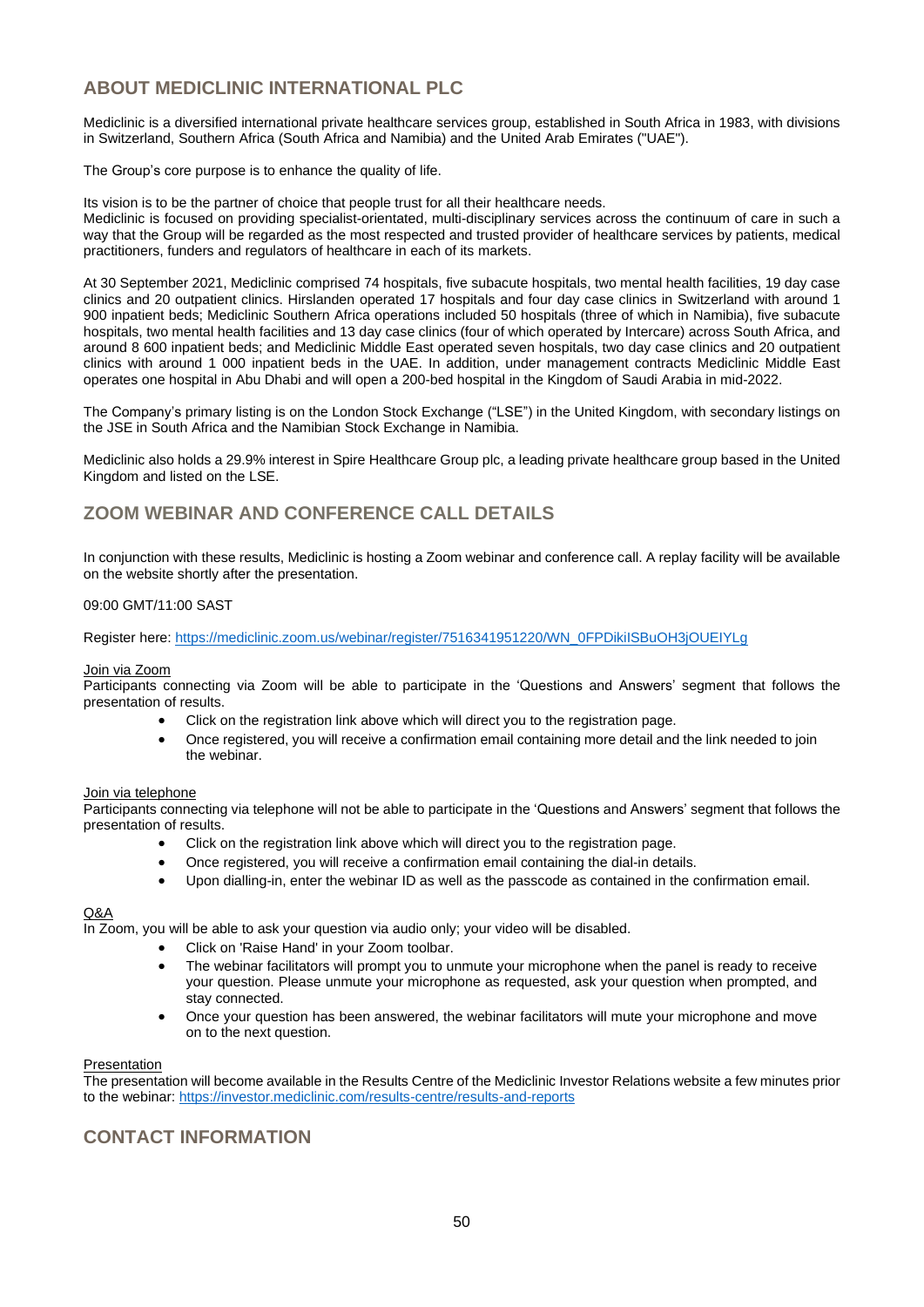## ABOUT MEDICLINIC INTERNATIONAL PLC

Mediclinic is a diversified international private healthcare services group, established in South Africa in 1983, with divisions in Switzerland, Southern Africa (South Africa and Namibia) and the United Arab Emirates ("UAE").

The Group's core purpose is to enhance the quality of life.

Its vision is to be the partner of choice that people trust for all their healthcare needs.
Mediclinic is focused on providing specialist-orientated, multi-disciplinary services across the continuum of care in such a way that the Group will be regarded as the most respected and trusted provider of healthcare services by patients, medical practitioners, funders and regulators of healthcare in each of its markets.

At 30 September 2021, Mediclinic comprised 74 hospitals, five subacute hospitals, two mental health facilities, 19 day case clinics and 20 outpatient clinics. Hirslanden operated 17 hospitals and four day case clinics in Switzerland with around 1 900 inpatient beds; Mediclinic Southern Africa operations included 50 hospitals (three of which in Namibia), five subacute hospitals, two mental health facilities and 13 day case clinics (four of which operated by Intercare) across South Africa, and around 8 600 inpatient beds; and Mediclinic Middle East operated seven hospitals, two day case clinics and 20 outpatient clinics with around 1 000 inpatient beds in the UAE. In addition, under management contracts Mediclinic Middle East operates one hospital in Abu Dhabi and will open a 200-bed hospital in the Kingdom of Saudi Arabia in mid-2022.

The Company's primary listing is on the London Stock Exchange ("LSE") in the United Kingdom, with secondary listings on the JSE in South Africa and the Namibian Stock Exchange in Namibia.

Mediclinic also holds a 29.9% interest in Spire Healthcare Group plc, a leading private healthcare group based in the United Kingdom and listed on the LSE.

## ZOOM WEBINAR AND CONFERENCE CALL DETAILS

In conjunction with these results, Mediclinic is hosting a Zoom webinar and conference call. A replay facility will be available on the website shortly after the presentation.

09:00 GMT/11:00 SAST

Register here: https://mediclinic.zoom.us/webinar/register/7516341951220/WN_0FPDikiISBuOH3jOUEIYLg

Join via Zoom
Participants connecting via Zoom will be able to participate in the 'Questions and Answers' segment that follows the presentation of results.

- Click on the registration link above which will direct you to the registration page.
- Once registered, you will receive a confirmation email containing more detail and the link needed to join the webinar.

Join via telephone
Participants connecting via telephone will not be able to participate in the 'Questions and Answers' segment that follows the presentation of results.

- Click on the registration link above which will direct you to the registration page.
- Once registered, you will receive a confirmation email containing the dial-in details.
- Upon dialling-in, enter the webinar ID as well as the passcode as contained in the confirmation email.

Q&A
In Zoom, you will be able to ask your question via audio only; your video will be disabled.

- Click on 'Raise Hand' in your Zoom toolbar.
- The webinar facilitators will prompt you to unmute your microphone when the panel is ready to receive your question. Please unmute your microphone as requested, ask your question when prompted, and stay connected.
- Once your question has been answered, the webinar facilitators will mute your microphone and move on to the next question.

Presentation
The presentation will become available in the Results Centre of the Mediclinic Investor Relations website a few minutes prior to the webinar: https://investor.mediclinic.com/results-centre/results-and-reports

## CONTACT INFORMATION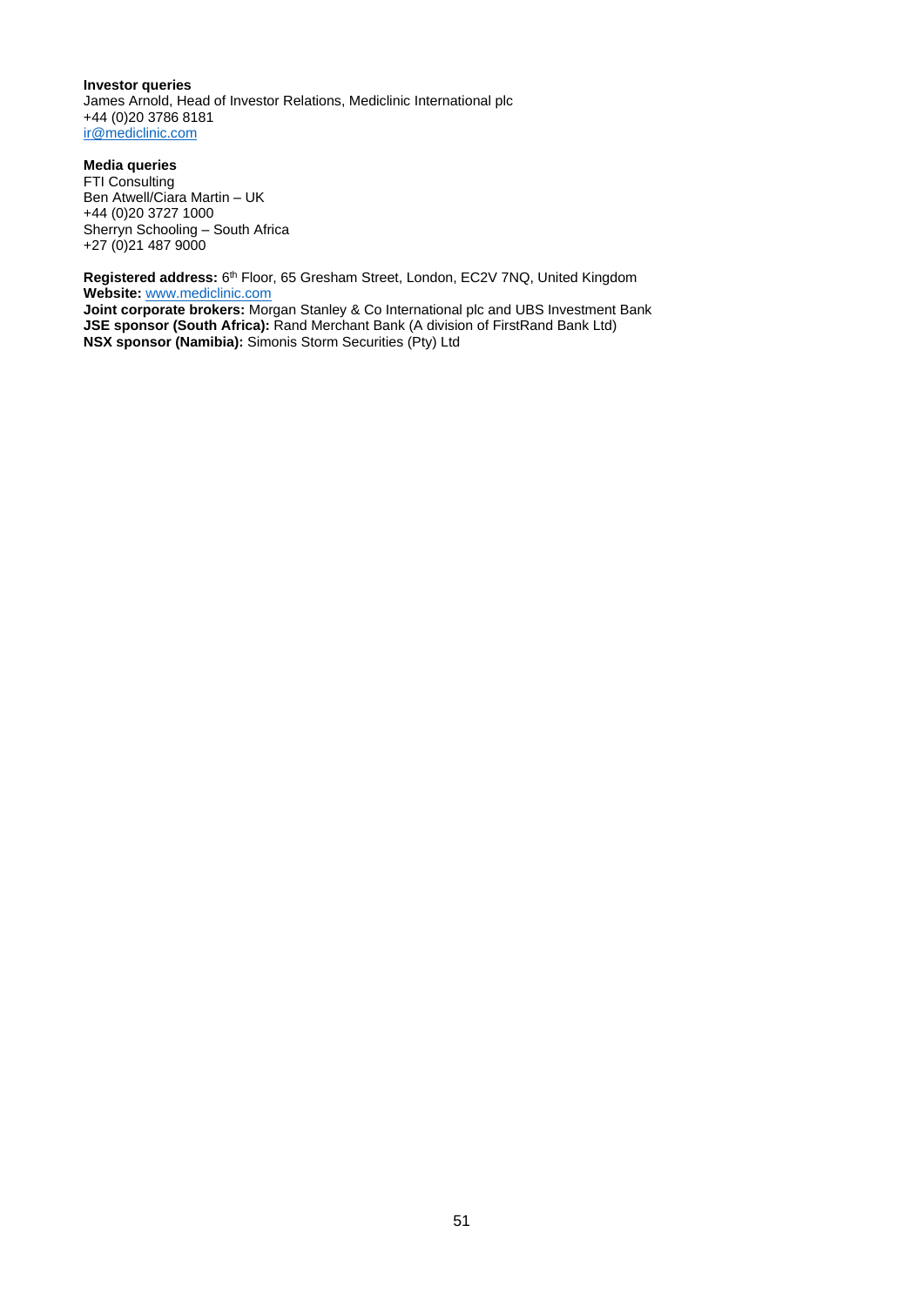**Investor queries**
James Arnold, Head of Investor Relations, Mediclinic International plc
+44 (0)20 3786 8181
ir@mediclinic.com

**Media queries**
FTI Consulting
Ben Atwell/Ciara Martin – UK
+44 (0)20 3727 1000
Sherryn Schooling – South Africa
+27 (0)21 487 9000

**Registered address:** 6th Floor, 65 Gresham Street, London, EC2V 7NQ, United Kingdom
**Website:** www.mediclinic.com
**Joint corporate brokers:** Morgan Stanley & Co International plc and UBS Investment Bank
**JSE sponsor (South Africa):** Rand Merchant Bank (A division of FirstRand Bank Ltd)
**NSX sponsor (Namibia):** Simonis Storm Securities (Pty) Ltd